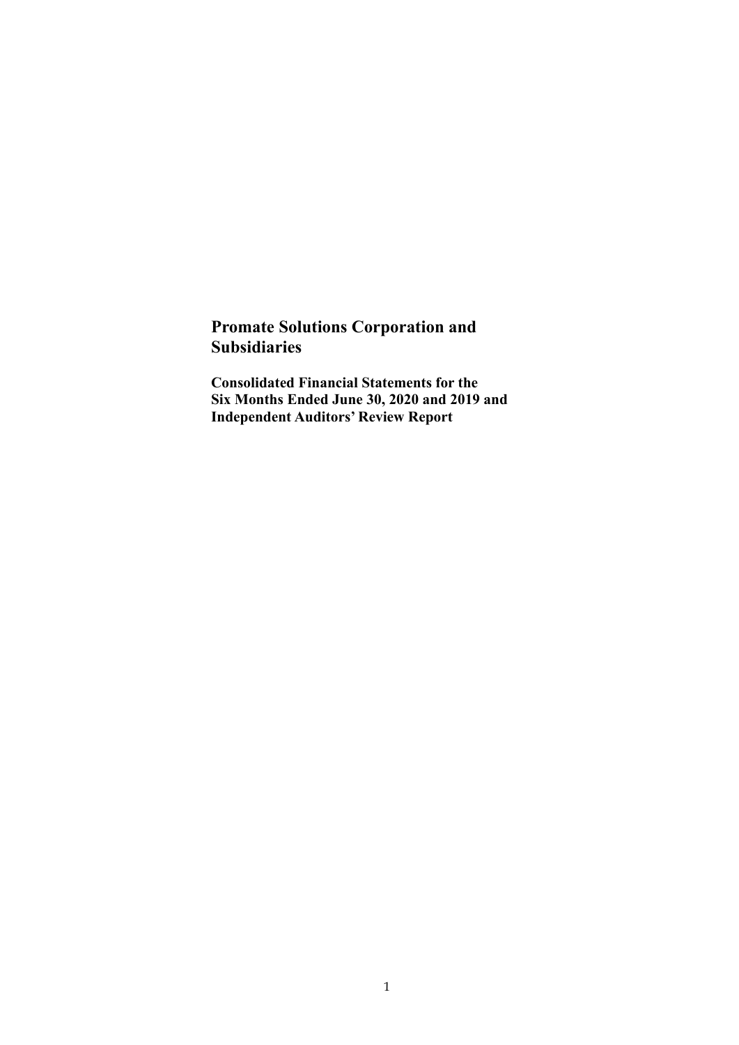# Promate Solutions Corporation and Subsidiaries

**Consolidated Financial Statements for the Six Months Ended June 30, 2020 and 2019 and Independent Auditors' Review Report**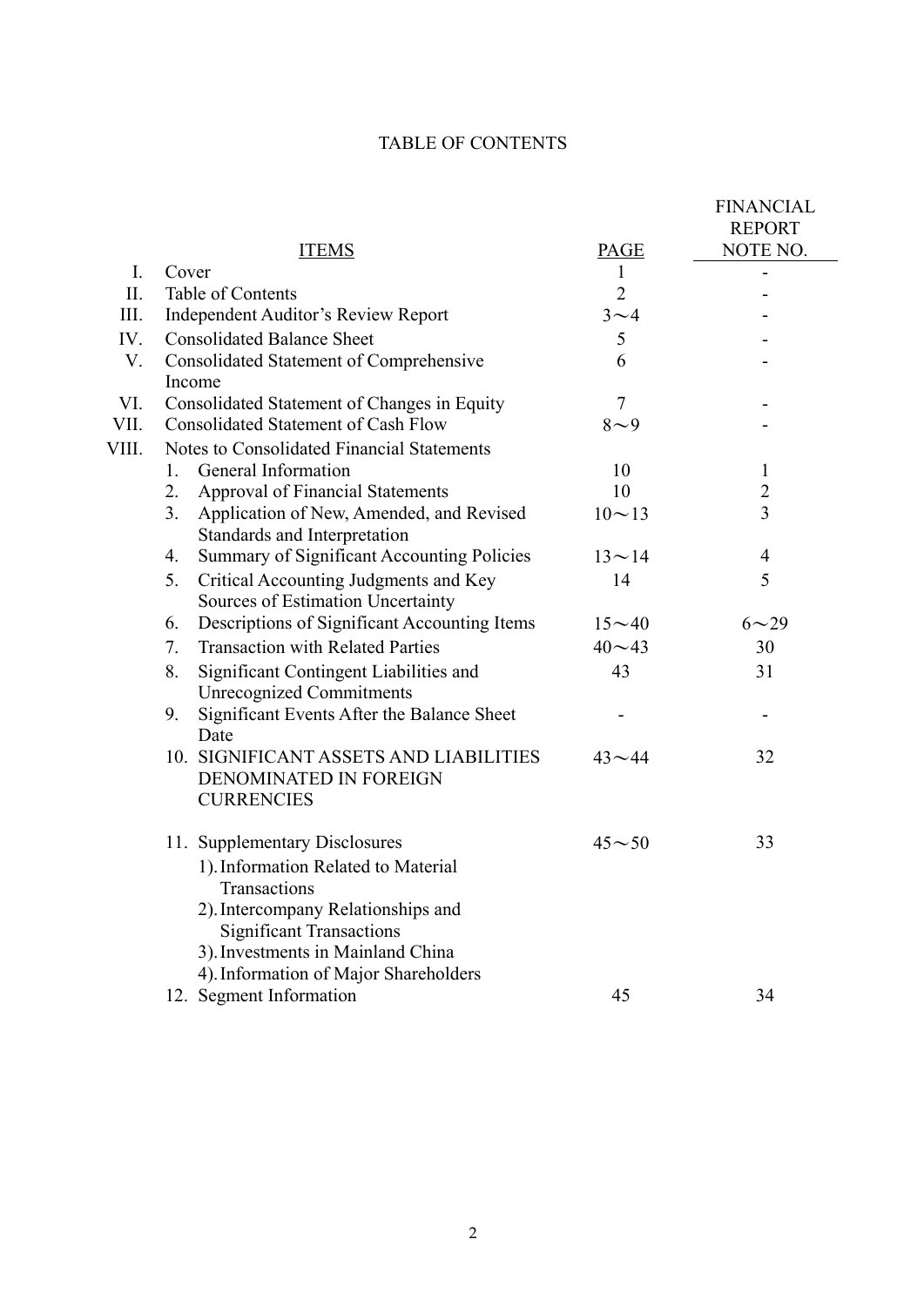# TABLE OF CONTENTS

| | ITEMS | PAGE | FINANCIAL REPORT NOTE NO. |
|---|---|---|---|
| I. | Cover | 1 | - |
| II. | Table of Contents | 2 | - |
| III. | Independent Auditor's Review Report | 3～4 | - |
| IV. | Consolidated Balance Sheet | 5 | - |
| V. | Consolidated Statement of Comprehensive Income | 6 | - |
| VI. | Consolidated Statement of Changes in Equity | 7 | - |
| VII. | Consolidated Statement of Cash Flow | 8～9 | - |
| VIII. | Notes to Consolidated Financial Statements | | |
| | 1. General Information | 10 | 1 |
| | 2. Approval of Financial Statements | 10 | 2 |
| | 3. Application of New, Amended, and Revised Standards and Interpretation | 10～13 | 3 |
| | 4. Summary of Significant Accounting Policies | 13～14 | 4 |
| | 5. Critical Accounting Judgments and Key Sources of Estimation Uncertainty | 14 | 5 |
| | 6. Descriptions of Significant Accounting Items | 15～40 | 6～29 |
| | 7. Transaction with Related Parties | 40～43 | 30 |
| | 8. Significant Contingent Liabilities and Unrecognized Commitments | 43 | 31 |
| | 9. Significant Events After the Balance Sheet Date | - | - |
| | 10. SIGNIFICANT ASSETS AND LIABILITIES DENOMINATED IN FOREIGN CURRENCIES | 43～44 | 32 |
| | 11. Supplementary Disclosures | 45～50 | 33 |
| | 1). Information Related to Material Transactions | | |
| | 2). Intercompany Relationships and Significant Transactions | | |
| | 3). Investments in Mainland China | | |
| | 4). Information of Major Shareholders | | |
| | 12. Segment Information | 45 | 34 |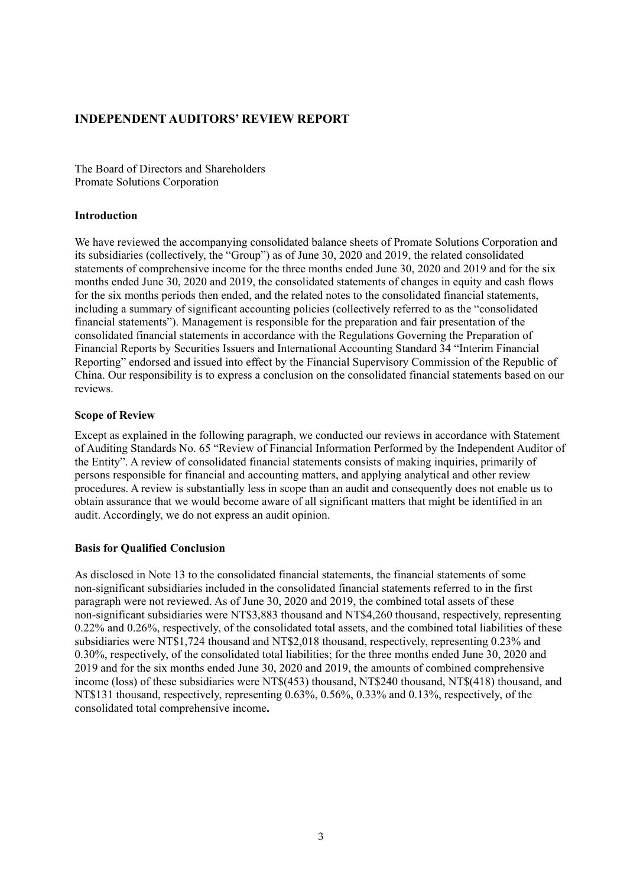# INDEPENDENT AUDITORS' REVIEW REPORT

The Board of Directors and Shareholders
Promate Solutions Corporation

## Introduction

We have reviewed the accompanying consolidated balance sheets of Promate Solutions Corporation and its subsidiaries (collectively, the "Group") as of June 30, 2020 and 2019, the related consolidated statements of comprehensive income for the three months ended June 30, 2020 and 2019 and for the six months ended June 30, 2020 and 2019, the consolidated statements of changes in equity and cash flows for the six months periods then ended, and the related notes to the consolidated financial statements, including a summary of significant accounting policies (collectively referred to as the "consolidated financial statements"). Management is responsible for the preparation and fair presentation of the consolidated financial statements in accordance with the Regulations Governing the Preparation of Financial Reports by Securities Issuers and International Accounting Standard 34 "Interim Financial Reporting" endorsed and issued into effect by the Financial Supervisory Commission of the Republic of China. Our responsibility is to express a conclusion on the consolidated financial statements based on our reviews.

## Scope of Review

Except as explained in the following paragraph, we conducted our reviews in accordance with Statement of Auditing Standards No. 65 "Review of Financial Information Performed by the Independent Auditor of the Entity". A review of consolidated financial statements consists of making inquiries, primarily of persons responsible for financial and accounting matters, and applying analytical and other review procedures. A review is substantially less in scope than an audit and consequently does not enable us to obtain assurance that we would become aware of all significant matters that might be identified in an audit. Accordingly, we do not express an audit opinion.

## Basis for Qualified Conclusion

As disclosed in Note 13 to the consolidated financial statements, the financial statements of some non-significant subsidiaries included in the consolidated financial statements referred to in the first paragraph were not reviewed. As of June 30, 2020 and 2019, the combined total assets of these non-significant subsidiaries were NT$3,883 thousand and NT$4,260 thousand, respectively, representing 0.22% and 0.26%, respectively, of the consolidated total assets, and the combined total liabilities of these subsidiaries were NT$1,724 thousand and NT$2,018 thousand, respectively, representing 0.23% and 0.30%, respectively, of the consolidated total liabilities; for the three months ended June 30, 2020 and 2019 and for the six months ended June 30, 2020 and 2019, the amounts of combined comprehensive income (loss) of these subsidiaries were NT$(453) thousand, NT$240 thousand, NT$(418) thousand, and NT$131 thousand, respectively, representing 0.63%, 0.56%, 0.33% and 0.13%, respectively, of the consolidated total comprehensive income**.**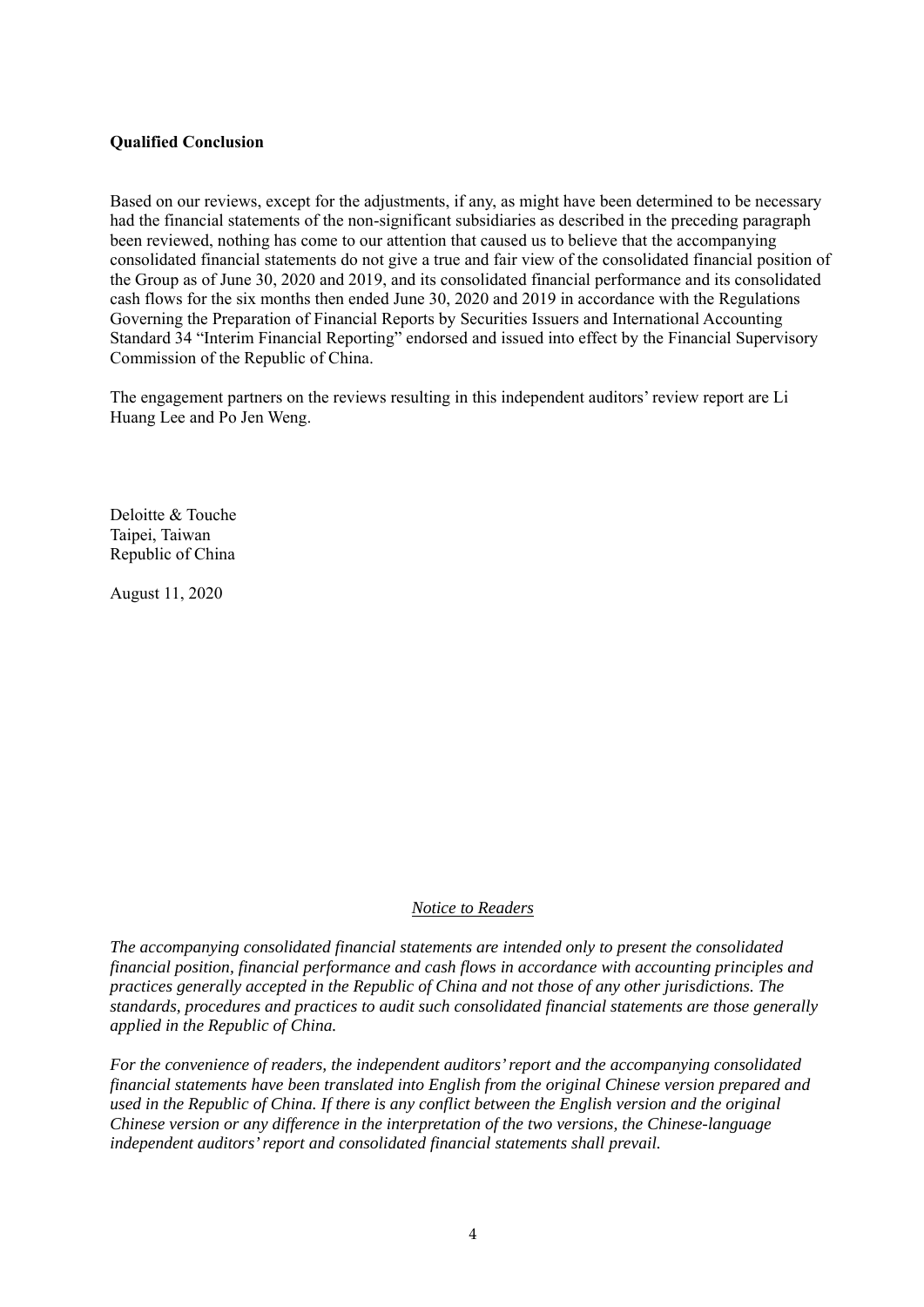**Qualified Conclusion**

Based on our reviews, except for the adjustments, if any, as might have been determined to be necessary had the financial statements of the non-significant subsidiaries as described in the preceding paragraph been reviewed, nothing has come to our attention that caused us to believe that the accompanying consolidated financial statements do not give a true and fair view of the consolidated financial position of the Group as of June 30, 2020 and 2019, and its consolidated financial performance and its consolidated cash flows for the six months then ended June 30, 2020 and 2019 in accordance with the Regulations Governing the Preparation of Financial Reports by Securities Issuers and International Accounting Standard 34 "Interim Financial Reporting" endorsed and issued into effect by the Financial Supervisory Commission of the Republic of China.

The engagement partners on the reviews resulting in this independent auditors' review report are Li Huang Lee and Po Jen Weng.

Deloitte & Touche
Taipei, Taiwan
Republic of China

August 11, 2020

*Notice to Readers*

*The accompanying consolidated financial statements are intended only to present the consolidated financial position, financial performance and cash flows in accordance with accounting principles and practices generally accepted in the Republic of China and not those of any other jurisdictions. The standards, procedures and practices to audit such consolidated financial statements are those generally applied in the Republic of China.*

*For the convenience of readers, the independent auditors' report and the accompanying consolidated financial statements have been translated into English from the original Chinese version prepared and used in the Republic of China. If there is any conflict between the English version and the original Chinese version or any difference in the interpretation of the two versions, the Chinese-language independent auditors' report and consolidated financial statements shall prevail.*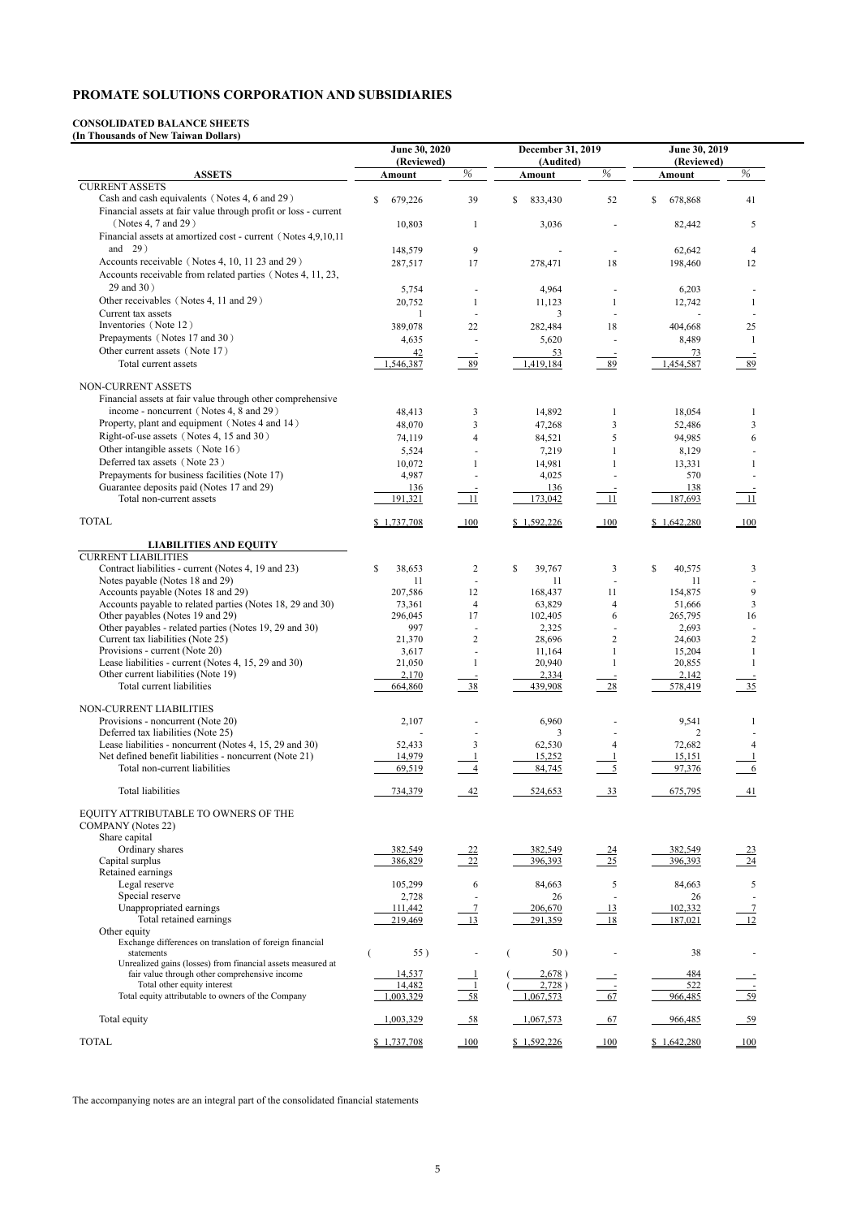# PROMATE SOLUTIONS CORPORATION AND SUBSIDIARIES

**CONSOLIDATED BALANCE SHEETS**
**(In Thousands of New Taiwan Dollars)**

| | June 30, 2020 (Reviewed) | | December 31, 2019 (Audited) | | June 30, 2019 (Reviewed) | |
|---|---|---|---|---|---|---|
| **ASSETS** | **Amount** | **%** | **Amount** | **%** | **Amount** | **%** |
| CURRENT ASSETS | | | | | | |
| Cash and cash equivalents (Notes 4, 6 and 29) | $ 679,226 | 39 | $ 833,430 | 52 | $ 678,868 | 41 |
| Financial assets at fair value through profit or loss - current (Notes 4, 7 and 29) | 10,803 | 1 | 3,036 | - | 82,442 | 5 |
| Financial assets at amortized cost - current (Notes 4,9,10,11 and 29) | 148,579 | 9 | - | - | 62,642 | 4 |
| Accounts receivable (Notes 4, 10, 11 23 and 29) | 287,517 | 17 | 278,471 | 18 | 198,460 | 12 |
| Accounts receivable from related parties (Notes 4, 11, 23, 29 and 30) | 5,754 | - | 4,964 | - | 6,203 | - |
| Other receivables (Notes 4, 11 and 29) | 20,752 | 1 | 11,123 | 1 | 12,742 | 1 |
| Current tax assets | 1 | - | 3 | - | - | - |
| Inventories (Note 12) | 389,078 | 22 | 282,484 | 18 | 404,668 | 25 |
| Prepayments (Notes 17 and 30) | 4,635 | - | 5,620 | - | 8,489 | 1 |
| Other current assets (Note 17) | 42 | - | 53 | - | 73 | - |
| Total current assets | 1,546,387 | 89 | 1,419,184 | 89 | 1,454,587 | 89 |
| NON-CURRENT ASSETS | | | | | | |
| Financial assets at fair value through other comprehensive income - noncurrent (Notes 4, 8 and 29) | 48,413 | 3 | 14,892 | 1 | 18,054 | 1 |
| Property, plant and equipment (Notes 4 and 14) | 48,070 | 3 | 47,268 | 3 | 52,486 | 3 |
| Right-of-use assets (Notes 4, 15 and 30) | 74,119 | 4 | 84,521 | 5 | 94,985 | 6 |
| Other intangible assets (Note 16) | 5,524 | - | 7,219 | 1 | 8,129 | - |
| Deferred tax assets (Note 23) | 10,072 | 1 | 14,981 | 1 | 13,331 | 1 |
| Prepayments for business facilities (Note 17) | 4,987 | - | 4,025 | - | 570 | - |
| Guarantee deposits paid (Notes 17 and 29) | 136 | - | 136 | - | 138 | - |
| Total non-current assets | 191,321 | 11 | 173,042 | 11 | 187,693 | 11 |
| TOTAL | $ 1,737,708 | 100 | $ 1,592,226 | 100 | $ 1,642,280 | 100 |
| **LIABILITIES AND EQUITY** | | | | | | |
| CURRENT LIABILITIES | | | | | | |
| Contract liabilities - current (Notes 4, 19 and 23) | $ 38,653 | 2 | $ 39,767 | 3 | $ 40,575 | 3 |
| Notes payable (Notes 18 and 29) | 11 | - | 11 | - | 11 | - |
| Accounts payable (Notes 18 and 29) | 207,586 | 12 | 168,437 | 11 | 154,875 | 9 |
| Accounts payable to related parties (Notes 18, 29 and 30) | 73,361 | 4 | 63,829 | 4 | 51,666 | 3 |
| Other payables (Notes 19 and 29) | 296,045 | 17 | 102,405 | 6 | 265,795 | 16 |
| Other payables - related parties (Notes 19, 29 and 30) | 997 | - | 2,325 | - | 2,693 | - |
| Current tax liabilities (Note 25) | 21,370 | 2 | 28,696 | 2 | 24,603 | 2 |
| Provisions - current (Note 20) | 3,617 | - | 11,164 | 1 | 15,204 | 1 |
| Lease liabilities - current (Notes 4, 15, 29 and 30) | 21,050 | 1 | 20,940 | 1 | 20,855 | 1 |
| Other current liabilities (Note 19) | 2,170 | - | 2,334 | - | 2,142 | - |
| Total current liabilities | 664,860 | 38 | 439,908 | 28 | 578,419 | 35 |
| NON-CURRENT LIABILITIES | | | | | | |
| Provisions - noncurrent (Note 20) | 2,107 | - | 6,960 | - | 9,541 | 1 |
| Deferred tax liabilities (Note 25) | - | - | 3 | - | 2 | - |
| Lease liabilities - noncurrent (Notes 4, 15, 29 and 30) | 52,433 | 3 | 62,530 | 4 | 72,682 | 4 |
| Net defined benefit liabilities - noncurrent (Note 21) | 14,979 | 1 | 15,252 | 1 | 15,151 | 1 |
| Total non-current liabilities | 69,519 | 4 | 84,745 | 5 | 97,376 | 6 |
| Total liabilities | 734,379 | 42 | 524,653 | 33 | 675,795 | 41 |
| EQUITY ATTRIBUTABLE TO OWNERS OF THE COMPANY (Notes 22) | | | | | | |
| Share capital | | | | | | |
| Ordinary shares | 382,549 | 22 | 382,549 | 24 | 382,549 | 23 |
| Capital surplus | 386,829 | 22 | 396,393 | 25 | 396,393 | 24 |
| Retained earnings | | | | | | |
| Legal reserve | 105,299 | 6 | 84,663 | 5 | 84,663 | 5 |
| Special reserve | 2,728 | - | 26 | - | 26 | - |
| Unappropriated earnings | 111,442 | 7 | 206,670 | 13 | 102,332 | 7 |
| Total retained earnings | 219,469 | 13 | 291,359 | 18 | 187,021 | 12 |
| Other equity | | | | | | |
| Exchange differences on translation of foreign financial statements | ( 55 ) | - | ( 50 ) | - | 38 | - |
| Unrealized gains (losses) from financial assets measured at fair value through other comprehensive income | 14,537 | 1 | ( 2,678 ) | - | 484 | - |
| Total other equity interest | 14,482 | 1 | ( 2,728 ) | - | 522 | - |
| Total equity attributable to owners of the Company | 1,003,329 | 58 | 1,067,573 | 67 | 966,485 | 59 |
| Total equity | 1,003,329 | 58 | 1,067,573 | 67 | 966,485 | 59 |
| TOTAL | $ 1,737,708 | 100 | $ 1,592,226 | 100 | $ 1,642,280 | 100 |

The accompanying notes are an integral part of the consolidated financial statements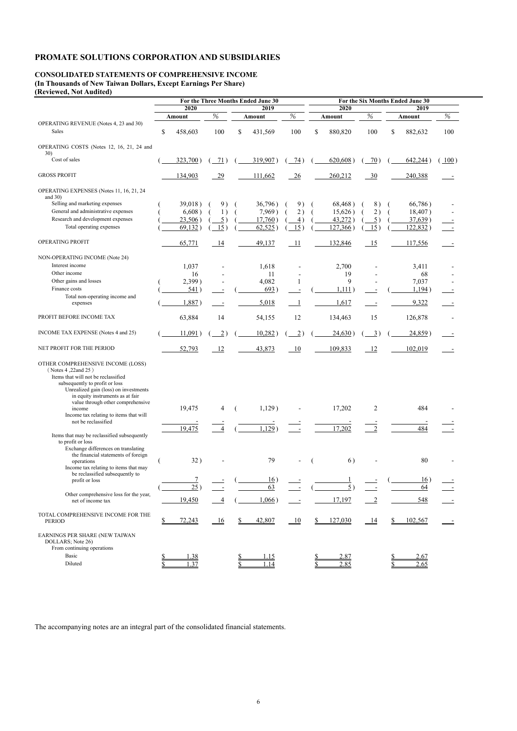# PROMATE SOLUTIONS CORPORATION AND SUBSIDIARIES

**CONSOLIDATED STATEMENTS OF COMPREHENSIVE INCOME**
**(In Thousands of New Taiwan Dollars, Except Earnings Per Share)**
**(Reviewed, Not Audited)**

| | For the Three Months Ended June 30 | | | | For the Six Months Ended June 30 | | | |
|---|---|---|---|---|---|---|---|---|
| | 2020 | | 2019 | | 2020 | | 2019 | |
| | Amount | % | Amount | % | Amount | % | Amount | % |
| OPERATING REVENUE (Notes 4, 23 and 30) | | | | | | | | |
| Sales | $ 458,603 | 100 | $ 431,569 | 100 | $ 880,820 | 100 | $ 882,632 | 100 |
| OPERATING COSTS (Notes 12, 16, 21, 24 and 30) | | | | | | | | |
| Cost of sales | ( 323,700 ) | ( 71 ) | ( 319,907 ) | ( 74 ) | ( 620,608 ) | ( 70 ) | ( 642,244 ) | ( 100 ) |
| GROSS PROFIT | 134,903 | 29 | 111,662 | 26 | 260,212 | 30 | 240,388 | - |
| OPERATING EXPENSES (Notes 11, 16, 21, 24 and 30) | | | | | | | | |
| Selling and marketing expenses | ( 39,018 ) | ( 9 ) | ( 36,796 ) | ( 9 ) | ( 68,468 ) | ( 8 ) | ( 66,786 ) | - |
| General and administrative expenses | ( 6,608 ) | ( 1 ) | ( 7,969 ) | ( 2 ) | ( 15,626 ) | ( 2 ) | ( 18,407 ) | - |
| Research and development expenses | ( 23,506 ) | ( 5 ) | ( 17,760 ) | ( 4 ) | ( 43,272 ) | ( 5 ) | ( 37,639 ) | - |
| Total operating expenses | ( 69,132 ) | ( 15 ) | ( 62,525 ) | ( 15 ) | ( 127,366 ) | ( 15 ) | ( 122,832 ) | - |
| OPERATING PROFIT | 65,771 | 14 | 49,137 | 11 | 132,846 | 15 | 117,556 | - |
| NON-OPERATING INCOME (Note 24) | | | | | | | | |
| Interest income | 1,037 | - | 1,618 | - | 2,700 | - | 3,411 | - |
| Other income | 16 | - | 11 | - | 19 | - | 68 | - |
| Other gains and losses | ( 2,399 ) | - | 4,082 | 1 | 9 | - | 7,037 | - |
| Finance costs | ( 541 ) | - | ( 693 ) | - | ( 1,111 ) | - | ( 1,194 ) | - |
| Total non-operating income and expenses | ( 1,887 ) | - | 5,018 | 1 | 1,617 | - | 9,322 | - |
| PROFIT BEFORE INCOME TAX | 63,884 | 14 | 54,155 | 12 | 134,463 | 15 | 126,878 | - |
| INCOME TAX EXPENSE (Notes 4 and 25) | ( 11,091 ) | ( 2 ) | ( 10,282 ) | ( 2 ) | ( 24,630 ) | ( 3 ) | ( 24,859 ) | - |
| NET PROFIT FOR THE PERIOD | 52,793 | 12 | 43,873 | 10 | 109,833 | 12 | 102,019 | - |
| OTHER COMPREHENSIVE INCOME (LOSS) (Notes 4 ,22and 25) | | | | | | | | |
| Items that will not be reclassified subsequently to profit or loss | | | | | | | | |
| Unrealized gain (loss) on investments in equity instruments as at fair value through other comprehensive income | 19,475 | 4 | ( 1,129 ) | - | 17,202 | 2 | 484 | - |
| Income tax relating to items that will not be reclassified | - | - | - | - | - | - | - | - |
| | 19,475 | 4 | ( 1,129 ) | - | 17,202 | 2 | 484 | - |
| Items that may be reclassified subsequently to profit or loss | | | | | | | | |
| Exchange differences on translating the financial statements of foreign operations | ( 32 ) | - | 79 | - | ( 6 ) | - | 80 | - |
| Income tax relating to items that may be reclassified subsequently to profit or loss | 7 | - | ( 16 ) | - | 1 | - | ( 16 ) | - |
| | ( 25 ) | - | 63 | - | ( 5 ) | - | 64 | - |
| Other comprehensive loss for the year, net of income tax | 19,450 | 4 | ( 1,066 ) | - | 17,197 | 2 | 548 | - |
| TOTAL COMPREHENSIVE INCOME FOR THE PERIOD | $ 72,243 | 16 | $ 42,807 | 10 | $ 127,030 | 14 | $ 102,567 | - |
| EARNINGS PER SHARE (NEW TAIWAN DOLLARS; Note 26) | | | | | | | | |
| From continuing operations | | | | | | | | |
| Basic | $ 1.38 | | $ 1.15 | | $ 2.87 | | $ 2.67 | |
| Diluted | $ 1.37 | | $ 1.14 | | $ 2.85 | | $ 2.65 | |

The accompanying notes are an integral part of the consolidated financial statements.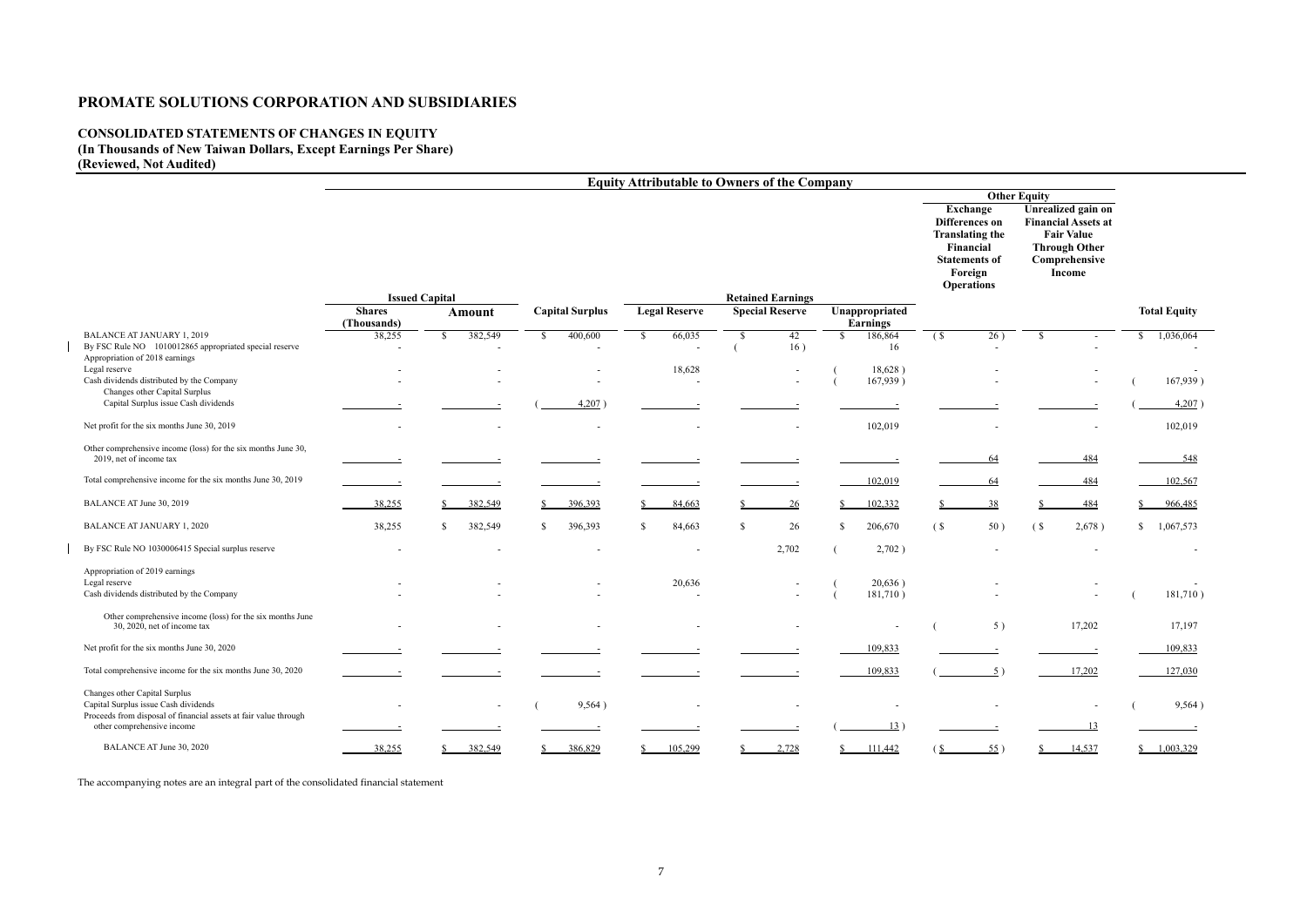# PROMATE SOLUTIONS CORPORATION AND SUBSIDIARIES

## CONSOLIDATED STATEMENTS OF CHANGES IN EQUITY
**(In Thousands of New Taiwan Dollars, Except Earnings Per Share)**
**(Reviewed, Not Audited)**

| | Equity Attributable to Owners of the Company | | | | | | | | | |
|---|---|---|---|---|---|---|---|---|---|---|
| | Issued Capital | | | Retained Earnings | | | Other Equity | | | |
| | Shares (Thousands) | Amount | Capital Surplus | Legal Reserve | Special Reserve | Unappropriated Earnings | Exchange Differences on Translating the Financial Statements of Foreign Operations | Unrealized gain on Financial Assets at Fair Value Through Other Comprehensive Income | Total Equity |
| BALANCE AT JANUARY 1, 2019 | 38,255 | $ 382,549 | $ 400,600 | $ 66,035 | $ 42 | $ 186,864 | ($ 26) | $ - | $ 1,036,064 |
| By FSC Rule NO 1010012865 appropriated special reserve | - | - | - | - | ( 16) | 16 | - | - | - |
| Appropriation of 2018 earnings | | | | | | | | | |
| Legal reserve | - | - | - | 18,628 | - | ( 18,628) | - | - | - |
| Cash dividends distributed by the Company | - | - | - | - | - | ( 167,939) | - | - | ( 167,939) |
| Changes other Capital Surplus | | | | | | | | | |
| Capital Surplus issue Cash dividends | - | - | ( 4,207) | - | - | - | - | - | ( 4,207) |
| Net profit for the six months June 30, 2019 | - | - | - | - | - | 102,019 | - | - | 102,019 |
| Other comprehensive income (loss) for the six months June 30, 2019, net of income tax | - | - | - | - | - | - | 64 | 484 | 548 |
| Total comprehensive income for the six months June 30, 2019 | - | - | - | - | - | 102,019 | 64 | 484 | 102,567 |
| BALANCE AT June 30, 2019 | 38,255 | $ 382,549 | $ 396,393 | $ 84,663 | $ 26 | $ 102,332 | $ 38 | $ 484 | $ 966,485 |
| BALANCE AT JANUARY 1, 2020 | 38,255 | $ 382,549 | $ 396,393 | $ 84,663 | $ 26 | $ 206,670 | ($ 50) | ($ 2,678) | $ 1,067,573 |
| By FSC Rule NO 1030006415 Special surplus reserve | - | - | - | - | 2,702 | ( 2,702) | - | - | - |
| Appropriation of 2019 earnings | | | | | | | | | |
| Legal reserve | - | - | - | 20,636 | - | ( 20,636) | - | - | - |
| Cash dividends distributed by the Company | - | - | - | - | - | ( 181,710) | - | - | ( 181,710) |
| Other comprehensive income (loss) for the six months June 30, 2020, net of income tax | - | - | - | - | - | - | ( 5) | 17,202 | 17,197 |
| Net profit for the six months June 30, 2020 | - | - | - | - | - | 109,833 | - | - | 109,833 |
| Total comprehensive income for the six months June 30, 2020 | - | - | - | - | - | 109,833 | ( 5) | 17,202 | 127,030 |
| Changes other Capital Surplus | | | | | | | | | |
| Capital Surplus issue Cash dividends | - | - | ( 9,564) | - | - | - | - | - | ( 9,564) |
| Proceeds from disposal of financial assets at fair value through other comprehensive income | - | - | - | - | - | ( 13) | - | 13 | - |
| BALANCE AT June 30, 2020 | 38,255 | $ 382,549 | $ 386,829 | $ 105,299 | $ 2,728 | $ 111,442 | ($ 55) | $ 14,537 | $ 1,003,329 |

The accompanying notes are an integral part of the consolidated financial statement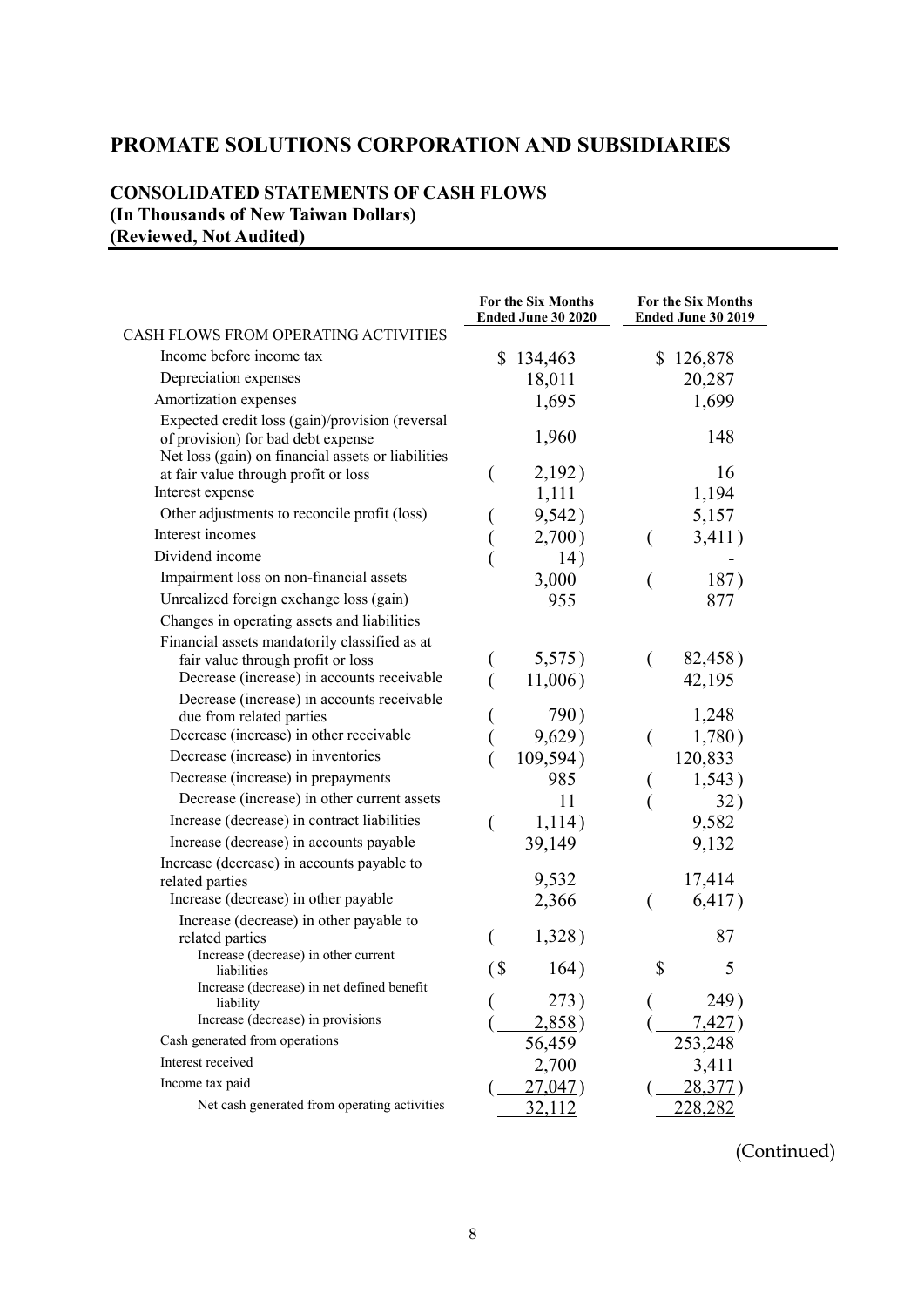# PROMATE SOLUTIONS CORPORATION AND SUBSIDIARIES

## CONSOLIDATED STATEMENTS OF CASH FLOWS
**(In Thousands of New Taiwan Dollars)**
**(Reviewed, Not Audited)**

| | For the Six Months Ended June 30 2020 | For the Six Months Ended June 30 2019 |
|---|---|---|
| CASH FLOWS FROM OPERATING ACTIVITIES | | |
| Income before income tax | $ 134,463 | $ 126,878 |
| Depreciation expenses | 18,011 | 20,287 |
| Amortization expenses | 1,695 | 1,699 |
| Expected credit loss (gain)/provision (reversal of provision) for bad debt expense | 1,960 | 148 |
| Net loss (gain) on financial assets or liabilities at fair value through profit or loss | ( 2,192 ) | 16 |
| Interest expense | 1,111 | 1,194 |
| Other adjustments to reconcile profit (loss) | ( 9,542 ) | 5,157 |
| Interest incomes | ( 2,700 ) | ( 3,411 ) |
| Dividend income | ( 14 ) | - |
| Impairment loss on non-financial assets | 3,000 | ( 187 ) |
| Unrealized foreign exchange loss (gain) | 955 | 877 |
| Changes in operating assets and liabilities | | |
| Financial assets mandatorily classified as at fair value through profit or loss | ( 5,575 ) | ( 82,458 ) |
| Decrease (increase) in accounts receivable | ( 11,006 ) | 42,195 |
| Decrease (increase) in accounts receivable due from related parties | ( 790 ) | 1,248 |
| Decrease (increase) in other receivable | ( 9,629 ) | ( 1,780 ) |
| Decrease (increase) in inventories | ( 109,594 ) | 120,833 |
| Decrease (increase) in prepayments | 985 | ( 1,543 ) |
| Decrease (increase) in other current assets | 11 | ( 32 ) |
| Increase (decrease) in contract liabilities | ( 1,114 ) | 9,582 |
| Increase (decrease) in accounts payable | 39,149 | 9,132 |
| Increase (decrease) in accounts payable to related parties | 9,532 | 17,414 |
| Increase (decrease) in other payable | 2,366 | ( 6,417 ) |
| Increase (decrease) in other payable to related parties | ( 1,328 ) | 87 |
| Increase (decrease) in other current liabilities | ( $ 164 ) | $ 5 |
| Increase (decrease) in net defined benefit liability | ( 273 ) | ( 249 ) |
| Increase (decrease) in provisions | ( 2,858 ) | ( 7,427 ) |
| Cash generated from operations | 56,459 | 253,248 |
| Interest received | 2,700 | 3,411 |
| Income tax paid | ( 27,047 ) | ( 28,377 ) |
| Net cash generated from operating activities | 32,112 | 228,282 |

(Continued)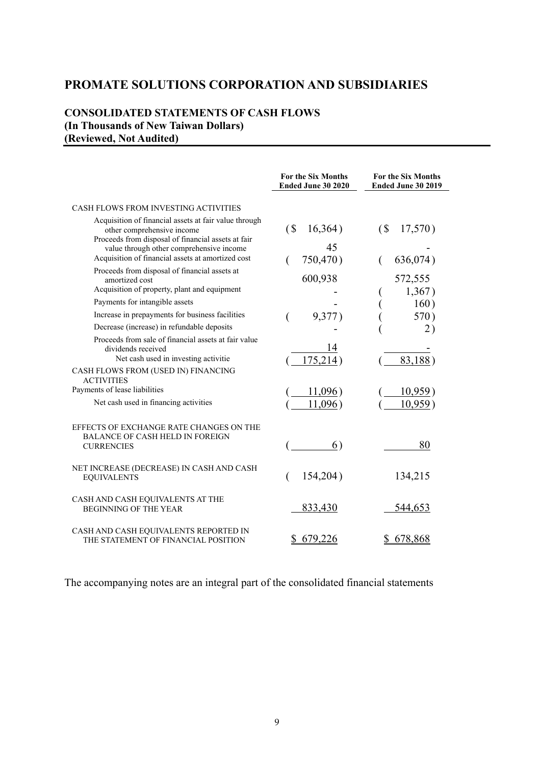# PROMATE SOLUTIONS CORPORATION AND SUBSIDIARIES

## CONSOLIDATED STATEMENTS OF CASH FLOWS
**(In Thousands of New Taiwan Dollars)**
**(Reviewed, Not Audited)**

| | For the Six Months Ended June 30 2020 | For the Six Months Ended June 30 2019 |
|---|---|---|
| CASH FLOWS FROM INVESTING ACTIVITIES | | |
| Acquisition of financial assets at fair value through other comprehensive income | ($ 16,364) | ($ 17,570) |
| Proceeds from disposal of financial assets at fair value through other comprehensive income | 45 | - |
| Acquisition of financial assets at amortized cost | ( 750,470) | ( 636,074) |
| Proceeds from disposal of financial assets at amortized cost | 600,938 | 572,555 |
| Acquisition of property, plant and equipment | - | ( 1,367) |
| Payments for intangible assets | - | ( 160) |
| Increase in prepayments for business facilities | ( 9,377) | ( 570) |
| Decrease (increase) in refundable deposits | - | ( 2) |
| Proceeds from sale of financial assets at fair value dividends received | 14 | - |
| Net cash used in investing activitie | ( 175,214) | ( 83,188) |
| CASH FLOWS FROM (USED IN) FINANCING ACTIVITIES | | |
| Payments of lease liabilities | ( 11,096) | ( 10,959) |
| Net cash used in financing activities | ( 11,096) | ( 10,959) |
| EFFECTS OF EXCHANGE RATE CHANGES ON THE BALANCE OF CASH HELD IN FOREIGN CURRENCIES | ( 6) | 80 |
| NET INCREASE (DECREASE) IN CASH AND CASH EQUIVALENTS | ( 154,204) | 134,215 |
| CASH AND CASH EQUIVALENTS AT THE BEGINNING OF THE YEAR | 833,430 | 544,653 |
| CASH AND CASH EQUIVALENTS REPORTED IN THE STATEMENT OF FINANCIAL POSITION | $ 679,226 | $ 678,868 |

The accompanying notes are an integral part of the consolidated financial statements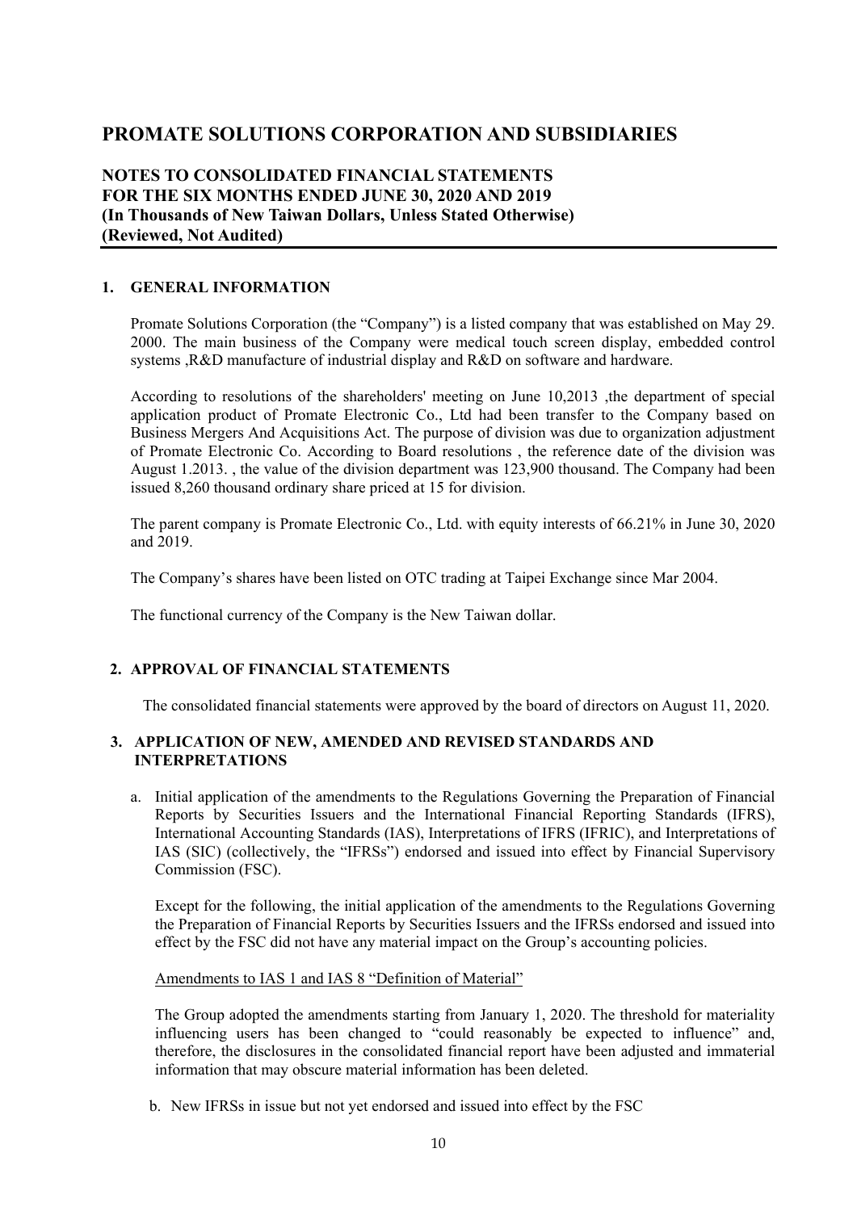# PROMATE SOLUTIONS CORPORATION AND SUBSIDIARIES

## NOTES TO CONSOLIDATED FINANCIAL STATEMENTS
## FOR THE SIX MONTHS ENDED JUNE 30, 2020 AND 2019
## (In Thousands of New Taiwan Dollars, Unless Stated Otherwise)
## (Reviewed, Not Audited)

### 1. GENERAL INFORMATION

Promate Solutions Corporation (the "Company") is a listed company that was established on May 29. 2000. The main business of the Company were medical touch screen display, embedded control systems ,R&D manufacture of industrial display and R&D on software and hardware.

According to resolutions of the shareholders' meeting on June 10,2013 ,the department of special application product of Promate Electronic Co., Ltd had been transfer to the Company based on Business Mergers And Acquisitions Act. The purpose of division was due to organization adjustment of Promate Electronic Co. According to Board resolutions , the reference date of the division was August 1.2013. , the value of the division department was 123,900 thousand. The Company had been issued 8,260 thousand ordinary share priced at 15 for division.

The parent company is Promate Electronic Co., Ltd. with equity interests of 66.21% in June 30, 2020 and 2019.

The Company's shares have been listed on OTC trading at Taipei Exchange since Mar 2004.

The functional currency of the Company is the New Taiwan dollar.

### 2. APPROVAL OF FINANCIAL STATEMENTS

The consolidated financial statements were approved by the board of directors on August 11, 2020.

### 3. APPLICATION OF NEW, AMENDED AND REVISED STANDARDS AND INTERPRETATIONS

a. Initial application of the amendments to the Regulations Governing the Preparation of Financial Reports by Securities Issuers and the International Financial Reporting Standards (IFRS), International Accounting Standards (IAS), Interpretations of IFRS (IFRIC), and Interpretations of IAS (SIC) (collectively, the "IFRSs") endorsed and issued into effect by Financial Supervisory Commission (FSC).

   Except for the following, the initial application of the amendments to the Regulations Governing the Preparation of Financial Reports by Securities Issuers and the IFRSs endorsed and issued into effect by the FSC did not have any material impact on the Group's accounting policies.

   Amendments to IAS 1 and IAS 8 "Definition of Material"

   The Group adopted the amendments starting from January 1, 2020. The threshold for materiality influencing users has been changed to "could reasonably be expected to influence" and, therefore, the disclosures in the consolidated financial report have been adjusted and immaterial information that may obscure material information has been deleted.

b. New IFRSs in issue but not yet endorsed and issued into effect by the FSC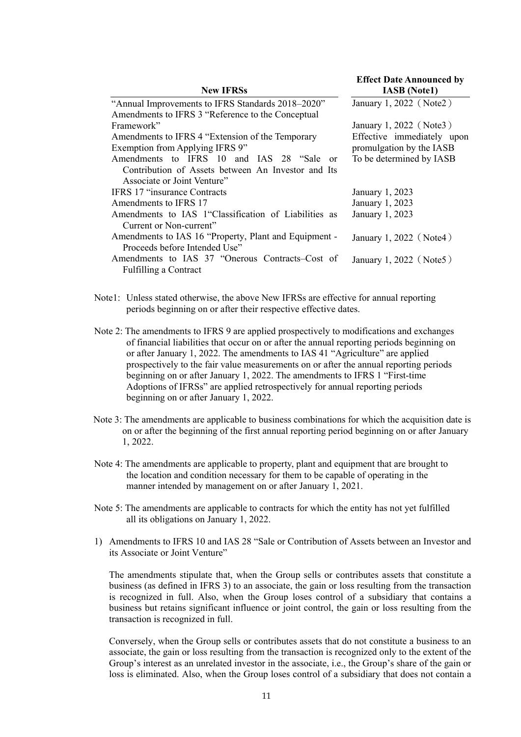| New IFRSs | Effect Date Announced by IASB (Note1) |
|---|---|
| "Annual Improvements to IFRS Standards 2018–2020" | January 1, 2022（Note2） |
| Amendments to IFRS 3 "Reference to the Conceptual Framework" | January 1, 2022（Note3） |
| Amendments to IFRS 4 "Extension of the Temporary Exemption from Applying IFRS 9" | Effective immediately upon promulgation by the IASB |
| Amendments to IFRS 10 and IAS 28 "Sale or Contribution of Assets between An Investor and Its Associate or Joint Venture" | To be determined by IASB |
| IFRS 17 "insurance Contracts | January 1, 2023 |
| Amendments to IFRS 17 | January 1, 2023 |
| Amendments to IAS 1"Classification of Liabilities as Current or Non-current" | January 1, 2023 |
| Amendments to IAS 16 "Property, Plant and Equipment - Proceeds before Intended Use" | January 1, 2022（Note4） |
| Amendments to IAS 37 "Onerous Contracts–Cost of Fulfilling a Contract | January 1, 2022（Note5） |

Note1: Unless stated otherwise, the above New IFRSs are effective for annual reporting periods beginning on or after their respective effective dates.

Note 2: The amendments to IFRS 9 are applied prospectively to modifications and exchanges of financial liabilities that occur on or after the annual reporting periods beginning on or after January 1, 2022. The amendments to IAS 41 "Agriculture" are applied prospectively to the fair value measurements on or after the annual reporting periods beginning on or after January 1, 2022. The amendments to IFRS 1 "First-time Adoptions of IFRSs" are applied retrospectively for annual reporting periods beginning on or after January 1, 2022.

Note 3: The amendments are applicable to business combinations for which the acquisition date is on or after the beginning of the first annual reporting period beginning on or after January 1, 2022.

Note 4: The amendments are applicable to property, plant and equipment that are brought to the location and condition necessary for them to be capable of operating in the manner intended by management on or after January 1, 2021.

Note 5: The amendments are applicable to contracts for which the entity has not yet fulfilled all its obligations on January 1, 2022.

1) Amendments to IFRS 10 and IAS 28 "Sale or Contribution of Assets between an Investor and its Associate or Joint Venture"

   The amendments stipulate that, when the Group sells or contributes assets that constitute a business (as defined in IFRS 3) to an associate, the gain or loss resulting from the transaction is recognized in full. Also, when the Group loses control of a subsidiary that contains a business but retains significant influence or joint control, the gain or loss resulting from the transaction is recognized in full.

   Conversely, when the Group sells or contributes assets that do not constitute a business to an associate, the gain or loss resulting from the transaction is recognized only to the extent of the Group's interest as an unrelated investor in the associate, i.e., the Group's share of the gain or loss is eliminated. Also, when the Group loses control of a subsidiary that does not contain a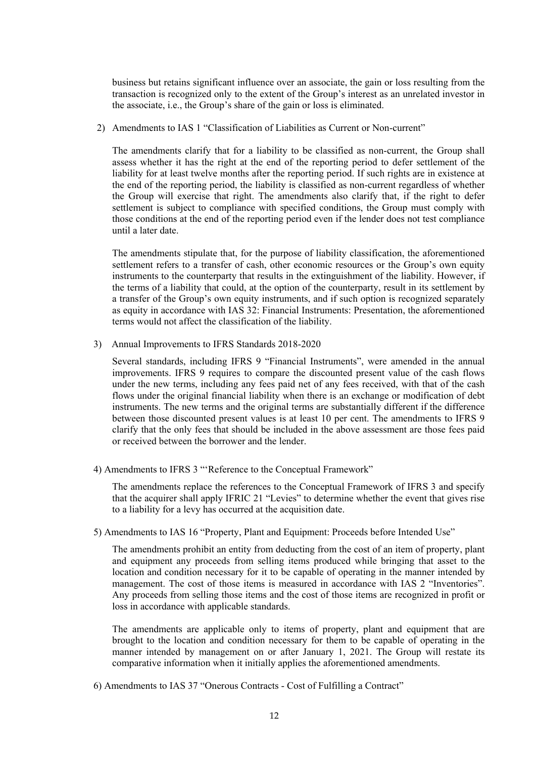business but retains significant influence over an associate, the gain or loss resulting from the transaction is recognized only to the extent of the Group's interest as an unrelated investor in the associate, i.e., the Group's share of the gain or loss is eliminated.

2) Amendments to IAS 1 "Classification of Liabilities as Current or Non-current"

The amendments clarify that for a liability to be classified as non-current, the Group shall assess whether it has the right at the end of the reporting period to defer settlement of the liability for at least twelve months after the reporting period. If such rights are in existence at the end of the reporting period, the liability is classified as non-current regardless of whether the Group will exercise that right. The amendments also clarify that, if the right to defer settlement is subject to compliance with specified conditions, the Group must comply with those conditions at the end of the reporting period even if the lender does not test compliance until a later date.

The amendments stipulate that, for the purpose of liability classification, the aforementioned settlement refers to a transfer of cash, other economic resources or the Group's own equity instruments to the counterparty that results in the extinguishment of the liability. However, if the terms of a liability that could, at the option of the counterparty, result in its settlement by a transfer of the Group's own equity instruments, and if such option is recognized separately as equity in accordance with IAS 32: Financial Instruments: Presentation, the aforementioned terms would not affect the classification of the liability.

3) Annual Improvements to IFRS Standards 2018-2020

Several standards, including IFRS 9 "Financial Instruments", were amended in the annual improvements. IFRS 9 requires to compare the discounted present value of the cash flows under the new terms, including any fees paid net of any fees received, with that of the cash flows under the original financial liability when there is an exchange or modification of debt instruments. The new terms and the original terms are substantially different if the difference between those discounted present values is at least 10 per cent. The amendments to IFRS 9 clarify that the only fees that should be included in the above assessment are those fees paid or received between the borrower and the lender.

4) Amendments to IFRS 3 "'Reference to the Conceptual Framework"

The amendments replace the references to the Conceptual Framework of IFRS 3 and specify that the acquirer shall apply IFRIC 21 "Levies" to determine whether the event that gives rise to a liability for a levy has occurred at the acquisition date.

5) Amendments to IAS 16 "Property, Plant and Equipment: Proceeds before Intended Use"

The amendments prohibit an entity from deducting from the cost of an item of property, plant and equipment any proceeds from selling items produced while bringing that asset to the location and condition necessary for it to be capable of operating in the manner intended by management. The cost of those items is measured in accordance with IAS 2 "Inventories". Any proceeds from selling those items and the cost of those items are recognized in profit or loss in accordance with applicable standards.

The amendments are applicable only to items of property, plant and equipment that are brought to the location and condition necessary for them to be capable of operating in the manner intended by management on or after January 1, 2021. The Group will restate its comparative information when it initially applies the aforementioned amendments.

6) Amendments to IAS 37 "Onerous Contracts - Cost of Fulfilling a Contract"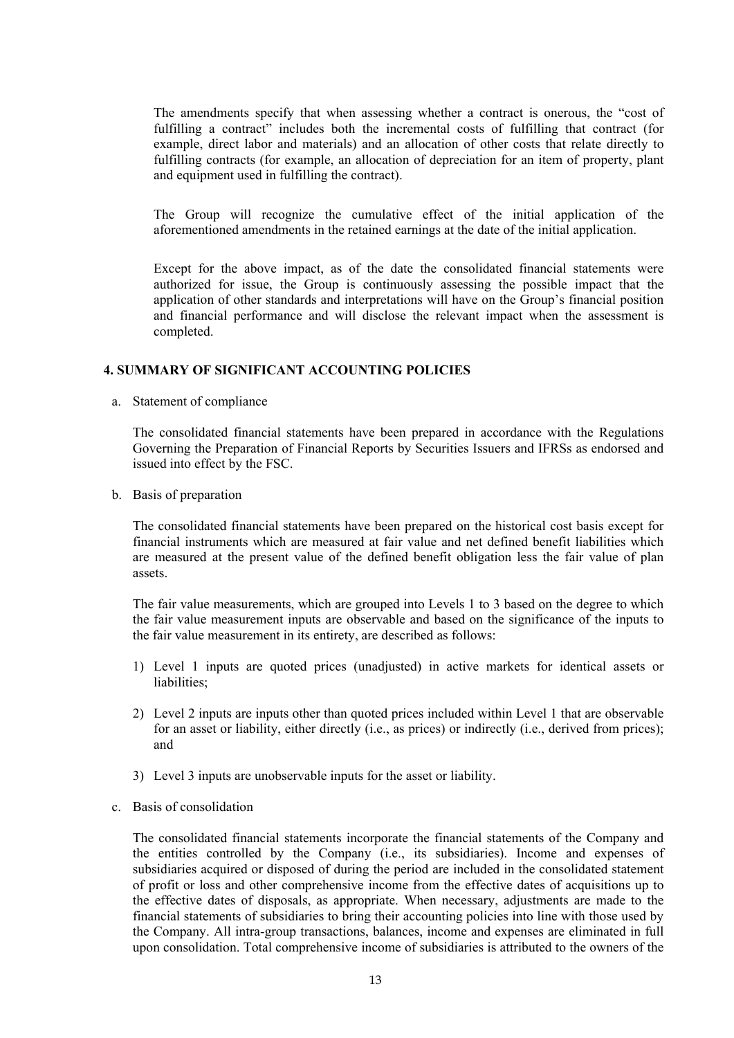The amendments specify that when assessing whether a contract is onerous, the "cost of fulfilling a contract" includes both the incremental costs of fulfilling that contract (for example, direct labor and materials) and an allocation of other costs that relate directly to fulfilling contracts (for example, an allocation of depreciation for an item of property, plant and equipment used in fulfilling the contract).

The Group will recognize the cumulative effect of the initial application of the aforementioned amendments in the retained earnings at the date of the initial application.

Except for the above impact, as of the date the consolidated financial statements were authorized for issue, the Group is continuously assessing the possible impact that the application of other standards and interpretations will have on the Group's financial position and financial performance and will disclose the relevant impact when the assessment is completed.

## 4. SUMMARY OF SIGNIFICANT ACCOUNTING POLICIES

a. Statement of compliance

The consolidated financial statements have been prepared in accordance with the Regulations Governing the Preparation of Financial Reports by Securities Issuers and IFRSs as endorsed and issued into effect by the FSC.

b. Basis of preparation

The consolidated financial statements have been prepared on the historical cost basis except for financial instruments which are measured at fair value and net defined benefit liabilities which are measured at the present value of the defined benefit obligation less the fair value of plan assets.

The fair value measurements, which are grouped into Levels 1 to 3 based on the degree to which the fair value measurement inputs are observable and based on the significance of the inputs to the fair value measurement in its entirety, are described as follows:

1) Level 1 inputs are quoted prices (unadjusted) in active markets for identical assets or liabilities;

2) Level 2 inputs are inputs other than quoted prices included within Level 1 that are observable for an asset or liability, either directly (i.e., as prices) or indirectly (i.e., derived from prices); and

3) Level 3 inputs are unobservable inputs for the asset or liability.

c. Basis of consolidation

The consolidated financial statements incorporate the financial statements of the Company and the entities controlled by the Company (i.e., its subsidiaries). Income and expenses of subsidiaries acquired or disposed of during the period are included in the consolidated statement of profit or loss and other comprehensive income from the effective dates of acquisitions up to the effective dates of disposals, as appropriate. When necessary, adjustments are made to the financial statements of subsidiaries to bring their accounting policies into line with those used by the Company. All intra-group transactions, balances, income and expenses are eliminated in full upon consolidation. Total comprehensive income of subsidiaries is attributed to the owners of the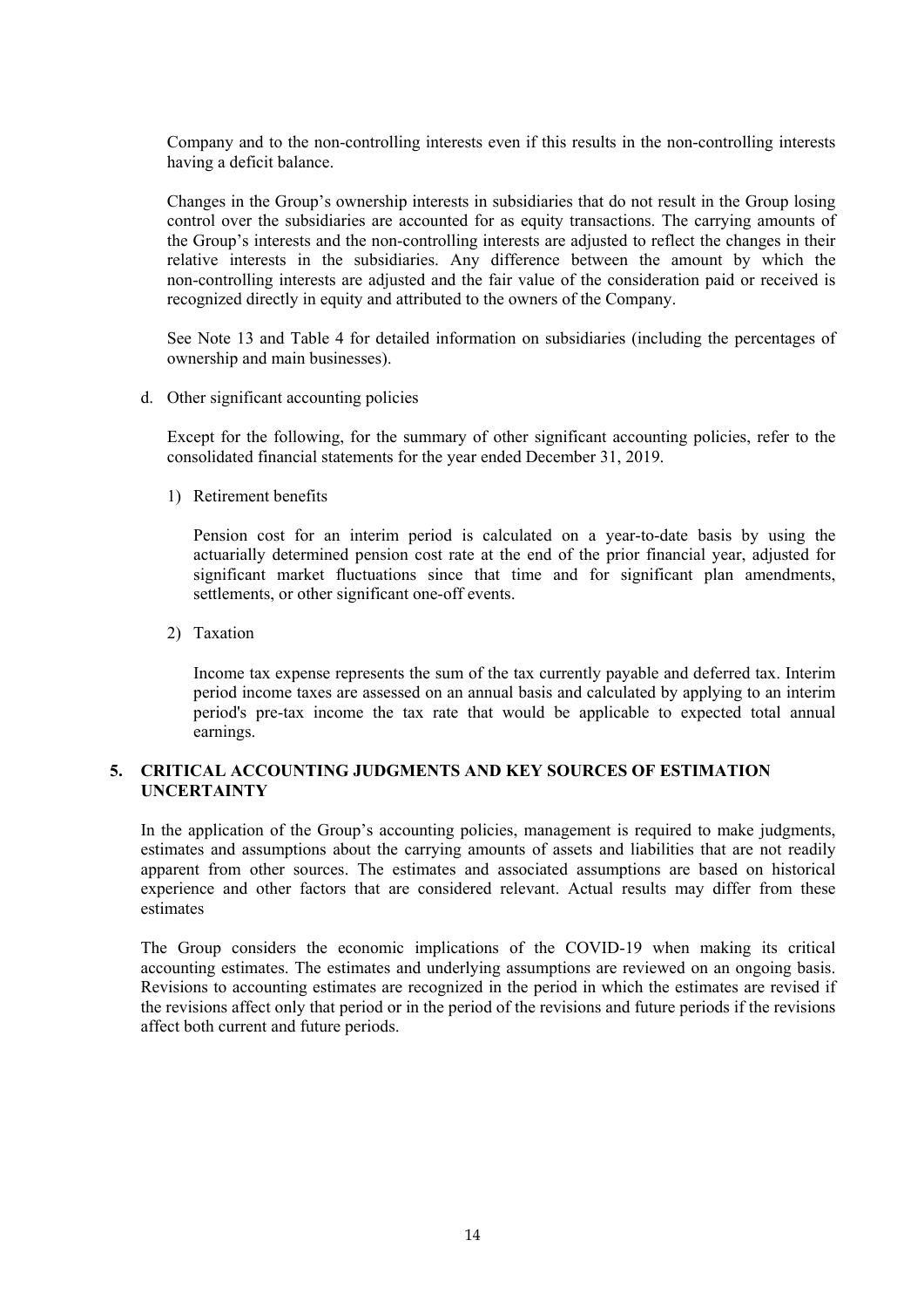Company and to the non-controlling interests even if this results in the non-controlling interests having a deficit balance.

Changes in the Group's ownership interests in subsidiaries that do not result in the Group losing control over the subsidiaries are accounted for as equity transactions. The carrying amounts of the Group's interests and the non-controlling interests are adjusted to reflect the changes in their relative interests in the subsidiaries. Any difference between the amount by which the non-controlling interests are adjusted and the fair value of the consideration paid or received is recognized directly in equity and attributed to the owners of the Company.

See Note 13 and Table 4 for detailed information on subsidiaries (including the percentages of ownership and main businesses).

d. Other significant accounting policies

Except for the following, for the summary of other significant accounting policies, refer to the consolidated financial statements for the year ended December 31, 2019.

1) Retirement benefits

Pension cost for an interim period is calculated on a year-to-date basis by using the actuarially determined pension cost rate at the end of the prior financial year, adjusted for significant market fluctuations since that time and for significant plan amendments, settlements, or other significant one-off events.

2) Taxation

Income tax expense represents the sum of the tax currently payable and deferred tax. Interim period income taxes are assessed on an annual basis and calculated by applying to an interim period's pre-tax income the tax rate that would be applicable to expected total annual earnings.

## 5. CRITICAL ACCOUNTING JUDGMENTS AND KEY SOURCES OF ESTIMATION UNCERTAINTY

In the application of the Group's accounting policies, management is required to make judgments, estimates and assumptions about the carrying amounts of assets and liabilities that are not readily apparent from other sources. The estimates and associated assumptions are based on historical experience and other factors that are considered relevant. Actual results may differ from these estimates

The Group considers the economic implications of the COVID-19 when making its critical accounting estimates. The estimates and underlying assumptions are reviewed on an ongoing basis. Revisions to accounting estimates are recognized in the period in which the estimates are revised if the revisions affect only that period or in the period of the revisions and future periods if the revisions affect both current and future periods.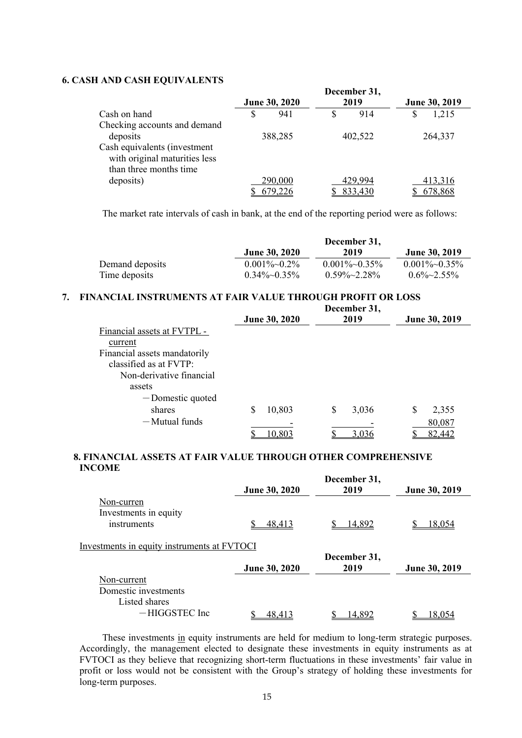## 6. CASH AND CASH EQUIVALENTS

| | June 30, 2020 | December 31, 2019 | June 30, 2019 |
|---|---|---|---|
| Cash on hand | $ 941 | $ 914 | $ 1,215 |
| Checking accounts and demand deposits | 388,285 | 402,522 | 264,337 |
| Cash equivalents (investment with original maturities less than three months time deposits) | 290,000 | 429,994 | 413,316 |
| | $ 679,226 | $ 833,430 | $ 678,868 |

The market rate intervals of cash in bank, at the end of the reporting period were as follows:

| | June 30, 2020 | December 31, 2019 | June 30, 2019 |
|---|---|---|---|
| Demand deposits | 0.001%~0.2% | 0.001%~0.35% | 0.001%~0.35% |
| Time deposits | 0.34%~0.35% | 0.59%~2.28% | 0.6%~2.55% |

## 7. FINANCIAL INSTRUMENTS AT FAIR VALUE THROUGH PROFIT OR LOSS

| | June 30, 2020 | December 31, 2019 | June 30, 2019 |
|---|---|---|---|
| Financial assets at FVTPL - current | | | |
| Financial assets mandatorily classified as at FVTP: | | | |
| Non-derivative financial assets | | | |
| －Domestic quoted shares | $ 10,803 | $ 3,036 | $ 2,355 |
| －Mutual funds | - | - | 80,087 |
| | $ 10,803 | $ 3,036 | $ 82,442 |

## 8. FINANCIAL ASSETS AT FAIR VALUE THROUGH OTHER COMPREHENSIVE INCOME

| | June 30, 2020 | December 31, 2019 | June 30, 2019 |
|---|---|---|---|
| Non-curren | | | |
| Investments in equity instruments | $ 48,413 | $ 14,892 | $ 18,054 |

Investments in equity instruments at FVTOCI

| | June 30, 2020 | December 31, 2019 | June 30, 2019 |
|---|---|---|---|
| Non-current | | | |
| Domestic investments | | | |
| Listed shares | | | |
| －HIGGSTEC Inc | $ 48,413 | $ 14,892 | $ 18,054 |

These investments in equity instruments are held for medium to long-term strategic purposes. Accordingly, the management elected to designate these investments in equity instruments as at FVTOCI as they believe that recognizing short-term fluctuations in these investments' fair value in profit or loss would not be consistent with the Group's strategy of holding these investments for long-term purposes.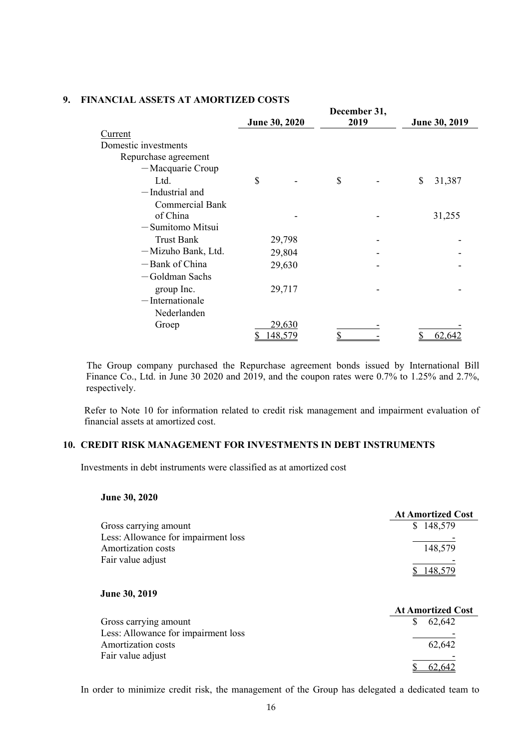## 9. FINANCIAL ASSETS AT AMORTIZED COSTS

| | June 30, 2020 | December 31, 2019 | June 30, 2019 |
|---|---|---|---|
| Current | | | |
| Domestic investments | | | |
| Repurchase agreement | | | |
| －Macquarie Croup Ltd. | $ - | $ - | $ 31,387 |
| －Industrial and Commercial Bank of China | - | - | 31,255 |
| －Sumitomo Mitsui Trust Bank | 29,798 | - | - |
| －Mizuho Bank, Ltd. | 29,804 | - | - |
| －Bank of China | 29,630 | - | - |
| －Goldman Sachs group Inc. | 29,717 | - | - |
| －Internationale Nederlanden Groep | 29,630 | - | - |
| | $ 148,579 | $ - | $ 62,642 |

The Group company purchased the Repurchase agreement bonds issued by International Bill Finance Co., Ltd. in June 30 2020 and 2019, and the coupon rates were 0.7% to 1.25% and 2.7%, respectively.

Refer to Note 10 for information related to credit risk management and impairment evaluation of financial assets at amortized cost.

## 10. CREDIT RISK MANAGEMENT FOR INVESTMENTS IN DEBT INSTRUMENTS

Investments in debt instruments were classified as at amortized cost

**June 30, 2020**

| | At Amortized Cost |
|---|---|
| Gross carrying amount | $ 148,579 |
| Less: Allowance for impairment loss | - |
| Amortization costs | 148,579 |
| Fair value adjust | - |
| | $ 148,579 |

**June 30, 2019**

| | At Amortized Cost |
|---|---|
| Gross carrying amount | $ 62,642 |
| Less: Allowance for impairment loss | - |
| Amortization costs | 62,642 |
| Fair value adjust | - |
| | $ 62,642 |

In order to minimize credit risk, the management of the Group has delegated a dedicated team to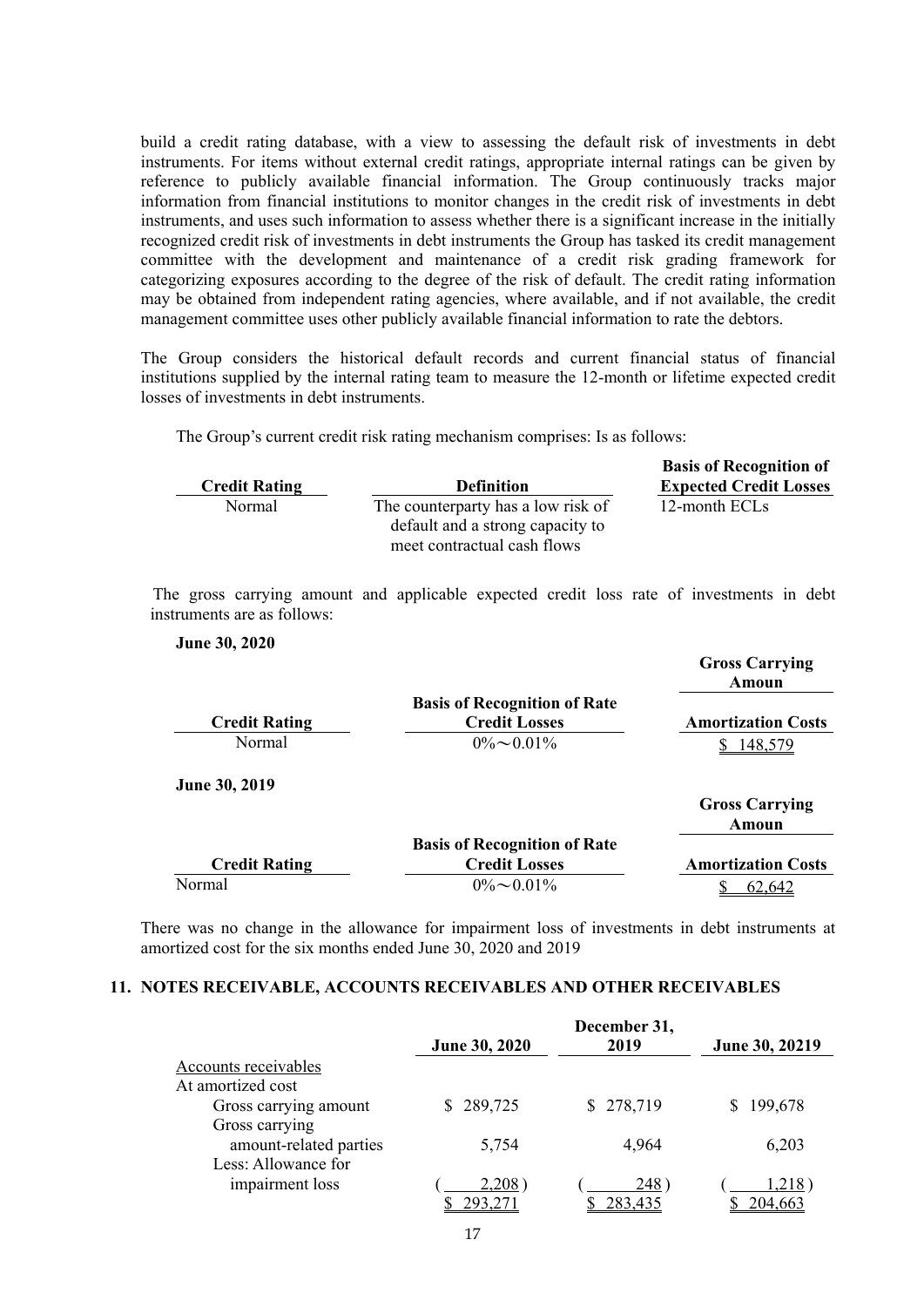build a credit rating database, with a view to assessing the default risk of investments in debt instruments. For items without external credit ratings, appropriate internal ratings can be given by reference to publicly available financial information. The Group continuously tracks major information from financial institutions to monitor changes in the credit risk of investments in debt instruments, and uses such information to assess whether there is a significant increase in the initially recognized credit risk of investments in debt instruments the Group has tasked its credit management committee with the development and maintenance of a credit risk grading framework for categorizing exposures according to the degree of the risk of default. The credit rating information may be obtained from independent rating agencies, where available, and if not available, the credit management committee uses other publicly available financial information to rate the debtors.

The Group considers the historical default records and current financial status of financial institutions supplied by the internal rating team to measure the 12-month or lifetime expected credit losses of investments in debt instruments.

The Group's current credit risk rating mechanism comprises: Is as follows:

| Credit Rating | Definition | Basis of Recognition of Expected Credit Losses |
|---|---|---|
| Normal | The counterparty has a low risk of default and a strong capacity to meet contractual cash flows | 12-month ECLs |

The gross carrying amount and applicable expected credit loss rate of investments in debt instruments are as follows:

**June 30, 2020**

| Credit Rating | Basis of Recognition of Rate Credit Losses | Gross Carrying Amoun Amortization Costs |
|---|---|---|
| Normal | 0%～0.01% | $ 148,579 |

**June 30, 2019**

| Credit Rating | Basis of Recognition of Rate Credit Losses | Gross Carrying Amoun Amortization Costs |
|---|---|---|
| Normal | 0%～0.01% | $ 62,642 |

There was no change in the allowance for impairment loss of investments in debt instruments at amortized cost for the six months ended June 30, 2020 and 2019

## 11. NOTES RECEIVABLE, ACCOUNTS RECEIVABLES AND OTHER RECEIVABLES

| | June 30, 2020 | December 31, 2019 | June 30, 20219 |
|---|---|---|---|
| Accounts receivables | | | |
| At amortized cost | | | |
| Gross carrying amount | $ 289,725 | $ 278,719 | $ 199,678 |
| Gross carrying amount-related parties | 5,754 | 4,964 | 6,203 |
| Less: Allowance for impairment loss | ( 2,208 ) | ( 248 ) | ( 1,218 ) |
| | $ 293,271 | $ 283,435 | $ 204,663 |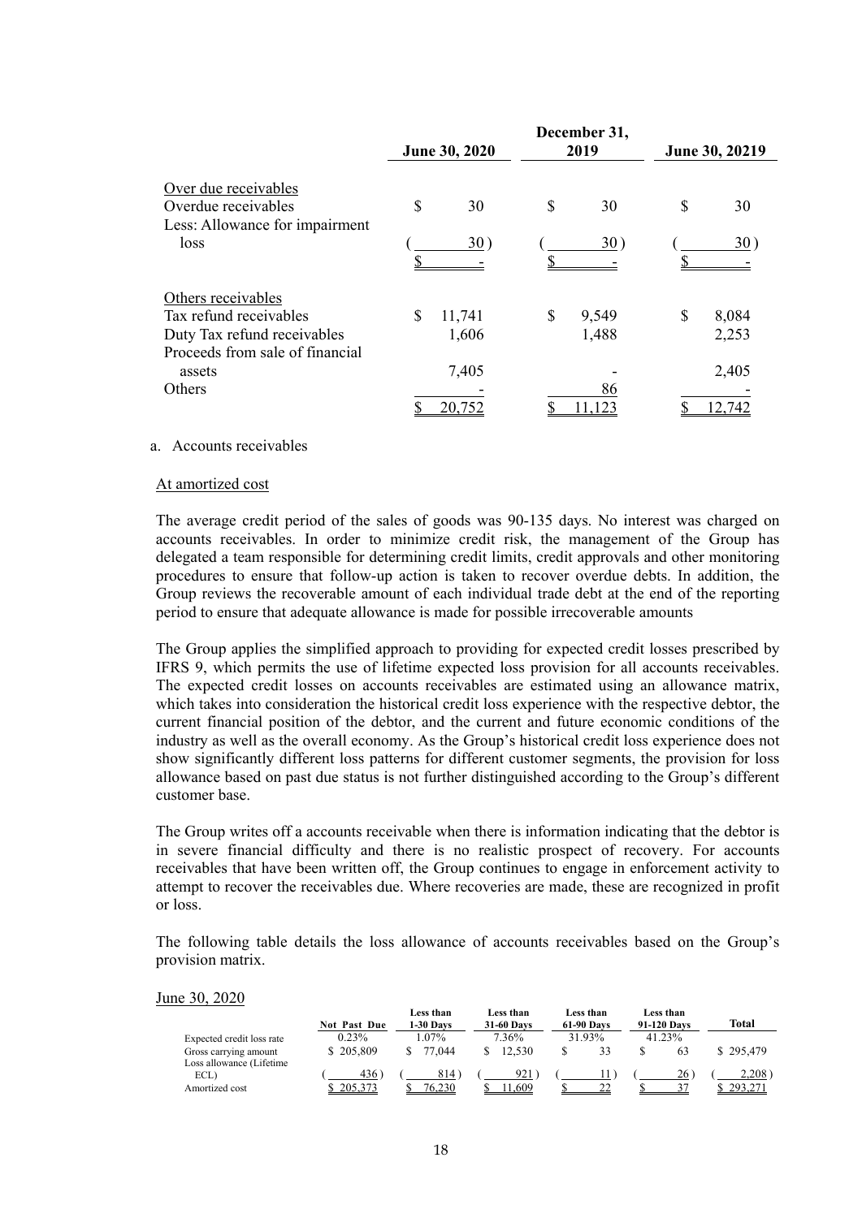| | June 30, 2020 | December 31, 2019 | June 30, 20219 |
|---|---|---|---|
| Over due receivables | | | |
| Overdue receivables | $ 30 | $ 30 | $ 30 |
| Less: Allowance for impairment loss | ( 30 ) | ( 30 ) | ( 30 ) |
| | $ - | $ - | $ - |
| Others receivables | | | |
| Tax refund receivables | $ 11,741 | $ 9,549 | $ 8,084 |
| Duty Tax refund receivables | 1,606 | 1,488 | 2,253 |
| Proceeds from sale of financial assets | 7,405 | - | 2,405 |
| Others | - | 86 | - |
| | $ 20,752 | $ 11,123 | $ 12,742 |

a. Accounts receivables

At amortized cost

The average credit period of the sales of goods was 90-135 days. No interest was charged on accounts receivables. In order to minimize credit risk, the management of the Group has delegated a team responsible for determining credit limits, credit approvals and other monitoring procedures to ensure that follow-up action is taken to recover overdue debts. In addition, the Group reviews the recoverable amount of each individual trade debt at the end of the reporting period to ensure that adequate allowance is made for possible irrecoverable amounts

The Group applies the simplified approach to providing for expected credit losses prescribed by IFRS 9, which permits the use of lifetime expected loss provision for all accounts receivables. The expected credit losses on accounts receivables are estimated using an allowance matrix, which takes into consideration the historical credit loss experience with the respective debtor, the current financial position of the debtor, and the current and future economic conditions of the industry as well as the overall economy. As the Group's historical credit loss experience does not show significantly different loss patterns for different customer segments, the provision for loss allowance based on past due status is not further distinguished according to the Group's different customer base.

The Group writes off a accounts receivable when there is information indicating that the debtor is in severe financial difficulty and there is no realistic prospect of recovery. For accounts receivables that have been written off, the Group continues to engage in enforcement activity to attempt to recover the receivables due. Where recoveries are made, these are recognized in profit or loss.

The following table details the loss allowance of accounts receivables based on the Group's provision matrix.

June 30, 2020

| | Not Past Due | Less than 1-30 Days | Less than 31-60 Days | Less than 61-90 Days | Less than 91-120 Days | Total |
|---|---|---|---|---|---|---|
| Expected credit loss rate | 0.23% | 1.07% | 7.36% | 31.93% | 41.23% | |
| Gross carrying amount | $ 205,809 | $ 77,044 | $ 12,530 | $ 33 | $ 63 | $ 295,479 |
| Loss allowance (Lifetime ECL) | ( 436 ) | ( 814 ) | ( 921 ) | ( 11 ) | ( 26 ) | ( 2,208 ) |
| Amortized cost | $ 205,373 | $ 76,230 | $ 11,609 | $ 22 | $ 37 | $ 293,271 |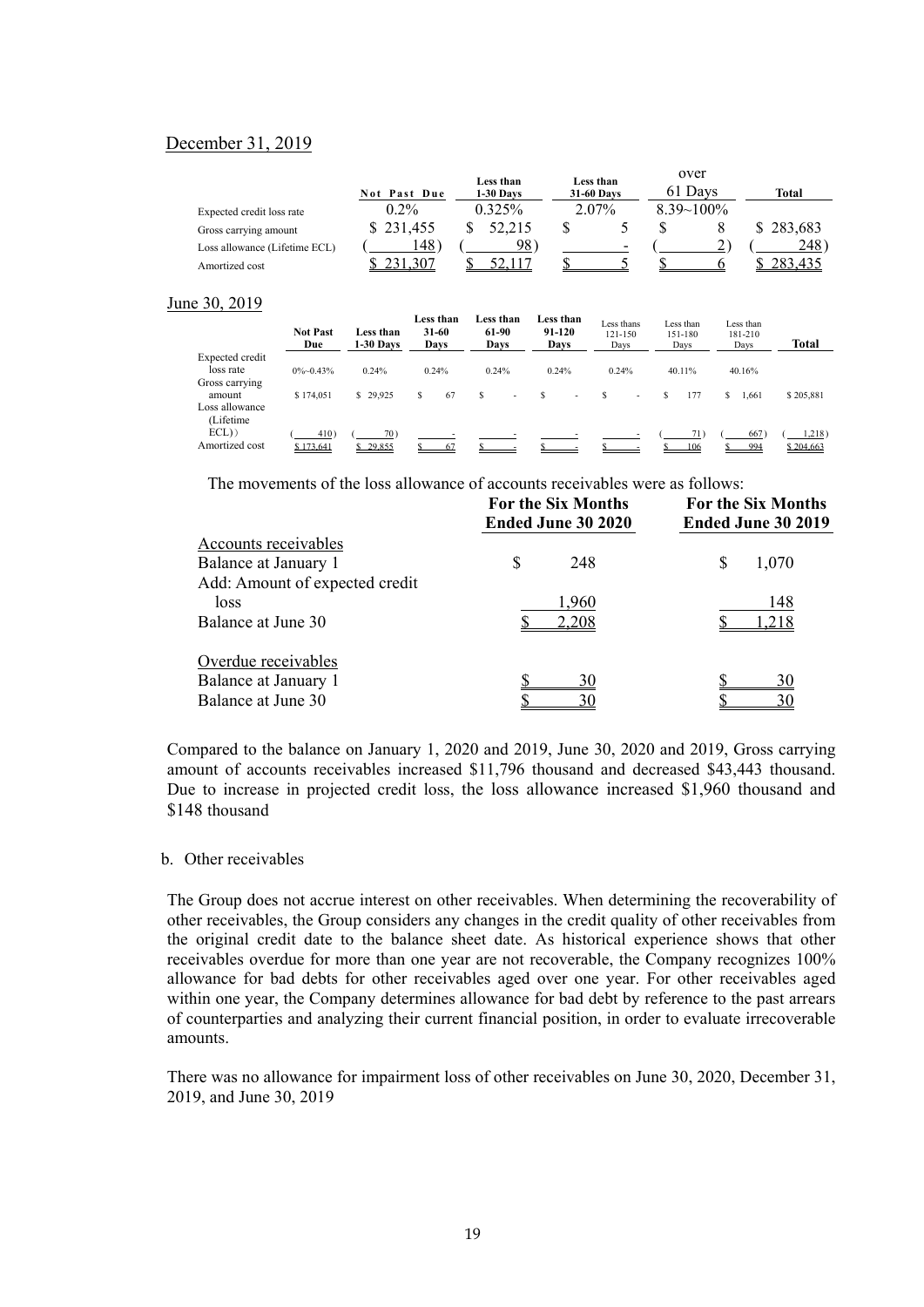December 31, 2019

| | Not Past Due | Less than 1-30 Days | Less than 31-60 Days | over 61 Days | Total |
|---|---|---|---|---|---|
| Expected credit loss rate | 0.2% | 0.325% | 2.07% | 8.39~100% | |
| Gross carrying amount | $ 231,455 | $ 52,215 | $ 5 | $ 8 | $ 283,683 |
| Loss allowance (Lifetime ECL) | ( 148) | ( 98) | - | ( 2) | ( 248) |
| Amortized cost | $ 231,307 | $ 52,117 | $ 5 | $ 6 | $ 283,435 |

June 30, 2019

| | Not Past Due | Less than 1-30 Days | Less than 31-60 Days | Less than 61-90 Days | Less than 91-120 Days | Less thans 121-150 Days | Less than 151-180 Days | Less than 181-210 Days | Total |
|---|---|---|---|---|---|---|---|---|---|
| Expected credit loss rate | 0%~0.43% | 0.24% | 0.24% | 0.24% | 0.24% | 0.24% | 40.11% | 40.16% | |
| Gross carrying amount | $ 174,051 | $ 29,925 | $ 67 | $ - | $ - | $ - | $ 177 | $ 1,661 | $ 205,881 |
| Loss allowance (Lifetime ECL)) | ( 410) | ( 70) | - | - | - | - | ( 71) | ( 667) | ( 1,218) |
| Amortized cost | $ 173,641 | $ 29,855 | $ 67 | $ - | $ - | $ - | $ 106 | $ 994 | $ 204,663 |

The movements of the loss allowance of accounts receivables were as follows:

| | For the Six Months Ended June 30 2020 | For the Six Months Ended June 30 2019 |
|---|---|---|
| Accounts receivables | | |
| Balance at January 1 | $ 248 | $ 1,070 |
| Add: Amount of expected credit loss | 1,960 | 148 |
| Balance at June 30 | $ 2,208 | $ 1,218 |
| | | |
| Overdue receivables | | |
| Balance at January 1 | $ 30 | $ 30 |
| Balance at June 30 | $ 30 | $ 30 |

Compared to the balance on January 1, 2020 and 2019, June 30, 2020 and 2019, Gross carrying amount of accounts receivables increased $11,796 thousand and decreased $43,443 thousand. Due to increase in projected credit loss, the loss allowance increased $1,960 thousand and $148 thousand

b. Other receivables

The Group does not accrue interest on other receivables. When determining the recoverability of other receivables, the Group considers any changes in the credit quality of other receivables from the original credit date to the balance sheet date. As historical experience shows that other receivables overdue for more than one year are not recoverable, the Company recognizes 100% allowance for bad debts for other receivables aged over one year. For other receivables aged within one year, the Company determines allowance for bad debt by reference to the past arrears of counterparties and analyzing their current financial position, in order to evaluate irrecoverable amounts.

There was no allowance for impairment loss of other receivables on June 30, 2020, December 31, 2019, and June 30, 2019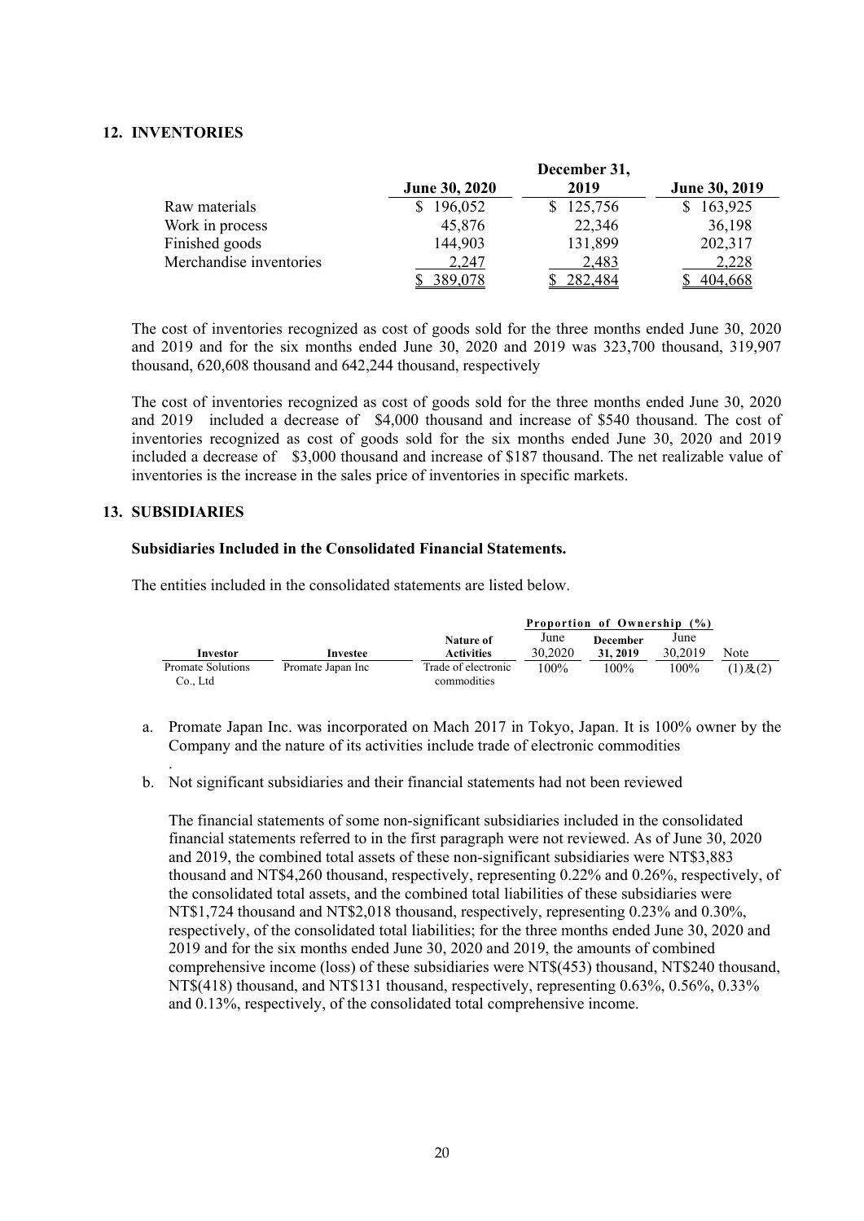## 12. INVENTORIES

| | June 30, 2020 | December 31, 2019 | June 30, 2019 |
|---|---|---|---|
| Raw materials | $ 196,052 | $ 125,756 | $ 163,925 |
| Work in process | 45,876 | 22,346 | 36,198 |
| Finished goods | 144,903 | 131,899 | 202,317 |
| Merchandise inventories | 2,247 | 2,483 | 2,228 |
| | $ 389,078 | $ 282,484 | $ 404,668 |

The cost of inventories recognized as cost of goods sold for the three months ended June 30, 2020 and 2019 and for the six months ended June 30, 2020 and 2019 was 323,700 thousand, 319,907 thousand, 620,608 thousand and 642,244 thousand, respectively

The cost of inventories recognized as cost of goods sold for the three months ended June 30, 2020 and 2019 included a decrease of $4,000 thousand and increase of $540 thousand. The cost of inventories recognized as cost of goods sold for the six months ended June 30, 2020 and 2019 included a decrease of $3,000 thousand and increase of $187 thousand. The net realizable value of inventories is the increase in the sales price of inventories in specific markets.

## 13. SUBSIDIARIES

### Subsidiaries Included in the Consolidated Financial Statements.

The entities included in the consolidated statements are listed below.

| Investor | Investee | Nature of Activities | Proportion of Ownership (%) June 30,2020 | December 31, 2019 | June 30,2019 | Note |
|---|---|---|---|---|---|---|
| Promate Solutions Co., Ltd | Promate Japan Inc | Trade of electronic commodities | 100% | 100% | 100% | (1)及(2) |

a. Promate Japan Inc. was incorporated on Mach 2017 in Tokyo, Japan. It is 100% owner by the Company and the nature of its activities include trade of electronic commodities
.

b. Not significant subsidiaries and their financial statements had not been reviewed

The financial statements of some non-significant subsidiaries included in the consolidated financial statements referred to in the first paragraph were not reviewed. As of June 30, 2020 and 2019, the combined total assets of these non-significant subsidiaries were NT$3,883 thousand and NT$4,260 thousand, respectively, representing 0.22% and 0.26%, respectively, of the consolidated total assets, and the combined total liabilities of these subsidiaries were NT$1,724 thousand and NT$2,018 thousand, respectively, representing 0.23% and 0.30%, respectively, of the consolidated total liabilities; for the three months ended June 30, 2020 and 2019 and for the six months ended June 30, 2020 and 2019, the amounts of combined comprehensive income (loss) of these subsidiaries were NT$(453) thousand, NT$240 thousand, NT$(418) thousand, and NT$131 thousand, respectively, representing 0.63%, 0.56%, 0.33% and 0.13%, respectively, of the consolidated total comprehensive income.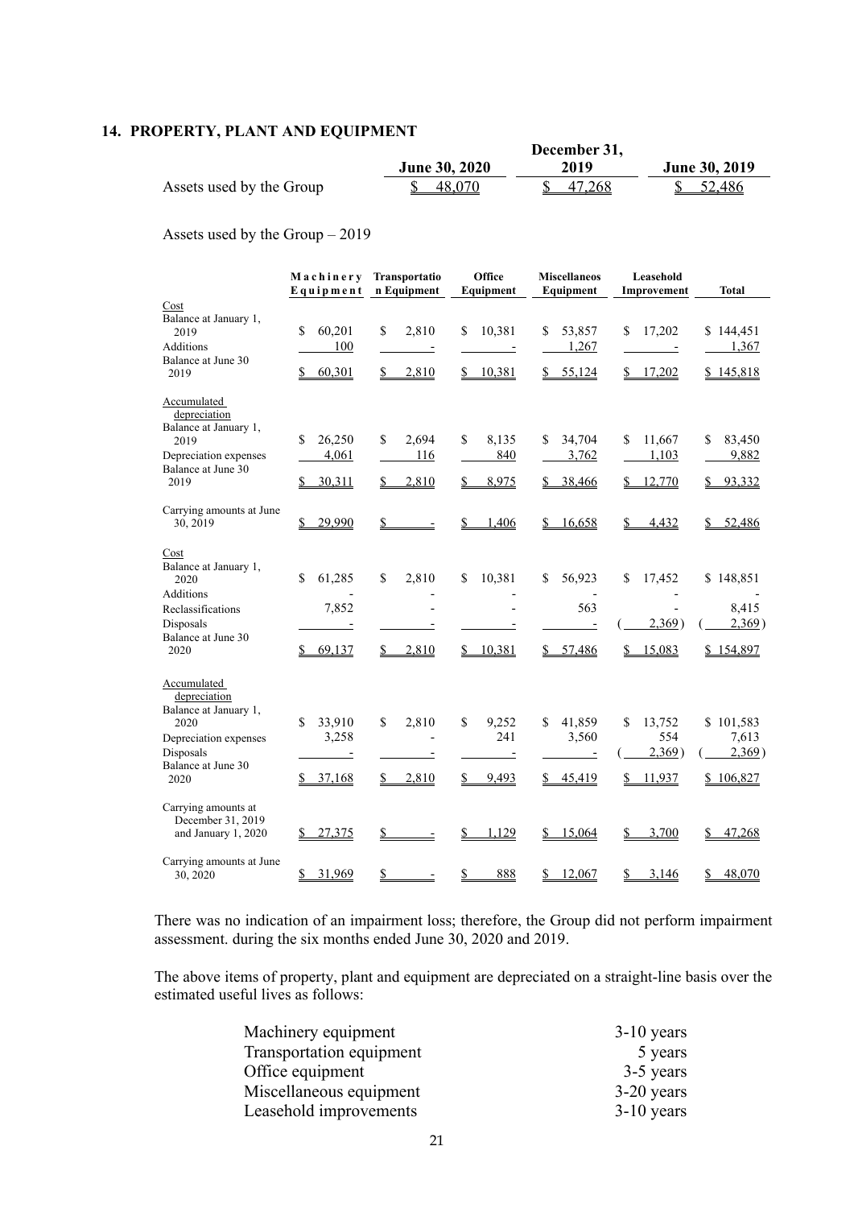## 14. PROPERTY, PLANT AND EQUIPMENT

| | June 30, 2020 | December 31, 2019 | June 30, 2019 |
|---|---|---|---|
| Assets used by the Group | $ 48,070 | $ 47,268 | $ 52,486 |

Assets used by the Group – 2019

| | Machinery Equipment | Transportation Equipment | Office Equipment | Miscellaneos Equipment | Leasehold Improvement | Total |
|---|---|---|---|---|---|---|
| Cost | | | | | | |
| Balance at January 1, 2019 | $ 60,201 | $ 2,810 | $ 10,381 | $ 53,857 | $ 17,202 | $ 144,451 |
| Additions | 100 | - | - | 1,267 | - | 1,367 |
| Balance at June 30 2019 | $ 60,301 | $ 2,810 | $ 10,381 | $ 55,124 | $ 17,202 | $ 145,818 |
| Accumulated depreciation | | | | | | |
| Balance at January 1, 2019 | $ 26,250 | $ 2,694 | $ 8,135 | $ 34,704 | $ 11,667 | $ 83,450 |
| Depreciation expenses | 4,061 | 116 | 840 | 3,762 | 1,103 | 9,882 |
| Balance at June 30 2019 | $ 30,311 | $ 2,810 | $ 8,975 | $ 38,466 | $ 12,770 | $ 93,332 |
| Carrying amounts at June 30, 2019 | $ 29,990 | $ - | $ 1,406 | $ 16,658 | $ 4,432 | $ 52,486 |
| Cost | | | | | | |
| Balance at January 1, 2020 | $ 61,285 | $ 2,810 | $ 10,381 | $ 56,923 | $ 17,452 | $ 148,851 |
| Additions | - | - | - | - | - | - |
| Reclassifications | 7,852 | - | - | 563 | - | 8,415 |
| Disposals | - | - | - | - | ( 2,369) | ( 2,369) |
| Balance at June 30 2020 | $ 69,137 | $ 2,810 | $ 10,381 | $ 57,486 | $ 15,083 | $ 154,897 |
| Accumulated depreciation | | | | | | |
| Balance at January 1, 2020 | $ 33,910 | $ 2,810 | $ 9,252 | $ 41,859 | $ 13,752 | $ 101,583 |
| Depreciation expenses | 3,258 | - | 241 | 3,560 | 554 | 7,613 |
| Disposals | - | - | - | - | ( 2,369) | ( 2,369) |
| Balance at June 30 2020 | $ 37,168 | $ 2,810 | $ 9,493 | $ 45,419 | $ 11,937 | $ 106,827 |
| Carrying amounts at December 31, 2019 and January 1, 2020 | $ 27,375 | $ - | $ 1,129 | $ 15,064 | $ 3,700 | $ 47,268 |
| Carrying amounts at June 30, 2020 | $ 31,969 | $ - | $ 888 | $ 12,067 | $ 3,146 | $ 48,070 |

There was no indication of an impairment loss; therefore, the Group did not perform impairment assessment. during the six months ended June 30, 2020 and 2019.

The above items of property, plant and equipment are depreciated on a straight-line basis over the estimated useful lives as follows:

| | |
|---|---|
| Machinery equipment | 3-10 years |
| Transportation equipment | 5 years |
| Office equipment | 3-5 years |
| Miscellaneous equipment | 3-20 years |
| Leasehold improvements | 3-10 years |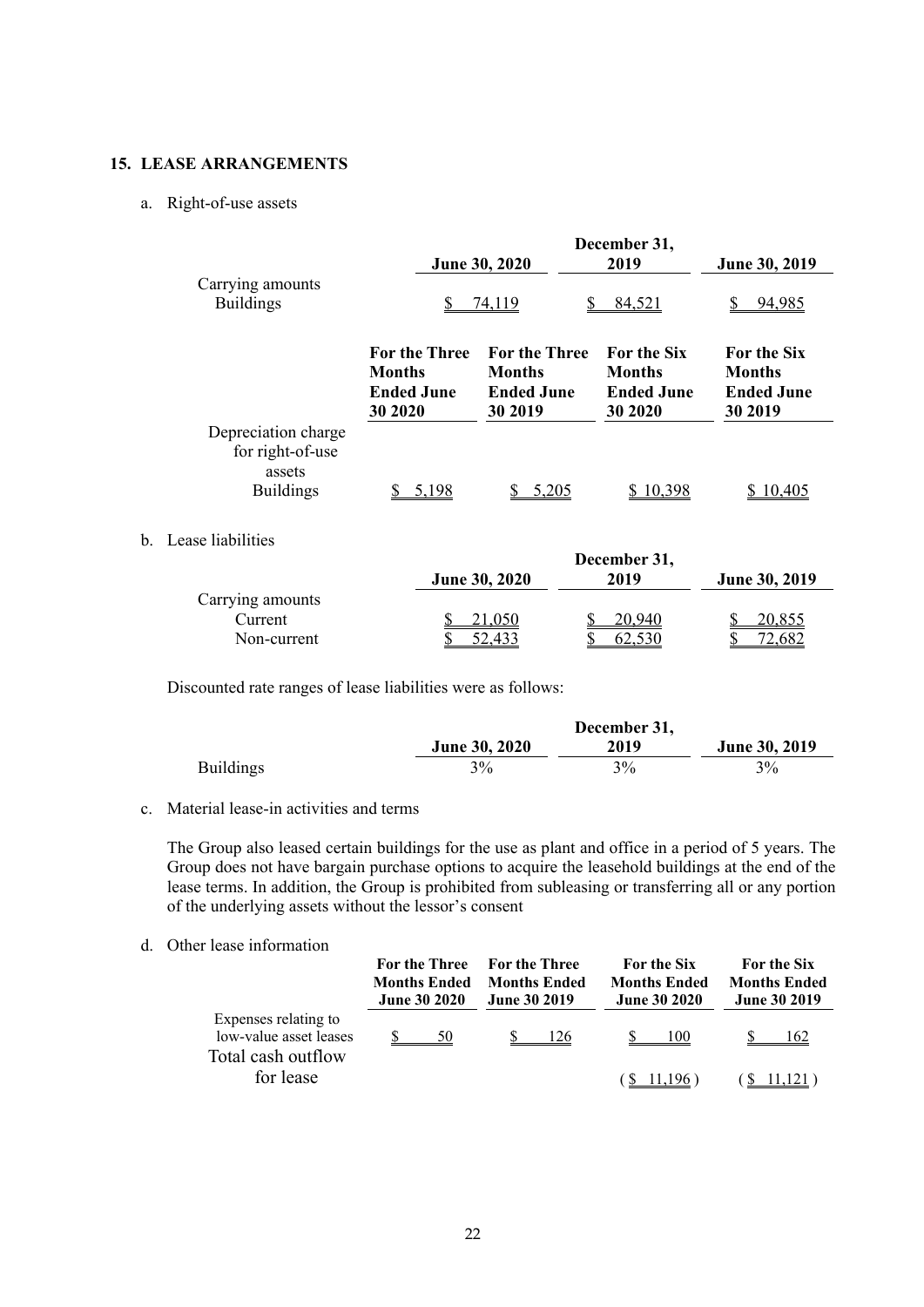## 15. LEASE ARRANGEMENTS

a. Right-of-use assets

| | June 30, 2020 | December 31, 2019 | June 30, 2019 |
|---|---|---|---|
| Carrying amounts | | | |
| Buildings | $ 74,119 | $ 84,521 | $ 94,985 |

| | For the Three Months Ended June 30 2020 | For the Three Months Ended June 30 2019 | For the Six Months Ended June 30 2020 | For the Six Months Ended June 30 2019 |
|---|---|---|---|---|
| Depreciation charge for right-of-use assets | | | | |
| Buildings | $ 5,198 | $ 5,205 | $ 10,398 | $ 10,405 |

b. Lease liabilities

| | June 30, 2020 | December 31, 2019 | June 30, 2019 |
|---|---|---|---|
| Carrying amounts | | | |
| Current | $ 21,050 | $ 20,940 | $ 20,855 |
| Non-current | $ 52,433 | $ 62,530 | $ 72,682 |

Discounted rate ranges of lease liabilities were as follows:

| | June 30, 2020 | December 31, 2019 | June 30, 2019 |
|---|---|---|---|
| Buildings | 3% | 3% | 3% |

c. Material lease-in activities and terms

The Group also leased certain buildings for the use as plant and office in a period of 5 years. The Group does not have bargain purchase options to acquire the leasehold buildings at the end of the lease terms. In addition, the Group is prohibited from subleasing or transferring all or any portion of the underlying assets without the lessor's consent

d. Other lease information

| | For the Three Months Ended June 30 2020 | For the Three Months Ended June 30 2019 | For the Six Months Ended June 30 2020 | For the Six Months Ended June 30 2019 |
|---|---|---|---|---|
| Expenses relating to low-value asset leases | $ 50 | $ 126 | $ 100 | $ 162 |
| Total cash outflow for lease | | | ( $ 11,196 ) | ( $ 11,121 ) |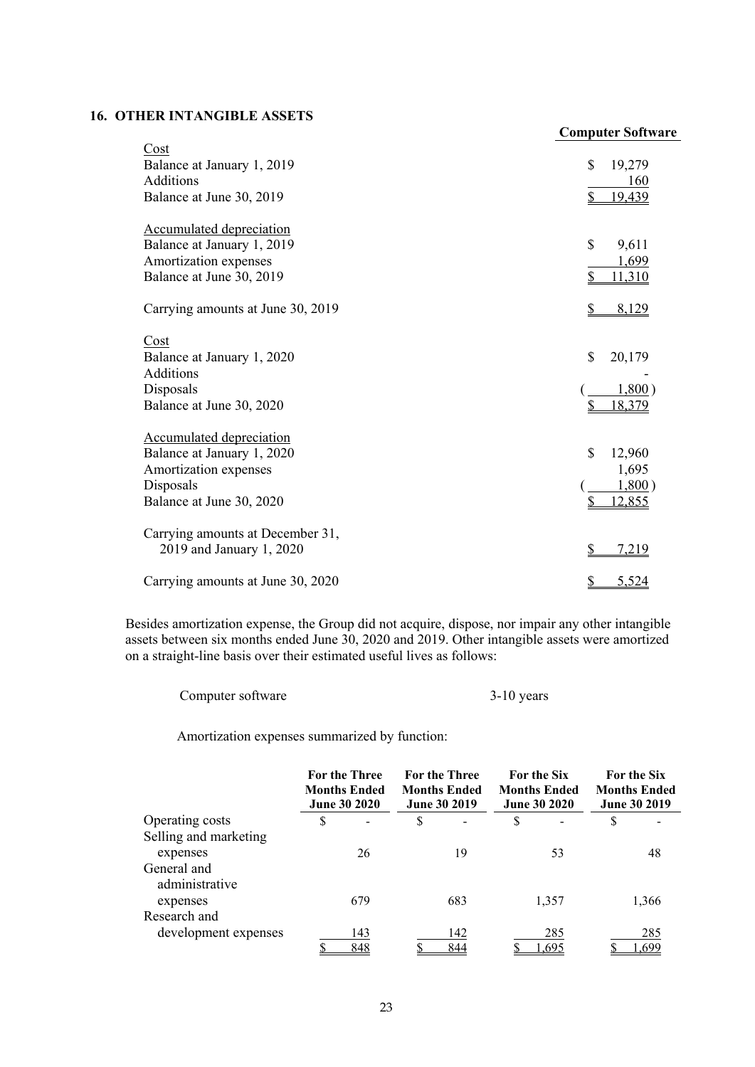## 16. OTHER INTANGIBLE ASSETS

| | Computer Software |
|---|---|
| Cost | |
| Balance at January 1, 2019 | $ 19,279 |
| Additions | 160 |
| Balance at June 30, 2019 | $ 19,439 |
| | |
| Accumulated depreciation | |
| Balance at January 1, 2019 | $ 9,611 |
| Amortization expenses | 1,699 |
| Balance at June 30, 2019 | $ 11,310 |
| | |
| Carrying amounts at June 30, 2019 | $ 8,129 |
| | |
| Cost | |
| Balance at January 1, 2020 | $ 20,179 |
| Additions | - |
| Disposals | ( 1,800 ) |
| Balance at June 30, 2020 | $ 18,379 |
| | |
| Accumulated depreciation | |
| Balance at January 1, 2020 | $ 12,960 |
| Amortization expenses | 1,695 |
| Disposals | ( 1,800 ) |
| Balance at June 30, 2020 | $ 12,855 |
| | |
| Carrying amounts at December 31, 2019 and January 1, 2020 | $ 7,219 |
| | |
| Carrying amounts at June 30, 2020 | $ 5,524 |

Besides amortization expense, the Group did not acquire, dispose, nor impair any other intangible assets between six months ended June 30, 2020 and 2019. Other intangible assets were amortized on a straight-line basis over their estimated useful lives as follows:

| | |
|---|---|
| Computer software | 3-10 years |

Amortization expenses summarized by function:

| | For the Three Months Ended June 30 2020 | For the Three Months Ended June 30 2019 | For the Six Months Ended June 30 2020 | For the Six Months Ended June 30 2019 |
|---|---|---|---|---|
| Operating costs | $ - | $ - | $ - | $ - |
| Selling and marketing expenses | 26 | 19 | 53 | 48 |
| General and administrative expenses | 679 | 683 | 1,357 | 1,366 |
| Research and development expenses | 143 | 142 | 285 | 285 |
| | $ 848 | $ 844 | $ 1,695 | $ 1,699 |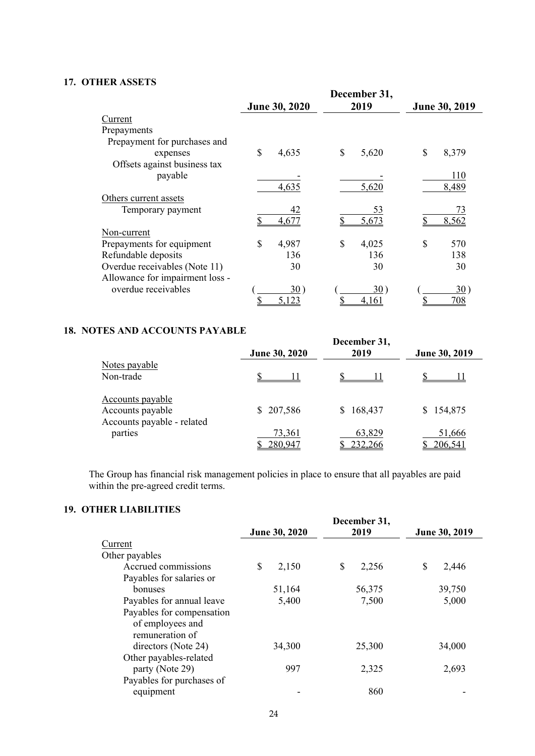## 17. OTHER ASSETS

| | June 30, 2020 | December 31, 2019 | June 30, 2019 |
|---|---|---|---|
| Current | | | |
| Prepayments | | | |
| Prepayment for purchases and expenses | $ 4,635 | $ 5,620 | $ 8,379 |
| Offsets against business tax payable | - | - | 110 |
| | 4,635 | 5,620 | 8,489 |
| Others current assets | | | |
| Temporary payment | 42 | 53 | 73 |
| | $ 4,677 | $ 5,673 | $ 8,562 |
| Non-current | | | |
| Prepayments for equipment | $ 4,987 | $ 4,025 | $ 570 |
| Refundable deposits | 136 | 136 | 138 |
| Overdue receivables (Note 11) | 30 | 30 | 30 |
| Allowance for impairment loss - overdue receivables | ( 30 ) | ( 30 ) | ( 30 ) |
| | $ 5,123 | $ 4,161 | $ 708 |

## 18. NOTES AND ACCOUNTS PAYABLE

| | June 30, 2020 | December 31, 2019 | June 30, 2019 |
|---|---|---|---|
| Notes payable | | | |
| Non-trade | $ 11 | $ 11 | $ 11 |
| | | | |
| Accounts payable | | | |
| Accounts payable | $ 207,586 | $ 168,437 | $ 154,875 |
| Accounts payable - related parties | 73,361 | 63,829 | 51,666 |
| | $ 280,947 | $ 232,266 | $ 206,541 |

The Group has financial risk management policies in place to ensure that all payables are paid within the pre-agreed credit terms.

## 19. OTHER LIABILITIES

| | June 30, 2020 | December 31, 2019 | June 30, 2019 |
|---|---|---|---|
| Current | | | |
| Other payables | | | |
| Accrued commissions | $ 2,150 | $ 2,256 | $ 2,446 |
| Payables for salaries or bonuses | 51,164 | 56,375 | 39,750 |
| Payables for annual leave | 5,400 | 7,500 | 5,000 |
| Payables for compensation of employees and remuneration of directors (Note 24) | 34,300 | 25,300 | 34,000 |
| Other payables-related party (Note 29) | 997 | 2,325 | 2,693 |
| Payables for purchases of equipment | - | 860 | - |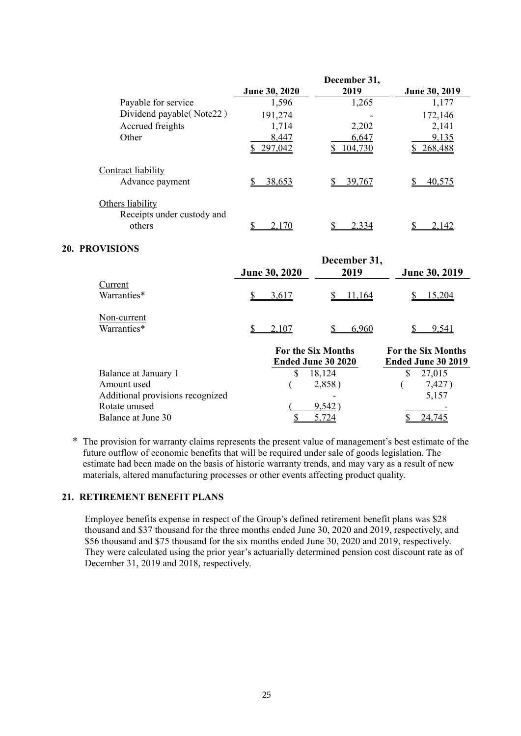| | June 30, 2020 | December 31, 2019 | June 30, 2019 |
|---|---|---|---|
| Payable for service | 1,596 | 1,265 | 1,177 |
| Dividend payable( Note22 ) | 191,274 | - | 172,146 |
| Accrued freights | 1,714 | 2,202 | 2,141 |
| Other | 8,447 | 6,647 | 9,135 |
| | $ 297,042 | $ 104,730 | $ 268,488 |
| Contract liability | | | |
| Advance payment | $ 38,653 | $ 39,767 | $ 40,575 |
| Others liability | | | |
| Receipts under custody and others | $ 2,170 | $ 2,334 | $ 2,142 |

## 20. PROVISIONS

| | June 30, 2020 | December 31, 2019 | June 30, 2019 |
|---|---|---|---|
| Current | | | |
| Warranties* | $ 3,617 | $ 11,164 | $ 15,204 |
| Non-current | | | |
| Warranties* | $ 2,107 | $ 6,960 | $ 9,541 |

| | For the Six Months Ended June 30 2020 | For the Six Months Ended June 30 2019 |
|---|---|---|
| Balance at January 1 | $ 18,124 | $ 27,015 |
| Amount used | ( 2,858 ) | ( 7,427 ) |
| Additional provisions recognized | - | 5,157 |
| Rotate unused | ( 9,542 ) | - |
| Balance at June 30 | $ 5,724 | $ 24,745 |

\* The provision for warranty claims represents the present value of management's best estimate of the future outflow of economic benefits that will be required under sale of goods legislation. The estimate had been made on the basis of historic warranty trends, and may vary as a result of new materials, altered manufacturing processes or other events affecting product quality.

## 21. RETIREMENT BENEFIT PLANS

Employee benefits expense in respect of the Group's defined retirement benefit plans was $28 thousand and $37 thousand for the three months ended June 30, 2020 and 2019, respectively, and $56 thousand and $75 thousand for the six months ended June 30, 2020 and 2019, respectively. They were calculated using the prior year's actuarially determined pension cost discount rate as of December 31, 2019 and 2018, respectively.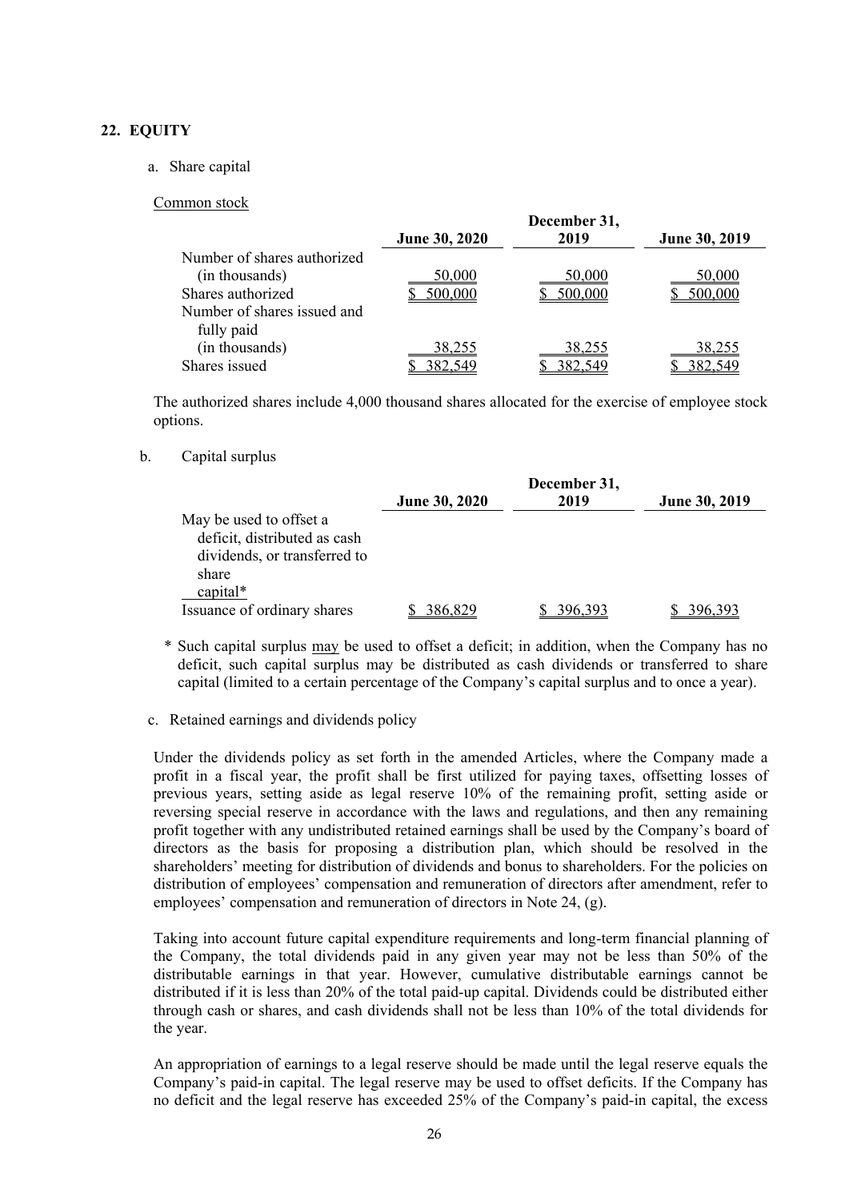## 22. EQUITY

a. Share capital

Common stock

| | June 30, 2020 | December 31, 2019 | June 30, 2019 |
|---|---|---|---|
| Number of shares authorized (in thousands) | 50,000 | 50,000 | 50,000 |
| Shares authorized | $ 500,000 | $ 500,000 | $ 500,000 |
| Number of shares issued and fully paid (in thousands) | 38,255 | 38,255 | 38,255 |
| Shares issued | $ 382,549 | $ 382,549 | $ 382,549 |

The authorized shares include 4,000 thousand shares allocated for the exercise of employee stock options.

b. Capital surplus

| | June 30, 2020 | December 31, 2019 | June 30, 2019 |
|---|---|---|---|
| May be used to offset a deficit, distributed as cash dividends, or transferred to share capital* | | | |
| Issuance of ordinary shares | $ 386,829 | $ 396,393 | $ 396,393 |

\* Such capital surplus may be used to offset a deficit; in addition, when the Company has no deficit, such capital surplus may be distributed as cash dividends or transferred to share capital (limited to a certain percentage of the Company's capital surplus and to once a year).

c. Retained earnings and dividends policy

Under the dividends policy as set forth in the amended Articles, where the Company made a profit in a fiscal year, the profit shall be first utilized for paying taxes, offsetting losses of previous years, setting aside as legal reserve 10% of the remaining profit, setting aside or reversing special reserve in accordance with the laws and regulations, and then any remaining profit together with any undistributed retained earnings shall be used by the Company's board of directors as the basis for proposing a distribution plan, which should be resolved in the shareholders' meeting for distribution of dividends and bonus to shareholders. For the policies on distribution of employees' compensation and remuneration of directors after amendment, refer to employees' compensation and remuneration of directors in Note 24, (g).

Taking into account future capital expenditure requirements and long-term financial planning of the Company, the total dividends paid in any given year may not be less than 50% of the distributable earnings in that year. However, cumulative distributable earnings cannot be distributed if it is less than 20% of the total paid-up capital. Dividends could be distributed either through cash or shares, and cash dividends shall not be less than 10% of the total dividends for the year.

An appropriation of earnings to a legal reserve should be made until the legal reserve equals the Company's paid-in capital. The legal reserve may be used to offset deficits. If the Company has no deficit and the legal reserve has exceeded 25% of the Company's paid-in capital, the excess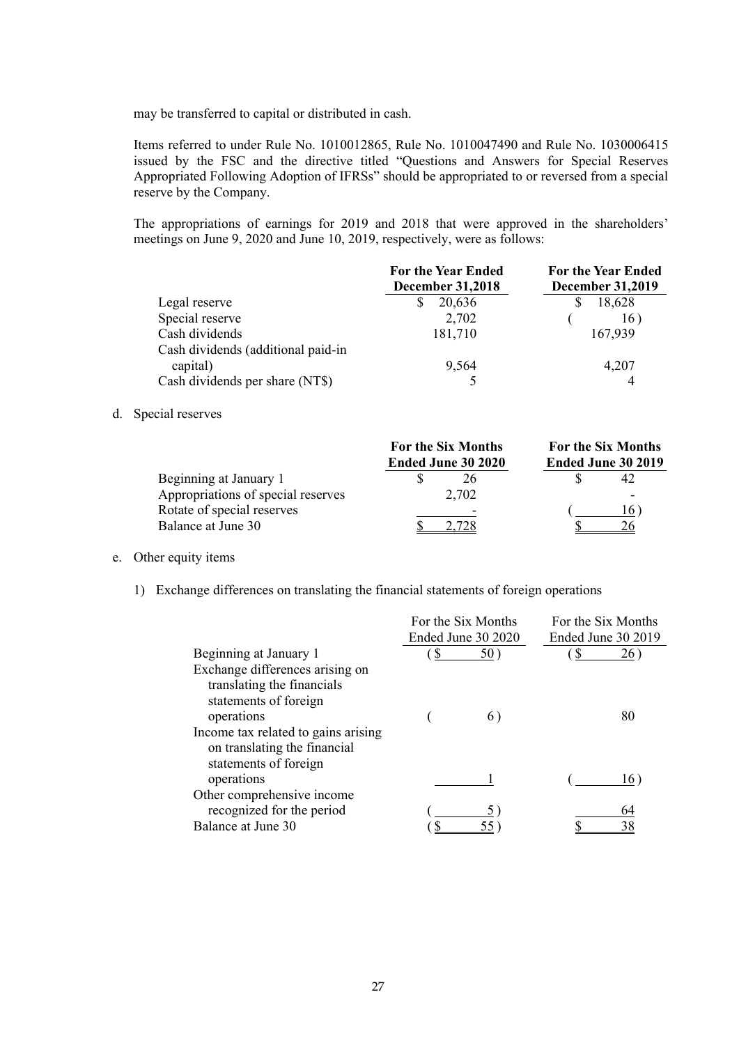may be transferred to capital or distributed in cash.

Items referred to under Rule No. 1010012865, Rule No. 1010047490 and Rule No. 1030006415 issued by the FSC and the directive titled "Questions and Answers for Special Reserves Appropriated Following Adoption of IFRSs" should be appropriated to or reversed from a special reserve by the Company.

The appropriations of earnings for 2019 and 2018 that were approved in the shareholders' meetings on June 9, 2020 and June 10, 2019, respectively, were as follows:

| | For the Year Ended December 31,2018 | For the Year Ended December 31,2019 |
|---|---|---|
| Legal reserve | $ 20,636 | $ 18,628 |
| Special reserve | 2,702 | ( 16 ) |
| Cash dividends | 181,710 | 167,939 |
| Cash dividends (additional paid-in capital) | 9,564 | 4,207 |
| Cash dividends per share (NT$) | 5 | 4 |

d. Special reserves

| | For the Six Months Ended June 30 2020 | For the Six Months Ended June 30 2019 |
|---|---|---|
| Beginning at January 1 | $ 26 | $ 42 |
| Appropriations of special reserves | 2,702 | - |
| Rotate of special reserves | - | ( 16 ) |
| Balance at June 30 | $ 2,728 | $ 26 |

e. Other equity items

1) Exchange differences on translating the financial statements of foreign operations

| | For the Six Months Ended June 30 2020 | For the Six Months Ended June 30 2019 |
|---|---|---|
| Beginning at January 1 | ( $ 50 ) | ( $ 26 ) |
| Exchange differences arising on translating the financials statements of foreign operations | ( 6 ) | 80 |
| Income tax related to gains arising on translating the financial statements of foreign operations | 1 | ( 16 ) |
| Other comprehensive income recognized for the period | ( 5 ) | 64 |
| Balance at June 30 | ( $ 55 ) | $ 38 |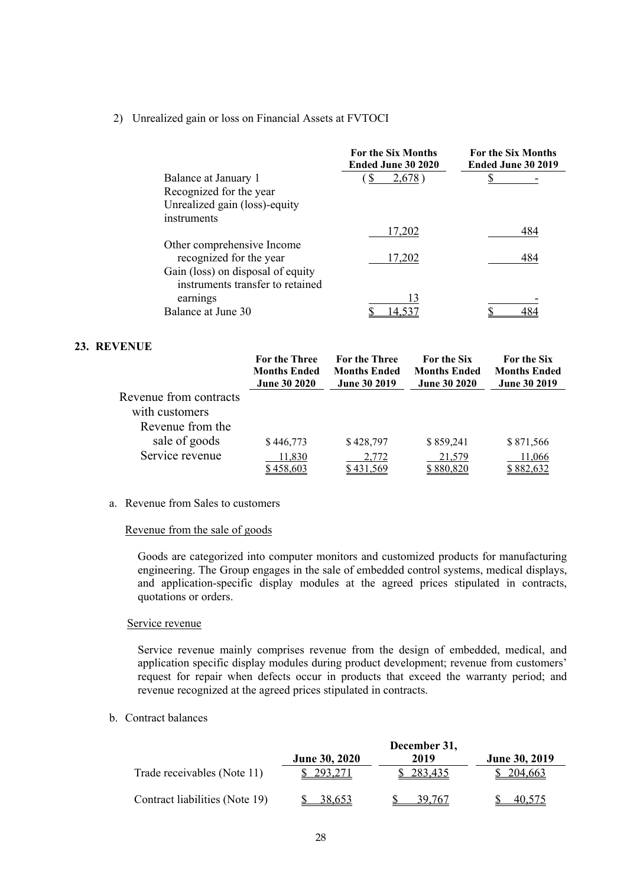2) Unrealized gain or loss on Financial Assets at FVTOCI

| | For the Six Months Ended June 30 2020 | For the Six Months Ended June 30 2019 |
|---|---|---|
| Balance at January 1 | ( $ 2,678 ) | $ - |
| Recognized for the year | | |
| Unrealized gain (loss)-equity instruments | 17,202 | 484 |
| Other comprehensive Income recognized for the year | 17,202 | 484 |
| Gain (loss) on disposal of equity instruments transfer to retained earnings | 13 | - |
| Balance at June 30 | $ 14,537 | $ 484 |

## 23. REVENUE

| | For the Three Months Ended June 30 2020 | For the Three Months Ended June 30 2019 | For the Six Months Ended June 30 2020 | For the Six Months Ended June 30 2019 |
|---|---|---|---|---|
| Revenue from contracts with customers | | | | |
| Revenue from the sale of goods | $ 446,773 | $ 428,797 | $ 859,241 | $ 871,566 |
| Service revenue | 11,830 | 2,772 | 21,579 | 11,066 |
| | $ 458,603 | $ 431,569 | $ 880,820 | $ 882,632 |

a. Revenue from Sales to customers

Revenue from the sale of goods

Goods are categorized into computer monitors and customized products for manufacturing engineering. The Group engages in the sale of embedded control systems, medical displays, and application-specific display modules at the agreed prices stipulated in contracts, quotations or orders.

Service revenue

Service revenue mainly comprises revenue from the design of embedded, medical, and application specific display modules during product development; revenue from customers' request for repair when defects occur in products that exceed the warranty period; and revenue recognized at the agreed prices stipulated in contracts.

b. Contract balances

| | June 30, 2020 | December 31, 2019 | June 30, 2019 |
|---|---|---|---|
| Trade receivables (Note 11) | $ 293,271 | $ 283,435 | $ 204,663 |
| Contract liabilities (Note 19) | $ 38,653 | $ 39,767 | $ 40,575 |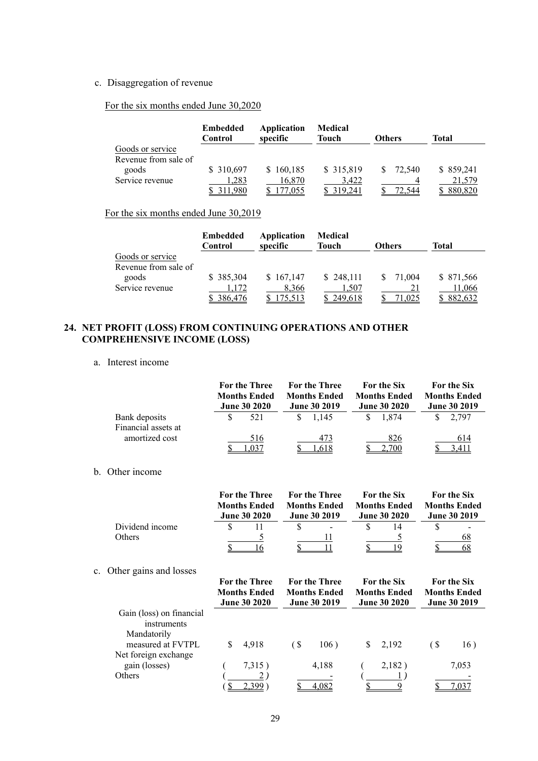c. Disaggregation of revenue

For the six months ended June 30,2020

| | Embedded Control | Application specific | Medical Touch | Others | Total |
|---|---|---|---|---|---|
| Goods or service | | | | | |
| Revenue from sale of goods | $ 310,697 | $ 160,185 | $ 315,819 | $ 72,540 | $ 859,241 |
| Service revenue | 1,283 | 16,870 | 3,422 | 4 | 21,579 |
| | $ 311,980 | $ 177,055 | $ 319,241 | $ 72,544 | $ 880,820 |

For the six months ended June 30,2019

| | Embedded Control | Application specific | Medical Touch | Others | Total |
|---|---|---|---|---|---|
| Goods or service | | | | | |
| Revenue from sale of goods | $ 385,304 | $ 167,147 | $ 248,111 | $ 71,004 | $ 871,566 |
| Service revenue | 1,172 | 8,366 | 1,507 | 21 | 11,066 |
| | $ 386,476 | $ 175,513 | $ 249,618 | $ 71,025 | $ 882,632 |

## 24. NET PROFIT (LOSS) FROM CONTINUING OPERATIONS AND OTHER COMPREHENSIVE INCOME (LOSS)

a. Interest income

| | For the Three Months Ended June 30 2020 | For the Three Months Ended June 30 2019 | For the Six Months Ended June 30 2020 | For the Six Months Ended June 30 2019 |
|---|---|---|---|---|
| Bank deposits | $ 521 | $ 1,145 | $ 1,874 | $ 2,797 |
| Financial assets at amortized cost | 516 | 473 | 826 | 614 |
| | $ 1,037 | $ 1,618 | $ 2,700 | $ 3,411 |

b. Other income

| | For the Three Months Ended June 30 2020 | For the Three Months Ended June 30 2019 | For the Six Months Ended June 30 2020 | For the Six Months Ended June 30 2019 |
|---|---|---|---|---|
| Dividend income | $ 11 | $ - | $ 14 | $ - |
| Others | 5 | 11 | 5 | 68 |
| | $ 16 | $ 11 | $ 19 | $ 68 |

c. Other gains and losses

| | For the Three Months Ended June 30 2020 | For the Three Months Ended June 30 2019 | For the Six Months Ended June 30 2020 | For the Six Months Ended June 30 2019 |
|---|---|---|---|---|
| Gain (loss) on financial instruments | | | | |
| Mandatorily measured at FVTPL | $ 4,918 | ( $ 106 ) | $ 2,192 | ( $ 16 ) |
| Net foreign exchange gain (losses) | ( 7,315 ) | 4,188 | ( 2,182 ) | 7,053 |
| Others | ( 2 ) | - | ( 1 ) | - |
| | ( $ 2,399 ) | $ 4,082 | $ 9 | $ 7,037 |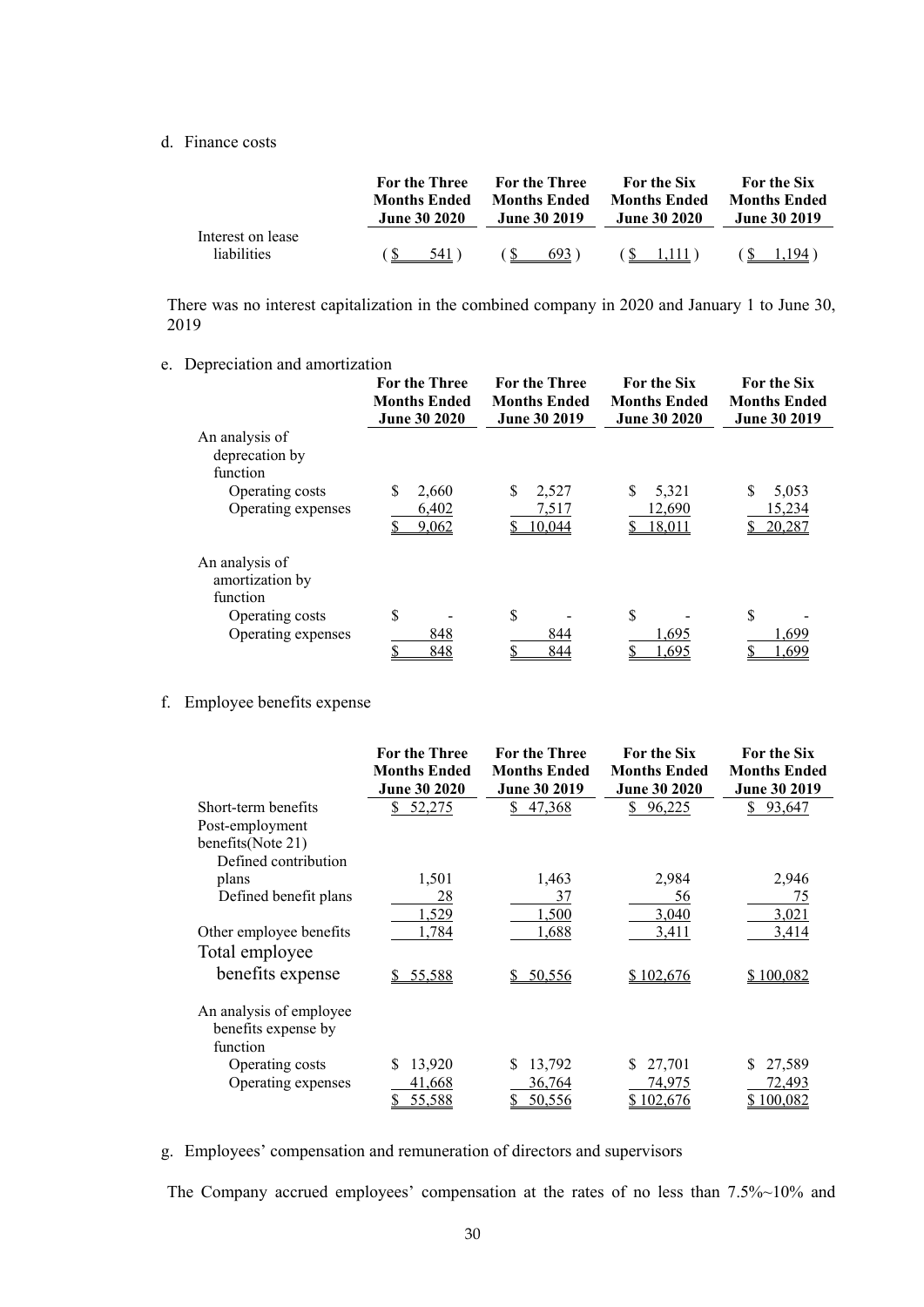d. Finance costs

| | For the Three Months Ended June 30 2020 | For the Three Months Ended June 30 2019 | For the Six Months Ended June 30 2020 | For the Six Months Ended June 30 2019 |
|---|---|---|---|---|
| Interest on lease liabilities | ( $ 541 ) | ( $ 693 ) | ( $ 1,111 ) | ( $ 1,194 ) |

There was no interest capitalization in the combined company in 2020 and January 1 to June 30, 2019

e. Depreciation and amortization

| | For the Three Months Ended June 30 2020 | For the Three Months Ended June 30 2019 | For the Six Months Ended June 30 2020 | For the Six Months Ended June 30 2019 |
|---|---|---|---|---|
| An analysis of deprecation by function | | | | |
| Operating costs | $ 2,660 | $ 2,527 | $ 5,321 | $ 5,053 |
| Operating expenses | 6,402 | 7,517 | 12,690 | 15,234 |
| | $ 9,062 | $ 10,044 | $ 18,011 | $ 20,287 |
| An analysis of amortization by function | | | | |
| Operating costs | $ - | $ - | $ - | $ - |
| Operating expenses | 848 | 844 | 1,695 | 1,699 |
| | $ 848 | $ 844 | $ 1,695 | $ 1,699 |

f. Employee benefits expense

| | For the Three Months Ended June 30 2020 | For the Three Months Ended June 30 2019 | For the Six Months Ended June 30 2020 | For the Six Months Ended June 30 2019 |
|---|---|---|---|---|
| Short-term benefits | $ 52,275 | $ 47,368 | $ 96,225 | $ 93,647 |
| Post-employment benefits(Note 21) | | | | |
| Defined contribution plans | 1,501 | 1,463 | 2,984 | 2,946 |
| Defined benefit plans | 28 | 37 | 56 | 75 |
| | 1,529 | 1,500 | 3,040 | 3,021 |
| Other employee benefits | 1,784 | 1,688 | 3,411 | 3,414 |
| Total employee benefits expense | $ 55,588 | $ 50,556 | $ 102,676 | $ 100,082 |
| An analysis of employee benefits expense by function | | | | |
| Operating costs | $ 13,920 | $ 13,792 | $ 27,701 | $ 27,589 |
| Operating expenses | 41,668 | 36,764 | 74,975 | 72,493 |
| | $ 55,588 | $ 50,556 | $ 102,676 | $ 100,082 |

g. Employees' compensation and remuneration of directors and supervisors

The Company accrued employees' compensation at the rates of no less than 7.5%~10% and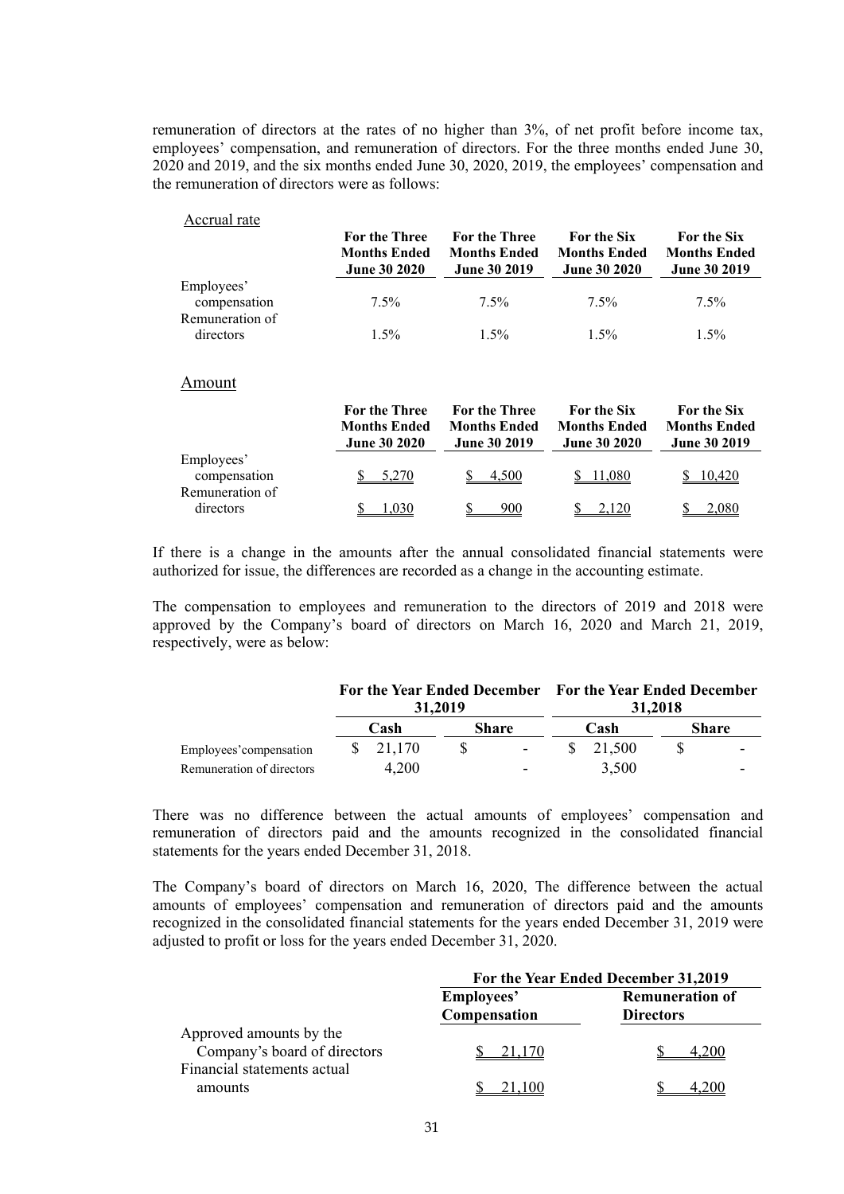remuneration of directors at the rates of no higher than 3%, of net profit before income tax, employees' compensation, and remuneration of directors. For the three months ended June 30, 2020 and 2019, and the six months ended June 30, 2020, 2019, the employees' compensation and the remuneration of directors were as follows:

Accrual rate

| | For the Three Months Ended June 30 2020 | For the Three Months Ended June 30 2019 | For the Six Months Ended June 30 2020 | For the Six Months Ended June 30 2019 |
|---|---|---|---|---|
| Employees' compensation | 7.5% | 7.5% | 7.5% | 7.5% |
| Remuneration of directors | 1.5% | 1.5% | 1.5% | 1.5% |

Amount

| | For the Three Months Ended June 30 2020 | For the Three Months Ended June 30 2019 | For the Six Months Ended June 30 2020 | For the Six Months Ended June 30 2019 |
|---|---|---|---|---|
| Employees' compensation | $ 5,270 | $ 4,500 | $ 11,080 | $ 10,420 |
| Remuneration of directors | $ 1,030 | $ 900 | $ 2,120 | $ 2,080 |

If there is a change in the amounts after the annual consolidated financial statements were authorized for issue, the differences are recorded as a change in the accounting estimate.

The compensation to employees and remuneration to the directors of 2019 and 2018 were approved by the Company's board of directors on March 16, 2020 and March 21, 2019, respectively, were as below:

| | For the Year Ended December 31,2019 | | For the Year Ended December 31,2018 | |
|---|---|---|---|---|
| | Cash | Share | Cash | Share |
| Employees'compensation | $ 21,170 | $ - | $ 21,500 | $ - |
| Remuneration of directors | 4,200 | - | 3,500 | - |

There was no difference between the actual amounts of employees' compensation and remuneration of directors paid and the amounts recognized in the consolidated financial statements for the years ended December 31, 2018.

The Company's board of directors on March 16, 2020, The difference between the actual amounts of employees' compensation and remuneration of directors paid and the amounts recognized in the consolidated financial statements for the years ended December 31, 2019 were adjusted to profit or loss for the years ended December 31, 2020.

| | For the Year Ended December 31,2019 | |
|---|---|---|
| | Employees' Compensation | Remuneration of Directors |
| Approved amounts by the Company's board of directors | $ 21,170 | $ 4,200 |
| Financial statements actual amounts | $ 21,100 | $ 4,200 |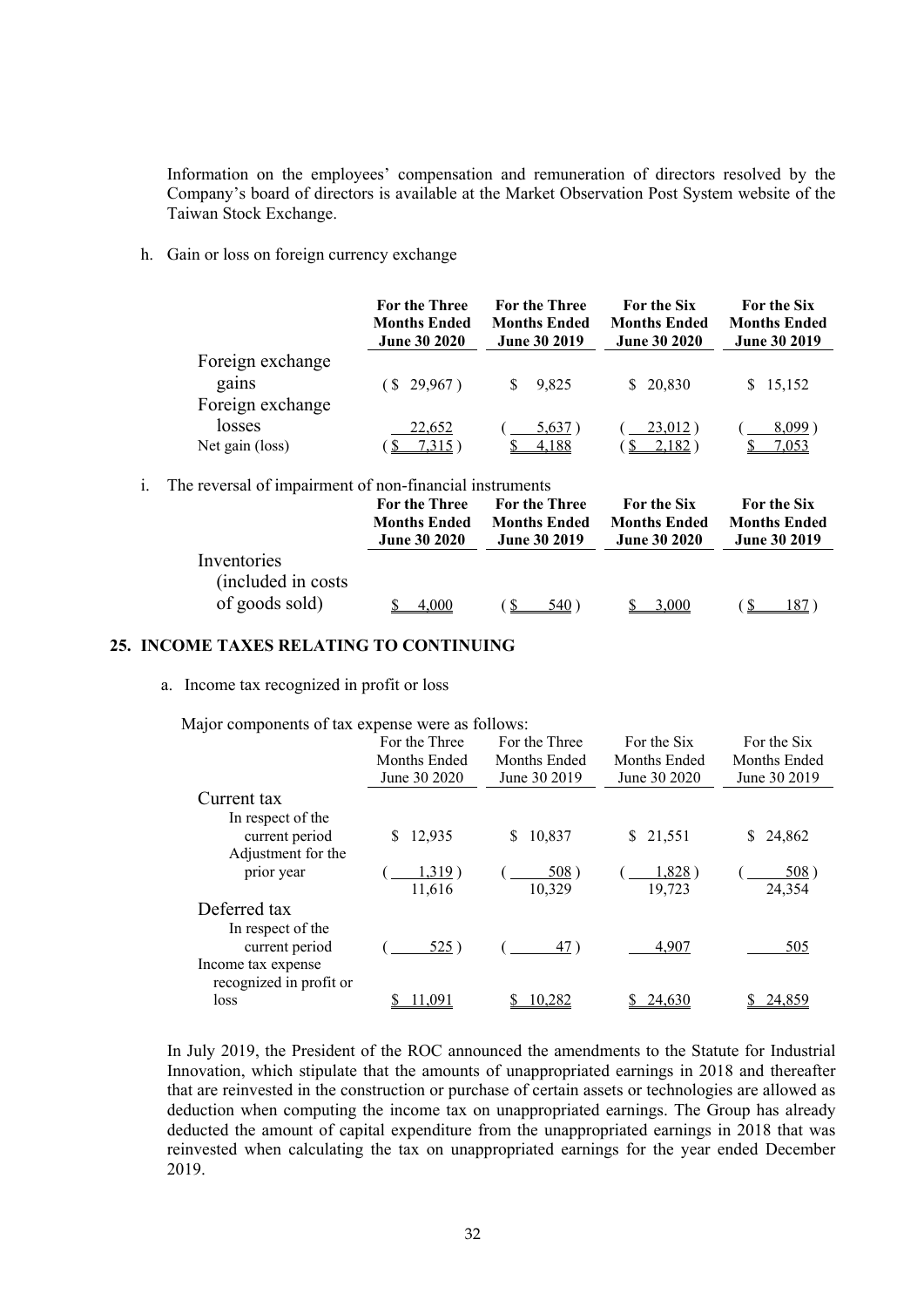Information on the employees' compensation and remuneration of directors resolved by the Company's board of directors is available at the Market Observation Post System website of the Taiwan Stock Exchange.

h. Gain or loss on foreign currency exchange

| | For the Three Months Ended June 30 2020 | For the Three Months Ended June 30 2019 | For the Six Months Ended June 30 2020 | For the Six Months Ended June 30 2019 |
|---|---|---|---|---|
| Foreign exchange gains | ($ 29,967) | $ 9,825 | $ 20,830 | $ 15,152 |
| Foreign exchange losses | 22,652 | ( 5,637) | ( 23,012) | ( 8,099) |
| Net gain (loss) | ($ 7,315) | $ 4,188 | ($ 2,182) | $ 7,053 |

i. The reversal of impairment of non-financial instruments

| | For the Three Months Ended June 30 2020 | For the Three Months Ended June 30 2019 | For the Six Months Ended June 30 2020 | For the Six Months Ended June 30 2019 |
|---|---|---|---|---|
| Inventories (included in costs of goods sold) | $ 4,000 | ($ 540) | $ 3,000 | ($ 187) |

## 25. INCOME TAXES RELATING TO CONTINUING

a. Income tax recognized in profit or loss

Major components of tax expense were as follows:

| | For the Three Months Ended June 30 2020 | For the Three Months Ended June 30 2019 | For the Six Months Ended June 30 2020 | For the Six Months Ended June 30 2019 |
|---|---|---|---|---|
| Current tax | | | | |
| In respect of the current period | $ 12,935 | $ 10,837 | $ 21,551 | $ 24,862 |
| Adjustment for the prior year | ( 1,319) | ( 508) | ( 1,828) | ( 508) |
| | 11,616 | 10,329 | 19,723 | 24,354 |
| Deferred tax | | | | |
| In respect of the current period | ( 525) | ( 47) | 4,907 | 505 |
| Income tax expense recognized in profit or loss | $ 11,091 | $ 10,282 | $ 24,630 | $ 24,859 |

In July 2019, the President of the ROC announced the amendments to the Statute for Industrial Innovation, which stipulate that the amounts of unappropriated earnings in 2018 and thereafter that are reinvested in the construction or purchase of certain assets or technologies are allowed as deduction when computing the income tax on unappropriated earnings. The Group has already deducted the amount of capital expenditure from the unappropriated earnings in 2018 that was reinvested when calculating the tax on unappropriated earnings for the year ended December 2019.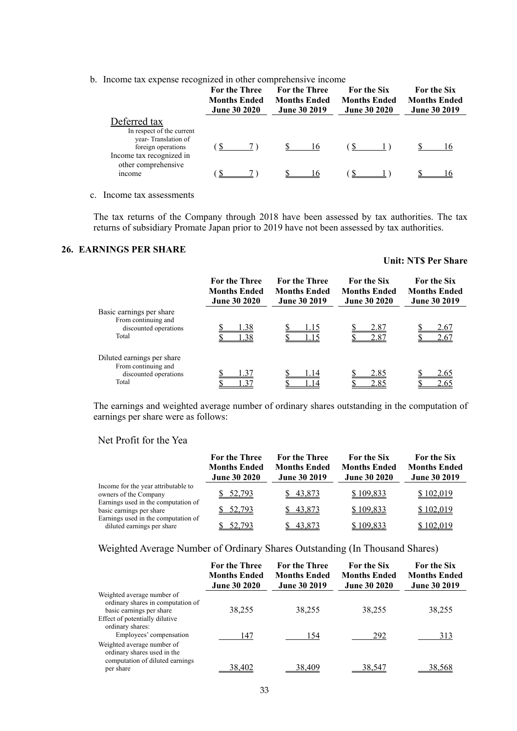b. Income tax expense recognized in other comprehensive income

| | For the Three Months Ended June 30 2020 | For the Three Months Ended June 30 2019 | For the Six Months Ended June 30 2020 | For the Six Months Ended June 30 2019 |
|---|---|---|---|---|
| Deferred tax | | | | |
| In respect of the current year- Translation of foreign operations | ( $ 7 ) | $ 16 | ( $ 1 ) | $ 16 |
| Income tax recognized in other comprehensive income | ( $ 7 ) | $ 16 | ( $ 1 ) | $ 16 |

c. Income tax assessments

The tax returns of the Company through 2018 have been assessed by tax authorities. The tax returns of subsidiary Promate Japan prior to 2019 have not been assessed by tax authorities.

## 26. EARNINGS PER SHARE

**Unit: NT$ Per Share**

| | For the Three Months Ended June 30 2020 | For the Three Months Ended June 30 2019 | For the Six Months Ended June 30 2020 | For the Six Months Ended June 30 2019 |
|---|---|---|---|---|
| Basic earnings per share | | | | |
| From continuing and discounted operations | $ 1.38 | $ 1.15 | $ 2.87 | $ 2.67 |
| Total | $ 1.38 | $ 1.15 | $ 2.87 | $ 2.67 |
| Diluted earnings per share | | | | |
| From continuing and discounted operations | $ 1.37 | $ 1.14 | $ 2.85 | $ 2.65 |
| Total | $ 1.37 | $ 1.14 | $ 2.85 | $ 2.65 |

The earnings and weighted average number of ordinary shares outstanding in the computation of earnings per share were as follows:

Net Profit for the Yea

| | For the Three Months Ended June 30 2020 | For the Three Months Ended June 30 2019 | For the Six Months Ended June 30 2020 | For the Six Months Ended June 30 2019 |
|---|---|---|---|---|
| Income for the year attributable to owners of the Company | $ 52,793 | $ 43,873 | $ 109,833 | $ 102,019 |
| Earnings used in the computation of basic earnings per share | $ 52,793 | $ 43,873 | $ 109,833 | $ 102,019 |
| Earnings used in the computation of diluted earnings per share | $ 52,793 | $ 43,873 | $ 109,833 | $ 102,019 |

Weighted Average Number of Ordinary Shares Outstanding (In Thousand Shares)

| | For the Three Months Ended June 30 2020 | For the Three Months Ended June 30 2019 | For the Six Months Ended June 30 2020 | For the Six Months Ended June 30 2019 |
|---|---|---|---|---|
| Weighted average number of ordinary shares in computation of basic earnings per share | 38,255 | 38,255 | 38,255 | 38,255 |
| Effect of potentially dilutive ordinary shares: | | | | |
| Employees' compensation | 147 | 154 | 292 | 313 |
| Weighted average number of ordinary shares used in the computation of diluted earnings per share | 38,402 | 38,409 | 38,547 | 38,568 |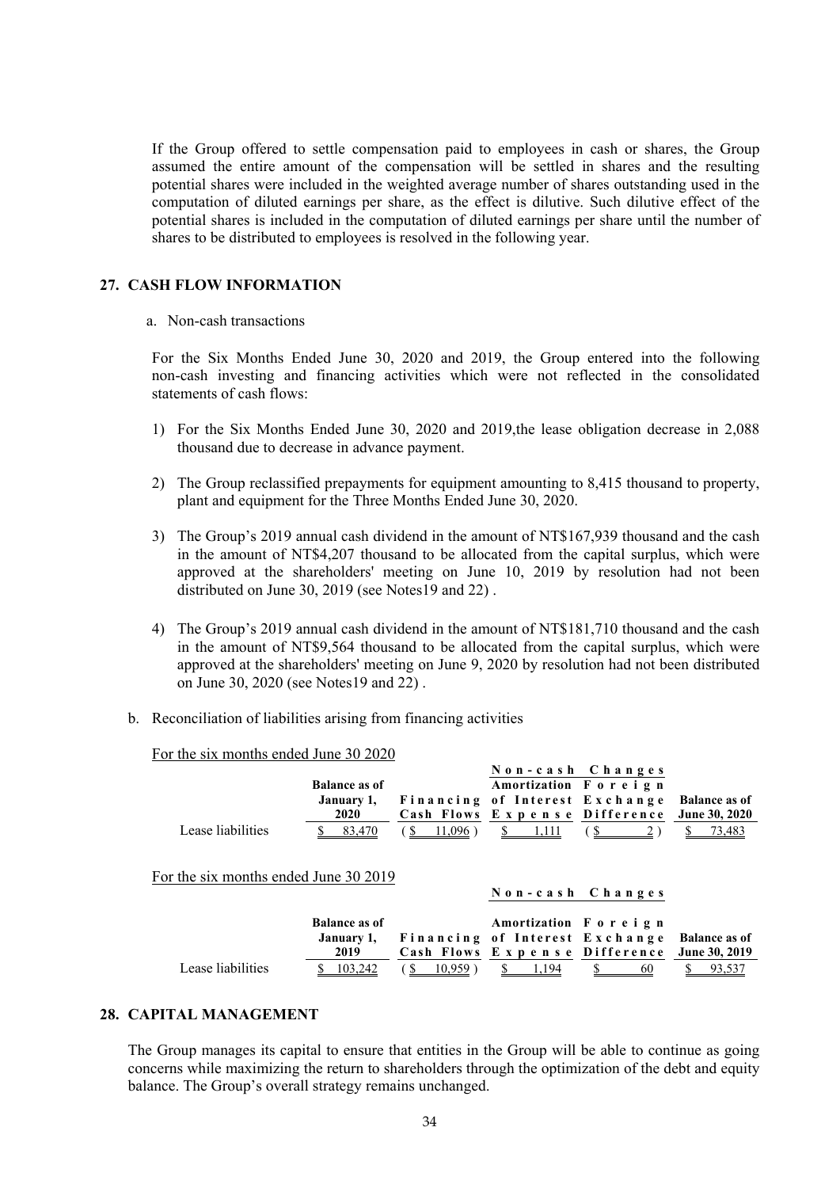If the Group offered to settle compensation paid to employees in cash or shares, the Group assumed the entire amount of the compensation will be settled in shares and the resulting potential shares were included in the weighted average number of shares outstanding used in the computation of diluted earnings per share, as the effect is dilutive. Such dilutive effect of the potential shares is included in the computation of diluted earnings per share until the number of shares to be distributed to employees is resolved in the following year.

## 27. CASH FLOW INFORMATION

a. Non-cash transactions

For the Six Months Ended June 30, 2020 and 2019, the Group entered into the following non-cash investing and financing activities which were not reflected in the consolidated statements of cash flows:

1) For the Six Months Ended June 30, 2020 and 2019,the lease obligation decrease in 2,088 thousand due to decrease in advance payment.

2) The Group reclassified prepayments for equipment amounting to 8,415 thousand to property, plant and equipment for the Three Months Ended June 30, 2020.

3) The Group's 2019 annual cash dividend in the amount of NT$167,939 thousand and the cash in the amount of NT$4,207 thousand to be allocated from the capital surplus, which were approved at the shareholders' meeting on June 10, 2019 by resolution had not been distributed on June 30, 2019 (see Notes19 and 22) .

4) The Group's 2019 annual cash dividend in the amount of NT$181,710 thousand and the cash in the amount of NT$9,564 thousand to be allocated from the capital surplus, which were approved at the shareholders' meeting on June 9, 2020 by resolution had not been distributed on June 30, 2020 (see Notes19 and 22) .

b. Reconciliation of liabilities arising from financing activities

For the six months ended June 30 2020

| | | | Non-cash Changes | | |
|---|---|---|---|---|---|
| | Balance as of January 1, 2020 | Financing Cash Flows | Amortization of Interest Expense | Foreign Exchange Difference | Balance as of June 30, 2020 |
| Lease liabilities | $ 83,470 | ( $ 11,096 ) | $ 1,111 | ( $ 2 ) | $ 73,483 |

For the six months ended June 30 2019

| | | | Non-cash Changes | | |
|---|---|---|---|---|---|
| | Balance as of January 1, 2019 | Financing Cash Flows | Amortization of Interest Expense | Foreign Exchange Difference | Balance as of June 30, 2019 |
| Lease liabilities | $ 103,242 | ( $ 10,959 ) | $ 1,194 | $ 60 | $ 93,537 |

## 28. CAPITAL MANAGEMENT

The Group manages its capital to ensure that entities in the Group will be able to continue as going concerns while maximizing the return to shareholders through the optimization of the debt and equity balance. The Group's overall strategy remains unchanged.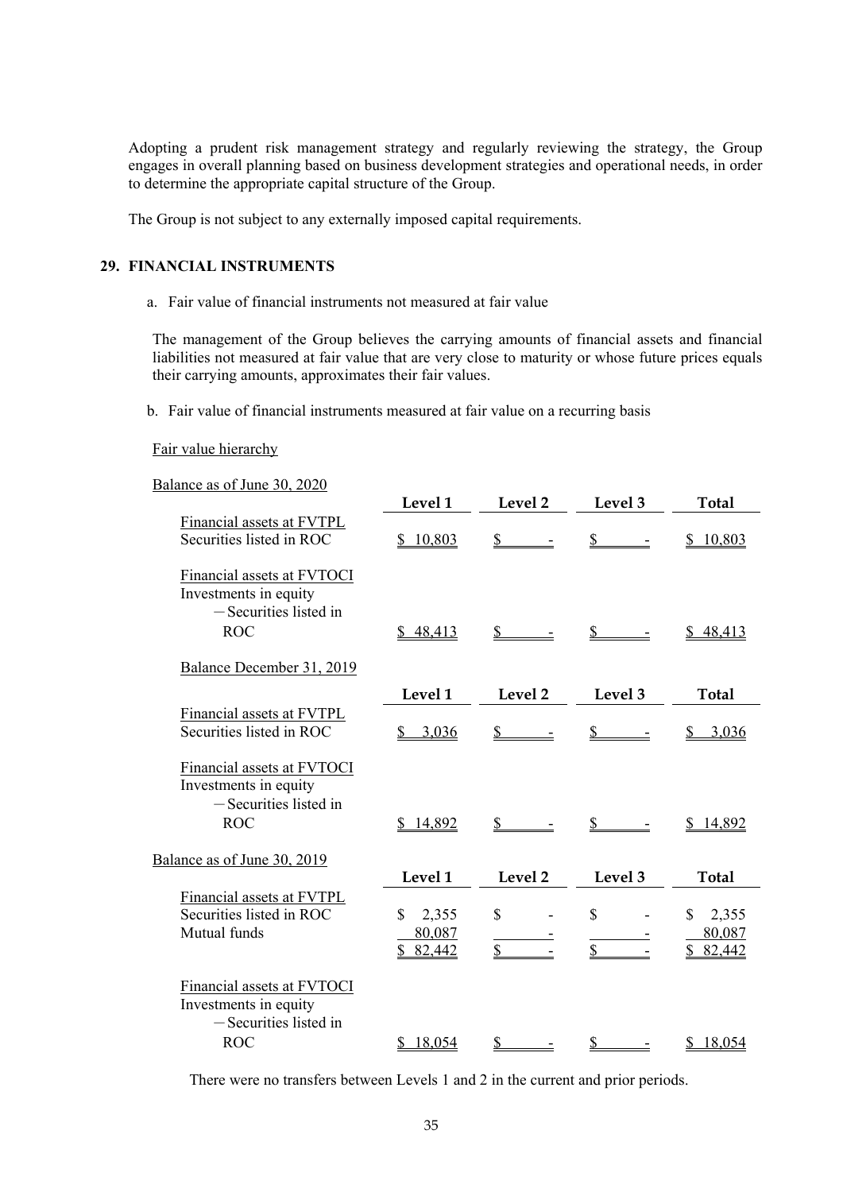Adopting a prudent risk management strategy and regularly reviewing the strategy, the Group engages in overall planning based on business development strategies and operational needs, in order to determine the appropriate capital structure of the Group.

The Group is not subject to any externally imposed capital requirements.

## 29. FINANCIAL INSTRUMENTS

a. Fair value of financial instruments not measured at fair value

The management of the Group believes the carrying amounts of financial assets and financial liabilities not measured at fair value that are very close to maturity or whose future prices equals their carrying amounts, approximates their fair values.

b. Fair value of financial instruments measured at fair value on a recurring basis

Fair value hierarchy

Balance as of June 30, 2020

| | Level 1 | Level 2 | Level 3 | Total |
|---|---|---|---|---|
| Financial assets at FVTPL | | | | |
| Securities listed in ROC | $ 10,803 | $ - | $ - | $ 10,803 |
| Financial assets at FVTOCI | | | | |
| Investments in equity | | | | |
| －Securities listed in ROC | $ 48,413 | $ - | $ - | $ 48,413 |

Balance December 31, 2019

| | Level 1 | Level 2 | Level 3 | Total |
|---|---|---|---|---|
| Financial assets at FVTPL | | | | |
| Securities listed in ROC | $ 3,036 | $ - | $ - | $ 3,036 |
| Financial assets at FVTOCI | | | | |
| Investments in equity | | | | |
| －Securities listed in ROC | $ 14,892 | $ - | $ - | $ 14,892 |

Balance as of June 30, 2019

| | Level 1 | Level 2 | Level 3 | Total |
|---|---|---|---|---|
| Financial assets at FVTPL | | | | |
| Securities listed in ROC | $ 2,355 | $ - | $ - | $ 2,355 |
| Mutual funds | 80,087 | - | - | 80,087 |
| | $ 82,442 | $ - | $ - | $ 82,442 |
| Financial assets at FVTOCI | | | | |
| Investments in equity | | | | |
| －Securities listed in ROC | $ 18,054 | $ - | $ - | $ 18,054 |

There were no transfers between Levels 1 and 2 in the current and prior periods.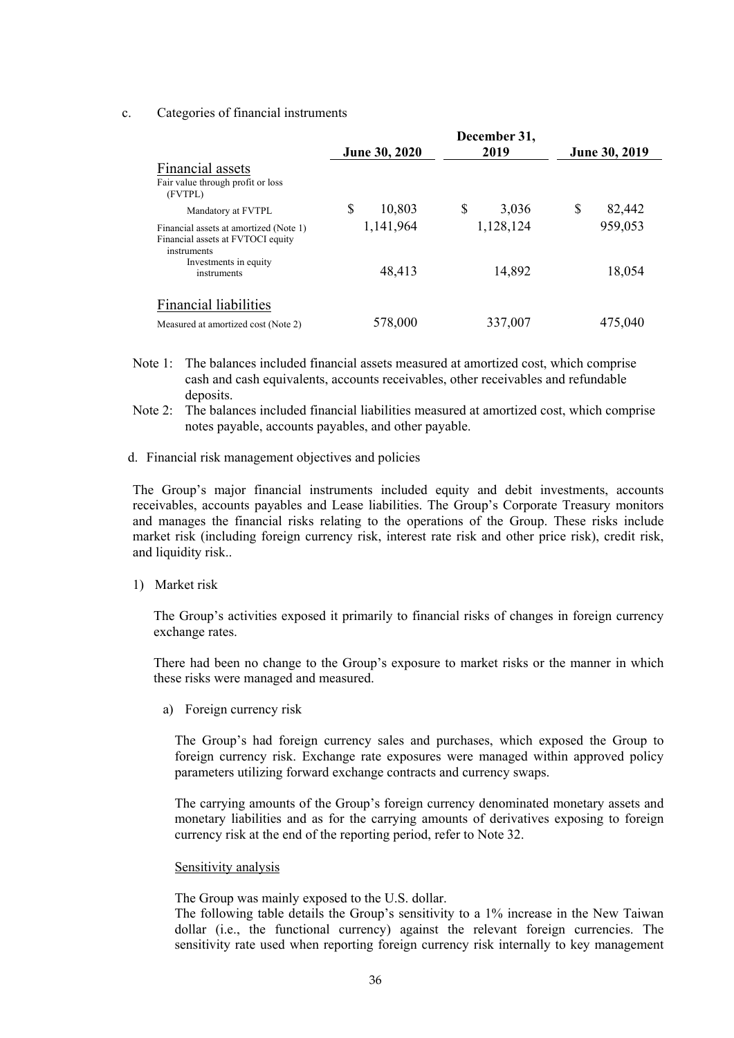c. Categories of financial instruments

| | June 30, 2020 | December 31, 2019 | June 30, 2019 |
|---|---|---|---|
| Financial assets | | | |
| Fair value through profit or loss (FVTPL) | | | |
| Mandatory at FVTPL | $ 10,803 | $ 3,036 | $ 82,442 |
| Financial assets at amortized (Note 1) | 1,141,964 | 1,128,124 | 959,053 |
| Financial assets at FVTOCI equity instruments | | | |
| Investments in equity instruments | 48,413 | 14,892 | 18,054 |
| Financial liabilities | | | |
| Measured at amortized cost (Note 2) | 578,000 | 337,007 | 475,040 |

Note 1: The balances included financial assets measured at amortized cost, which comprise cash and cash equivalents, accounts receivables, other receivables and refundable deposits.

Note 2: The balances included financial liabilities measured at amortized cost, which comprise notes payable, accounts payables, and other payable.

d. Financial risk management objectives and policies

The Group's major financial instruments included equity and debit investments, accounts receivables, accounts payables and Lease liabilities. The Group's Corporate Treasury monitors and manages the financial risks relating to the operations of the Group. These risks include market risk (including foreign currency risk, interest rate risk and other price risk), credit risk, and liquidity risk..

1) Market risk

The Group's activities exposed it primarily to financial risks of changes in foreign currency exchange rates.

There had been no change to the Group's exposure to market risks or the manner in which these risks were managed and measured.

a) Foreign currency risk

The Group's had foreign currency sales and purchases, which exposed the Group to foreign currency risk. Exchange rate exposures were managed within approved policy parameters utilizing forward exchange contracts and currency swaps.

The carrying amounts of the Group's foreign currency denominated monetary assets and monetary liabilities and as for the carrying amounts of derivatives exposing to foreign currency risk at the end of the reporting period, refer to Note 32.

Sensitivity analysis

The Group was mainly exposed to the U.S. dollar.

The following table details the Group's sensitivity to a 1% increase in the New Taiwan dollar (i.e., the functional currency) against the relevant foreign currencies. The sensitivity rate used when reporting foreign currency risk internally to key management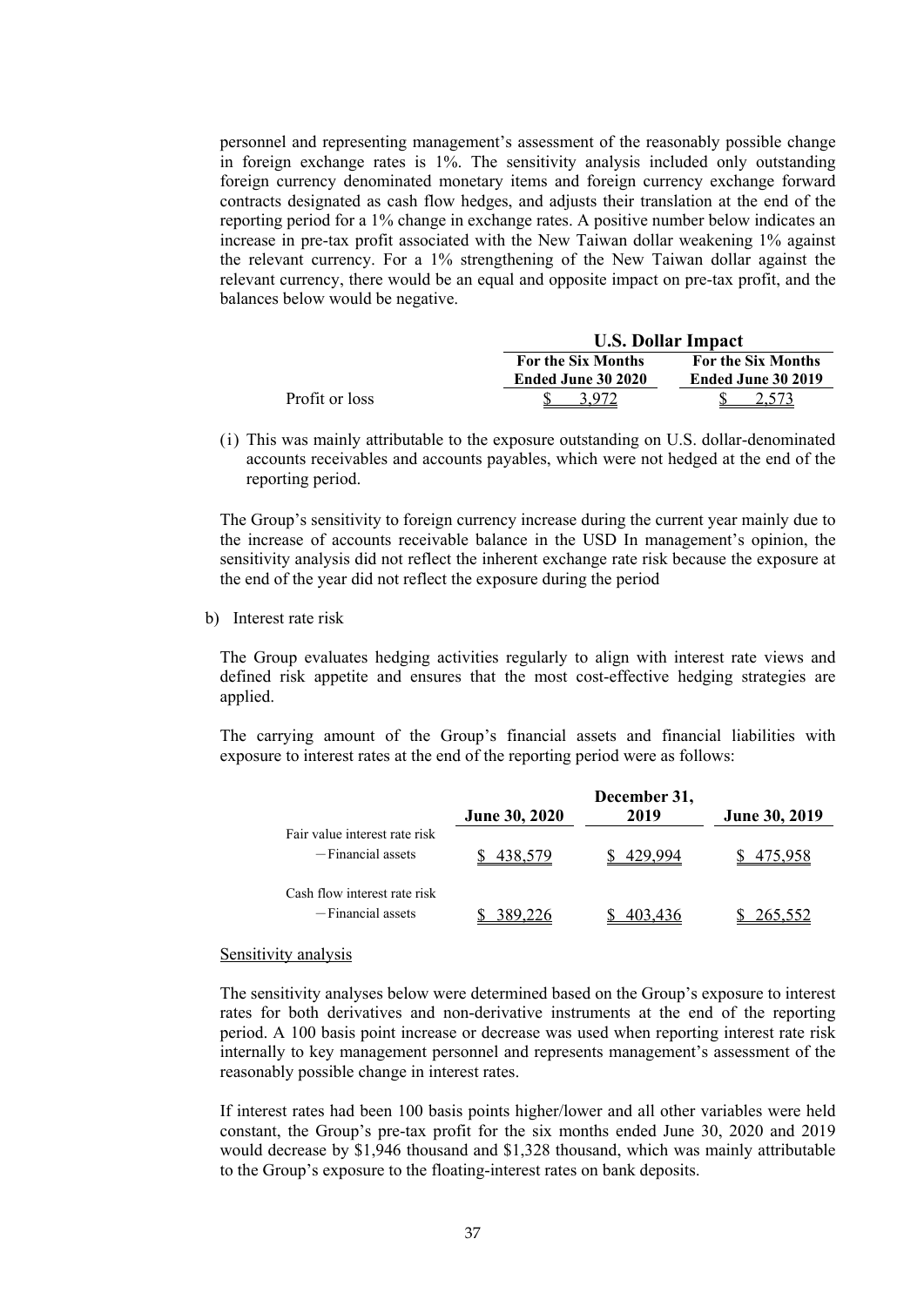personnel and representing management's assessment of the reasonably possible change in foreign exchange rates is 1%. The sensitivity analysis included only outstanding foreign currency denominated monetary items and foreign currency exchange forward contracts designated as cash flow hedges, and adjusts their translation at the end of the reporting period for a 1% change in exchange rates. A positive number below indicates an increase in pre-tax profit associated with the New Taiwan dollar weakening 1% against the relevant currency. For a 1% strengthening of the New Taiwan dollar against the relevant currency, there would be an equal and opposite impact on pre-tax profit, and the balances below would be negative.

| | U.S. Dollar Impact | |
|---|---|---|
| | For the Six Months Ended June 30 2020 | For the Six Months Ended June 30 2019 |
| Profit or loss | $ 3,972 | $ 2,573 |

(i) This was mainly attributable to the exposure outstanding on U.S. dollar-denominated accounts receivables and accounts payables, which were not hedged at the end of the reporting period.

The Group's sensitivity to foreign currency increase during the current year mainly due to the increase of accounts receivable balance in the USD In management's opinion, the sensitivity analysis did not reflect the inherent exchange rate risk because the exposure at the end of the year did not reflect the exposure during the period

b) Interest rate risk

The Group evaluates hedging activities regularly to align with interest rate views and defined risk appetite and ensures that the most cost-effective hedging strategies are applied.

The carrying amount of the Group's financial assets and financial liabilities with exposure to interest rates at the end of the reporting period were as follows:

| | June 30, 2020 | December 31, 2019 | June 30, 2019 |
|---|---|---|---|
| Fair value interest rate risk | | | |
| －Financial assets | $ 438,579 | $ 429,994 | $ 475,958 |
| Cash flow interest rate risk | | | |
| －Financial assets | $ 389,226 | $ 403,436 | $ 265,552 |

Sensitivity analysis

The sensitivity analyses below were determined based on the Group's exposure to interest rates for both derivatives and non-derivative instruments at the end of the reporting period. A 100 basis point increase or decrease was used when reporting interest rate risk internally to key management personnel and represents management's assessment of the reasonably possible change in interest rates.

If interest rates had been 100 basis points higher/lower and all other variables were held constant, the Group's pre-tax profit for the six months ended June 30, 2020 and 2019 would decrease by $1,946 thousand and $1,328 thousand, which was mainly attributable to the Group's exposure to the floating-interest rates on bank deposits.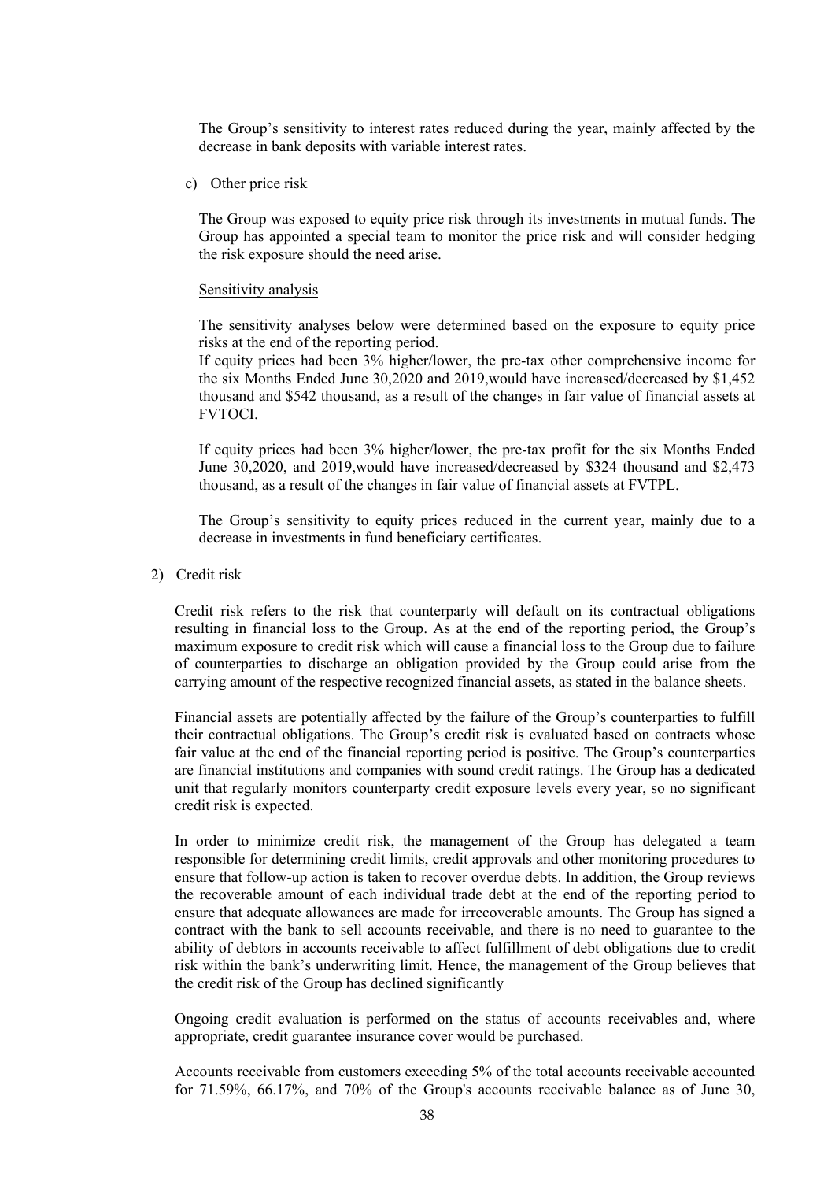The Group's sensitivity to interest rates reduced during the year, mainly affected by the decrease in bank deposits with variable interest rates.

c) Other price risk

The Group was exposed to equity price risk through its investments in mutual funds. The Group has appointed a special team to monitor the price risk and will consider hedging the risk exposure should the need arise.

Sensitivity analysis

The sensitivity analyses below were determined based on the exposure to equity price risks at the end of the reporting period.

If equity prices had been 3% higher/lower, the pre-tax other comprehensive income for the six Months Ended June 30,2020 and 2019,would have increased/decreased by $1,452 thousand and $542 thousand, as a result of the changes in fair value of financial assets at FVTOCI.

If equity prices had been 3% higher/lower, the pre-tax profit for the six Months Ended June 30,2020, and 2019,would have increased/decreased by $324 thousand and $2,473 thousand, as a result of the changes in fair value of financial assets at FVTPL.

The Group's sensitivity to equity prices reduced in the current year, mainly due to a decrease in investments in fund beneficiary certificates.

2) Credit risk

Credit risk refers to the risk that counterparty will default on its contractual obligations resulting in financial loss to the Group. As at the end of the reporting period, the Group's maximum exposure to credit risk which will cause a financial loss to the Group due to failure of counterparties to discharge an obligation provided by the Group could arise from the carrying amount of the respective recognized financial assets, as stated in the balance sheets.

Financial assets are potentially affected by the failure of the Group's counterparties to fulfill their contractual obligations. The Group's credit risk is evaluated based on contracts whose fair value at the end of the financial reporting period is positive. The Group's counterparties are financial institutions and companies with sound credit ratings. The Group has a dedicated unit that regularly monitors counterparty credit exposure levels every year, so no significant credit risk is expected.

In order to minimize credit risk, the management of the Group has delegated a team responsible for determining credit limits, credit approvals and other monitoring procedures to ensure that follow-up action is taken to recover overdue debts. In addition, the Group reviews the recoverable amount of each individual trade debt at the end of the reporting period to ensure that adequate allowances are made for irrecoverable amounts. The Group has signed a contract with the bank to sell accounts receivable, and there is no need to guarantee to the ability of debtors in accounts receivable to affect fulfillment of debt obligations due to credit risk within the bank's underwriting limit. Hence, the management of the Group believes that the credit risk of the Group has declined significantly

Ongoing credit evaluation is performed on the status of accounts receivables and, where appropriate, credit guarantee insurance cover would be purchased.

Accounts receivable from customers exceeding 5% of the total accounts receivable accounted for 71.59%, 66.17%, and 70% of the Group's accounts receivable balance as of June 30,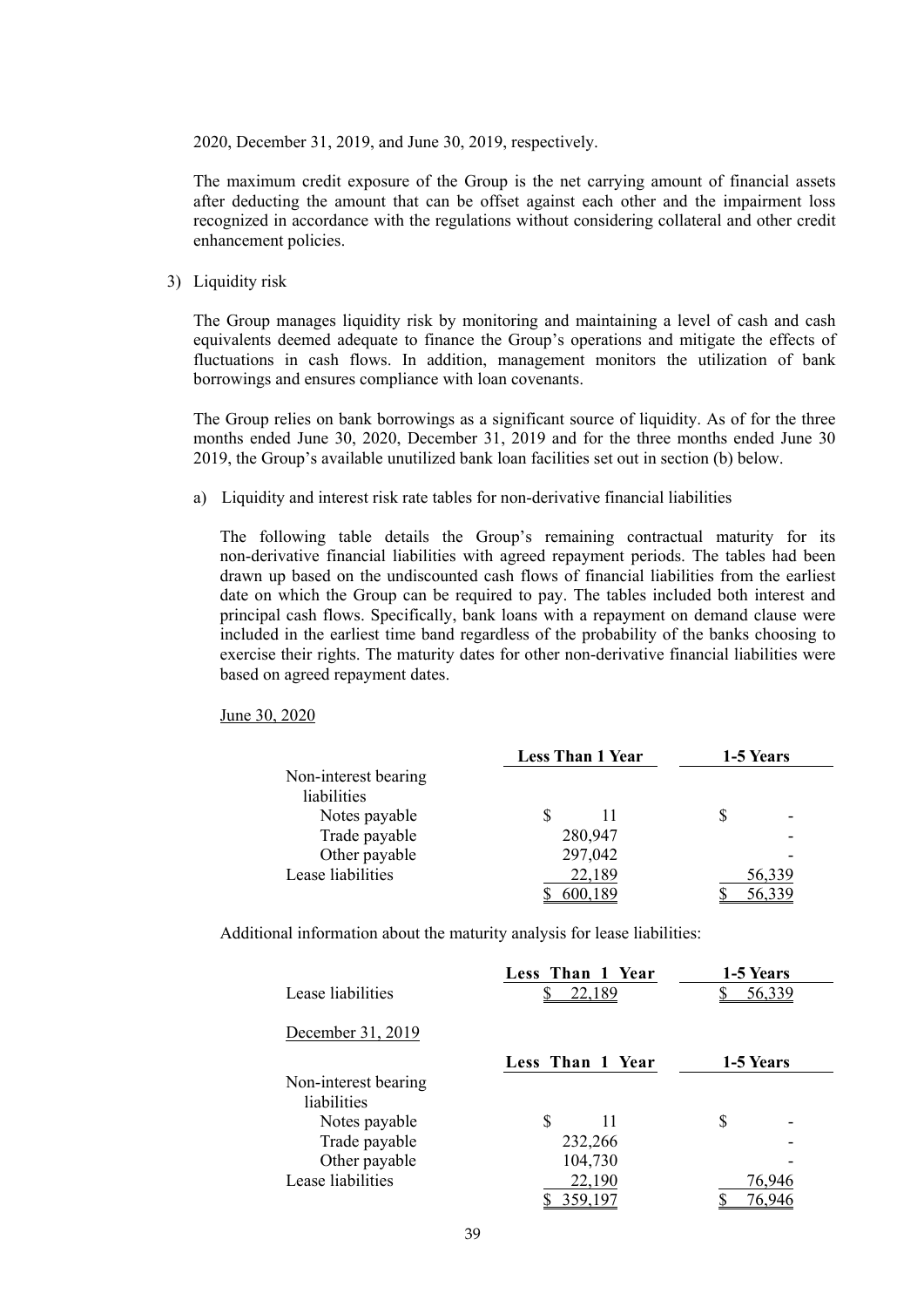2020, December 31, 2019, and June 30, 2019, respectively.

The maximum credit exposure of the Group is the net carrying amount of financial assets after deducting the amount that can be offset against each other and the impairment loss recognized in accordance with the regulations without considering collateral and other credit enhancement policies.

3) Liquidity risk

The Group manages liquidity risk by monitoring and maintaining a level of cash and cash equivalents deemed adequate to finance the Group's operations and mitigate the effects of fluctuations in cash flows. In addition, management monitors the utilization of bank borrowings and ensures compliance with loan covenants.

The Group relies on bank borrowings as a significant source of liquidity. As of for the three months ended June 30, 2020, December 31, 2019 and for the three months ended June 30 2019, the Group's available unutilized bank loan facilities set out in section (b) below.

a) Liquidity and interest risk rate tables for non-derivative financial liabilities

The following table details the Group's remaining contractual maturity for its non-derivative financial liabilities with agreed repayment periods. The tables had been drawn up based on the undiscounted cash flows of financial liabilities from the earliest date on which the Group can be required to pay. The tables included both interest and principal cash flows. Specifically, bank loans with a repayment on demand clause were included in the earliest time band regardless of the probability of the banks choosing to exercise their rights. The maturity dates for other non-derivative financial liabilities were based on agreed repayment dates.

June 30, 2020

| | Less Than 1 Year | 1-5 Years |
|---|---|---|
| Non-interest bearing liabilities | | |
| Notes payable | $ 11 | $ - |
| Trade payable | 280,947 | - |
| Other payable | 297,042 | - |
| Lease liabilities | 22,189 | 56,339 |
| | $ 600,189 | $ 56,339 |

Additional information about the maturity analysis for lease liabilities:

| | Less Than 1 Year | 1-5 Years |
|---|---|---|
| Lease liabilities | $ 22,189 | $ 56,339 |

December 31, 2019

| | Less Than 1 Year | 1-5 Years |
|---|---|---|
| Non-interest bearing liabilities | | |
| Notes payable | $ 11 | $ - |
| Trade payable | 232,266 | - |
| Other payable | 104,730 | - |
| Lease liabilities | 22,190 | 76,946 |
| | $ 359,197 | $ 76,946 |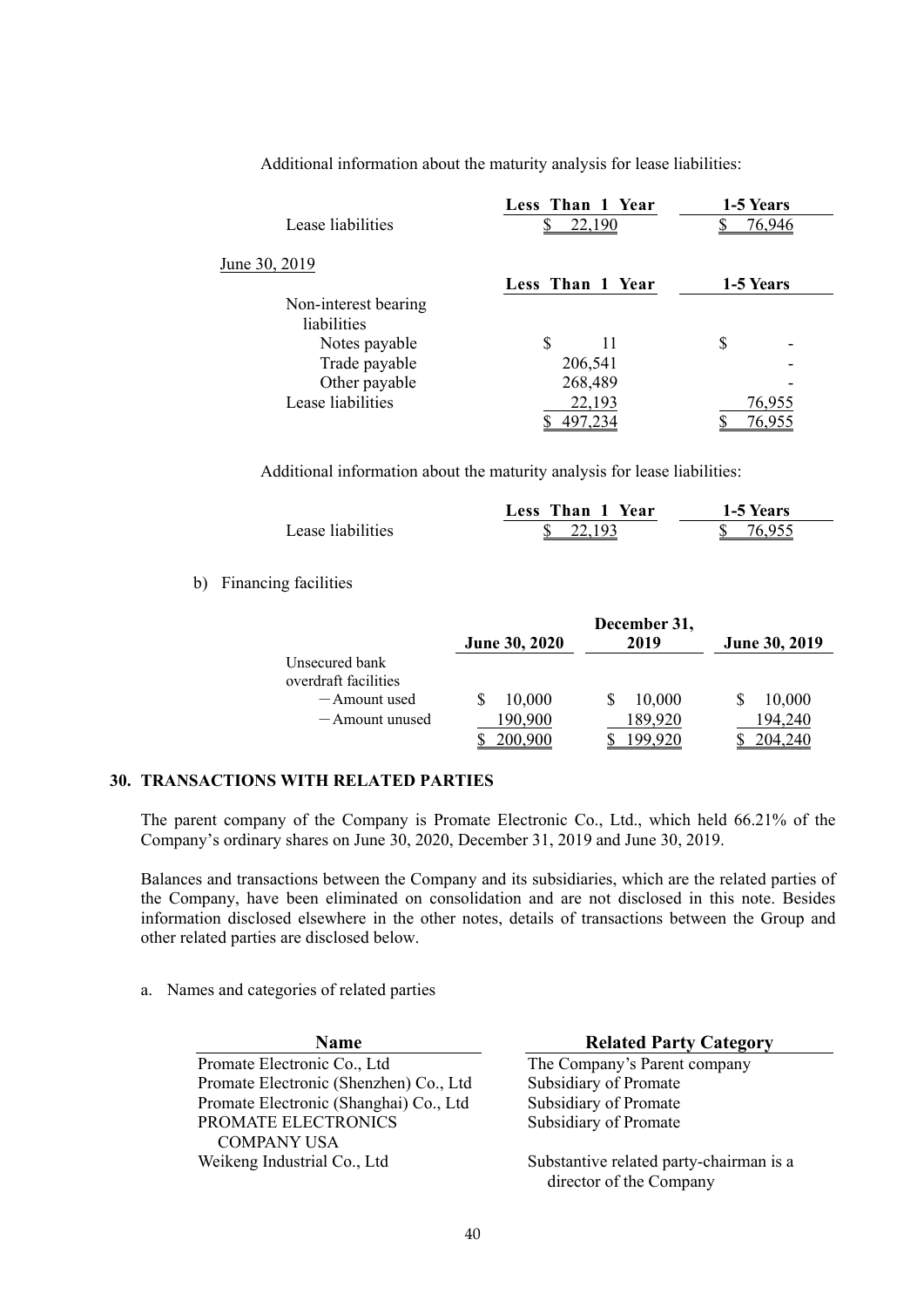Additional information about the maturity analysis for lease liabilities:

| | Less Than 1 Year | 1-5 Years |
|---|---|---|
| Lease liabilities | $ 22,190 | $ 76,946 |

June 30, 2019

| | Less Than 1 Year | 1-5 Years |
|---|---|---|
| Non-interest bearing liabilities | | |
| Notes payable | $ 11 | $ - |
| Trade payable | 206,541 | - |
| Other payable | 268,489 | - |
| Lease liabilities | 22,193 | 76,955 |
| | $ 497,234 | $ 76,955 |

Additional information about the maturity analysis for lease liabilities:

| | Less Than 1 Year | 1-5 Years |
|---|---|---|
| Lease liabilities | $ 22,193 | $ 76,955 |

b) Financing facilities

| | June 30, 2020 | December 31, 2019 | June 30, 2019 |
|---|---|---|---|
| Unsecured bank overdraft facilities | | | |
| －Amount used | $ 10,000 | $ 10,000 | $ 10,000 |
| －Amount unused | 190,900 | 189,920 | 194,240 |
| | $ 200,900 | $ 199,920 | $ 204,240 |

## 30. TRANSACTIONS WITH RELATED PARTIES

The parent company of the Company is Promate Electronic Co., Ltd., which held 66.21% of the Company's ordinary shares on June 30, 2020, December 31, 2019 and June 30, 2019.

Balances and transactions between the Company and its subsidiaries, which are the related parties of the Company, have been eliminated on consolidation and are not disclosed in this note. Besides information disclosed elsewhere in the other notes, details of transactions between the Group and other related parties are disclosed below.

a. Names and categories of related parties

| Name | Related Party Category |
|---|---|
| Promate Electronic Co., Ltd | The Company's Parent company |
| Promate Electronic (Shenzhen) Co., Ltd | Subsidiary of Promate |
| Promate Electronic (Shanghai) Co., Ltd | Subsidiary of Promate |
| PROMATE ELECTRONICS COMPANY USA | Subsidiary of Promate |
| Weikeng Industrial Co., Ltd | Substantive related party-chairman is a director of the Company |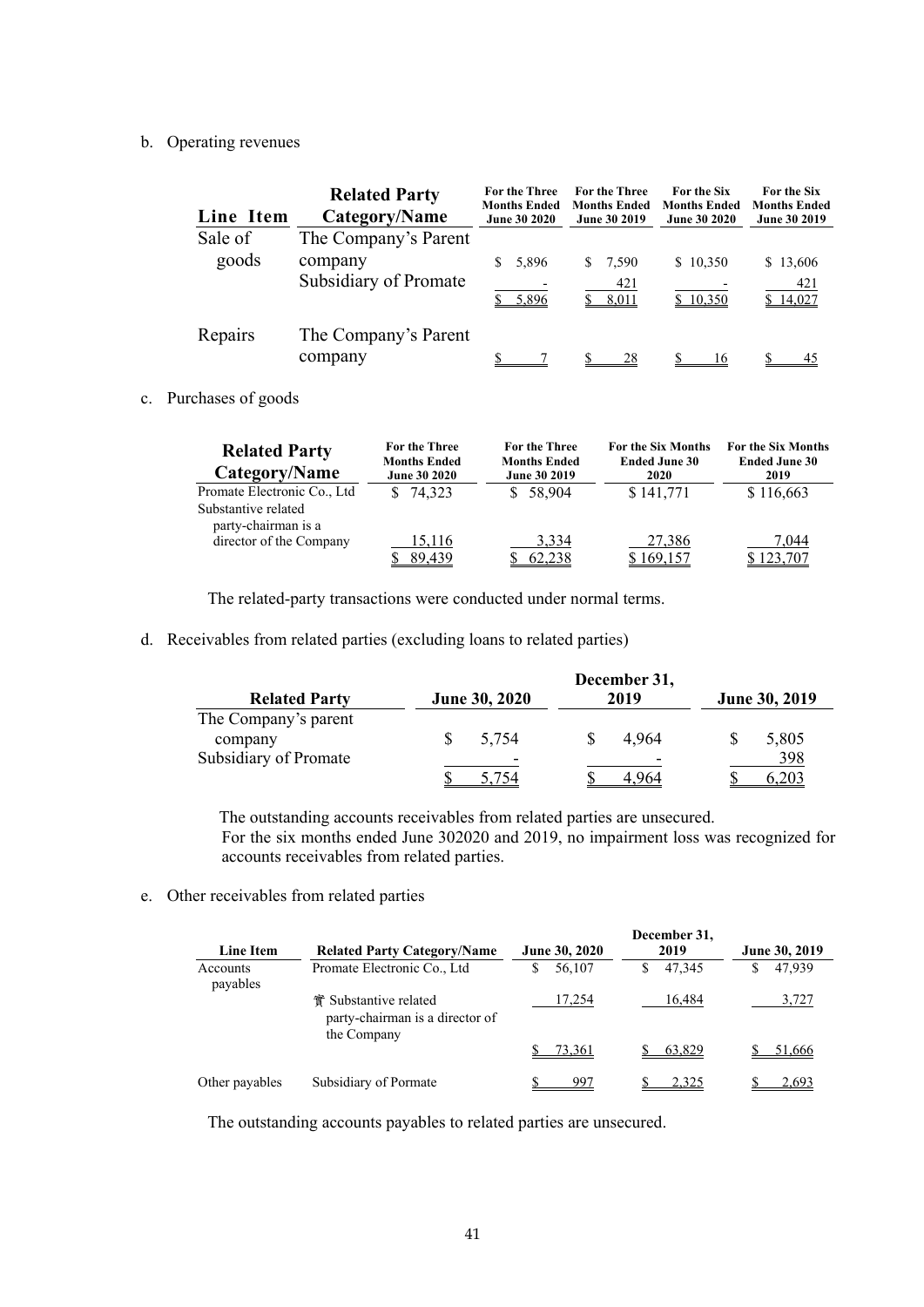b. Operating revenues

| Line Item | Related Party Category/Name | For the Three Months Ended June 30 2020 | For the Three Months Ended June 30 2019 | For the Six Months Ended June 30 2020 | For the Six Months Ended June 30 2019 |
|---|---|---|---|---|---|
| Sale of goods | The Company's Parent company | $ 5,896 | $ 7,590 | $ 10,350 | $ 13,606 |
| | Subsidiary of Promate | - | 421 | - | 421 |
| | | $ 5,896 | $ 8,011 | $ 10,350 | $ 14,027 |
| Repairs | The Company's Parent company | $ 7 | $ 28 | $ 16 | $ 45 |

c. Purchases of goods

| Related Party Category/Name | For the Three Months Ended June 30 2020 | For the Three Months Ended June 30 2019 | For the Six Months Ended June 30 2020 | For the Six Months Ended June 30 2019 |
|---|---|---|---|---|
| Promate Electronic Co., Ltd | $ 74,323 | $ 58,904 | $ 141,771 | $ 116,663 |
| Substantive related party-chairman is a director of the Company | 15,116 | 3,334 | 27,386 | 7,044 |
| | $ 89,439 | $ 62,238 | $ 169,157 | $ 123,707 |

The related-party transactions were conducted under normal terms.

d. Receivables from related parties (excluding loans to related parties)

| Related Party | June 30, 2020 | December 31, 2019 | June 30, 2019 |
|---|---|---|---|
| The Company's parent company | $ 5,754 | $ 4,964 | $ 5,805 |
| Subsidiary of Promate | - | - | 398 |
| | $ 5,754 | $ 4,964 | $ 6,203 |

The outstanding accounts receivables from related parties are unsecured.
For the six months ended June 302020 and 2019, no impairment loss was recognized for accounts receivables from related parties.

e. Other receivables from related parties

| Line Item | Related Party Category/Name | June 30, 2020 | December 31, 2019 | June 30, 2019 |
|---|---|---|---|---|
| Accounts payables | Promate Electronic Co., Ltd | $ 56,107 | $ 47,345 | $ 47,939 |
| | 實 Substantive related party-chairman is a director of the Company | 17,254 | 16,484 | 3,727 |
| | | $ 73,361 | $ 63,829 | $ 51,666 |
| Other payables | Subsidiary of Pormate | $ 997 | $ 2,325 | $ 2,693 |

The outstanding accounts payables to related parties are unsecured.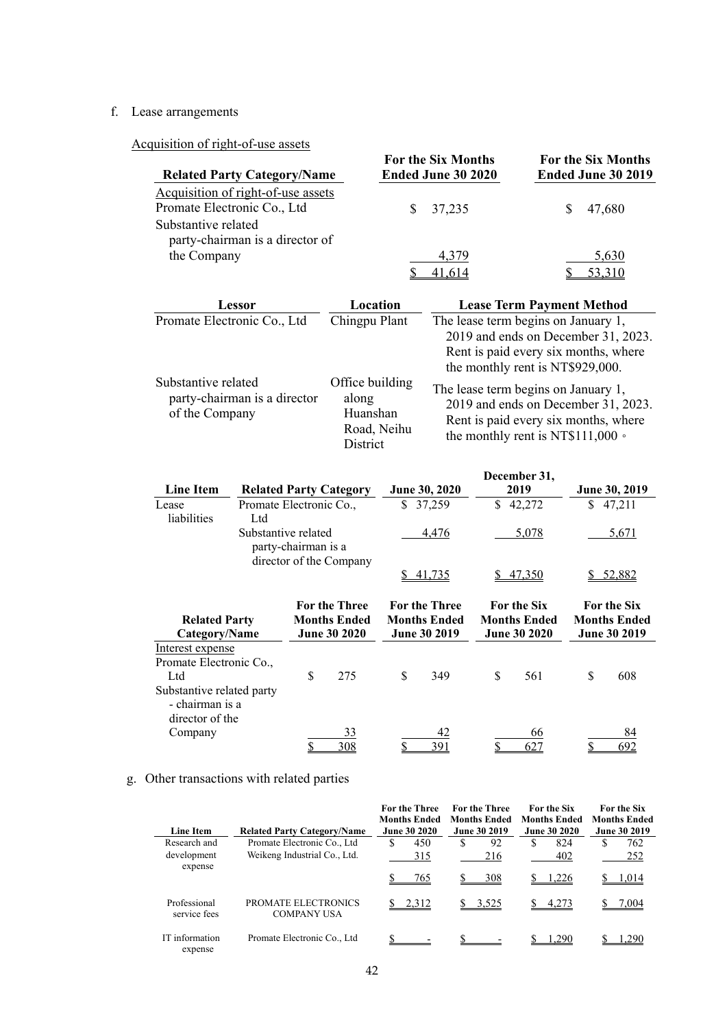f. Lease arrangements

Acquisition of right-of-use assets

| Related Party Category/Name | For the Six Months Ended June 30 2020 | For the Six Months Ended June 30 2019 |
|---|---|---|
| Acquisition of right-of-use assets | | |
| Promate Electronic Co., Ltd | $ 37,235 | $ 47,680 |
| Substantive related party-chairman is a director of the Company | 4,379 | 5,630 |
| | $ 41,614 | $ 53,310 |

| Lessor | Location | Lease Term Payment Method |
|---|---|---|
| Promate Electronic Co., Ltd | Chingpu Plant | The lease term begins on January 1, 2019 and ends on December 31, 2023. Rent is paid every six months, where the monthly rent is NT$929,000. |
| Substantive related party-chairman is a director of the Company | Office building along Huanshan Road, Neihu District | The lease term begins on January 1, 2019 and ends on December 31, 2023. Rent is paid every six months, where the monthly rent is NT$111,000。 |

| Line Item | Related Party Category | June 30, 2020 | December 31, 2019 | June 30, 2019 |
|---|---|---|---|---|
| Lease liabilities | Promate Electronic Co., Ltd | $ 37,259 | $ 42,272 | $ 47,211 |
| | Substantive related party-chairman is a director of the Company | 4,476 | 5,078 | 5,671 |
| | | $ 41,735 | $ 47,350 | $ 52,882 |

| Related Party Category/Name | For the Three Months Ended June 30 2020 | For the Three Months Ended June 30 2019 | For the Six Months Ended June 30 2020 | For the Six Months Ended June 30 2019 |
|---|---|---|---|---|
| Interest expense | | | | |
| Promate Electronic Co., Ltd | $ 275 | $ 349 | $ 561 | $ 608 |
| Substantive related party - chairman is a director of the Company | 33 | 42 | 66 | 84 |
| | $ 308 | $ 391 | $ 627 | $ 692 |

g. Other transactions with related parties

| Line Item | Related Party Category/Name | For the Three Months Ended June 30 2020 | For the Three Months Ended June 30 2019 | For the Six Months Ended June 30 2020 | For the Six Months Ended June 30 2019 |
|---|---|---|---|---|---|
| Research and development expense | Promate Electronic Co., Ltd | $ 450 | $ 92 | $ 824 | $ 762 |
| | Weikeng Industrial Co., Ltd. | 315 | 216 | 402 | 252 |
| | | $ 765 | $ 308 | $ 1,226 | $ 1,014 |
| Professional service fees | PROMATE ELECTRONICS COMPANY USA | $ 2,312 | $ 3,525 | $ 4,273 | $ 7,004 |
| IT information expense | Promate Electronic Co., Ltd | $ - | $ - | $ 1,290 | $ 1,290 |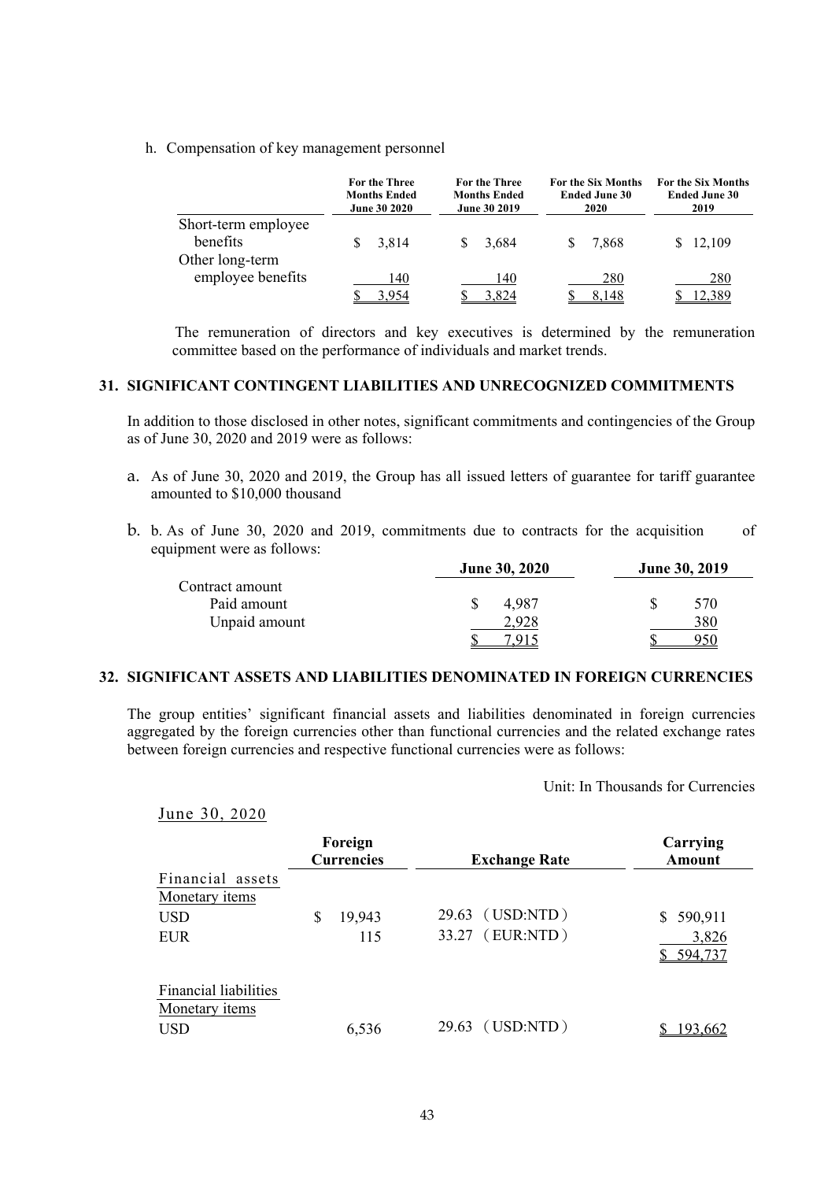h. Compensation of key management personnel

| | For the Three Months Ended June 30 2020 | For the Three Months Ended June 30 2019 | For the Six Months Ended June 30 2020 | For the Six Months Ended June 30 2019 |
|---|---|---|---|---|
| Short-term employee benefits | $ 3,814 | $ 3,684 | $ 7,868 | $ 12,109 |
| Other long-term employee benefits | 140 | 140 | 280 | 280 |
| | $ 3,954 | $ 3,824 | $ 8,148 | $ 12,389 |

The remuneration of directors and key executives is determined by the remuneration committee based on the performance of individuals and market trends.

## 31. SIGNIFICANT CONTINGENT LIABILITIES AND UNRECOGNIZED COMMITMENTS

In addition to those disclosed in other notes, significant commitments and contingencies of the Group as of June 30, 2020 and 2019 were as follows:

a. As of June 30, 2020 and 2019, the Group has all issued letters of guarantee for tariff guarantee amounted to $10,000 thousand

b. b. As of June 30, 2020 and 2019, commitments due to contracts for the acquisition of equipment were as follows:

| | June 30, 2020 | June 30, 2019 |
|---|---|---|
| Contract amount | | |
| Paid amount | $ 4,987 | $ 570 |
| Unpaid amount | 2,928 | 380 |
| | $ 7,915 | $ 950 |

## 32. SIGNIFICANT ASSETS AND LIABILITIES DENOMINATED IN FOREIGN CURRENCIES

The group entities' significant financial assets and liabilities denominated in foreign currencies aggregated by the foreign currencies other than functional currencies and the related exchange rates between foreign currencies and respective functional currencies were as follows:

Unit: In Thousands for Currencies

June 30, 2020

| | Foreign Currencies | Exchange Rate | Carrying Amount |
|---|---|---|---|
| Financial assets | | | |
| Monetary items | | | |
| USD | $ 19,943 | 29.63 （USD:NTD） | $ 590,911 |
| EUR | 115 | 33.27 （EUR:NTD） | 3,826 |
| | | | $ 594,737 |
| Financial liabilities | | | |
| Monetary items | | | |
| USD | 6,536 | 29.63 （USD:NTD） | $ 193,662 |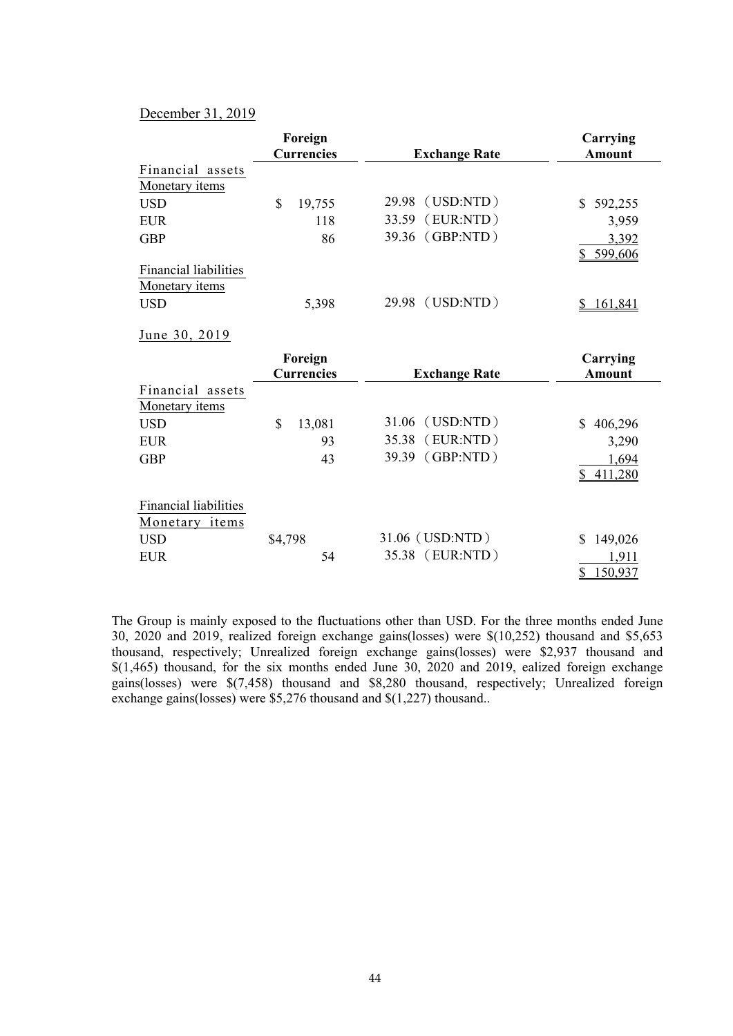December 31, 2019

| | Foreign Currencies | Exchange Rate | Carrying Amount |
|---|---|---|---|
| Financial assets | | | |
| Monetary items | | | |
| USD | $ 19,755 | 29.98 （USD:NTD） | $ 592,255 |
| EUR | 118 | 33.59 （EUR:NTD） | 3,959 |
| GBP | 86 | 39.36 （GBP:NTD） | 3,392 |
| | | | $ 599,606 |
| Financial liabilities | | | |
| Monetary items | | | |
| USD | 5,398 | 29.98 （USD:NTD） | $ 161,841 |

June 30, 2019

| | Foreign Currencies | Exchange Rate | Carrying Amount |
|---|---|---|---|
| Financial assets | | | |
| Monetary items | | | |
| USD | $ 13,081 | 31.06 （USD:NTD） | $ 406,296 |
| EUR | 93 | 35.38 （EUR:NTD） | 3,290 |
| GBP | 43 | 39.39 （GBP:NTD） | 1,694 |
| | | | $ 411,280 |
| Financial liabilities | | | |
| Monetary items | | | |
| USD | $4,798 | 31.06（USD:NTD） | $ 149,026 |
| EUR | 54 | 35.38 （EUR:NTD） | 1,911 |
| | | | $ 150,937 |

The Group is mainly exposed to the fluctuations other than USD. For the three months ended June 30, 2020 and 2019, realized foreign exchange gains(losses) were $(10,252) thousand and $5,653 thousand, respectively; Unrealized foreign exchange gains(losses) were $2,937 thousand and $(1,465) thousand, for the six months ended June 30, 2020 and 2019, ealized foreign exchange gains(losses) were $(7,458) thousand and $8,280 thousand, respectively; Unrealized foreign exchange gains(losses) were $5,276 thousand and $(1,227) thousand..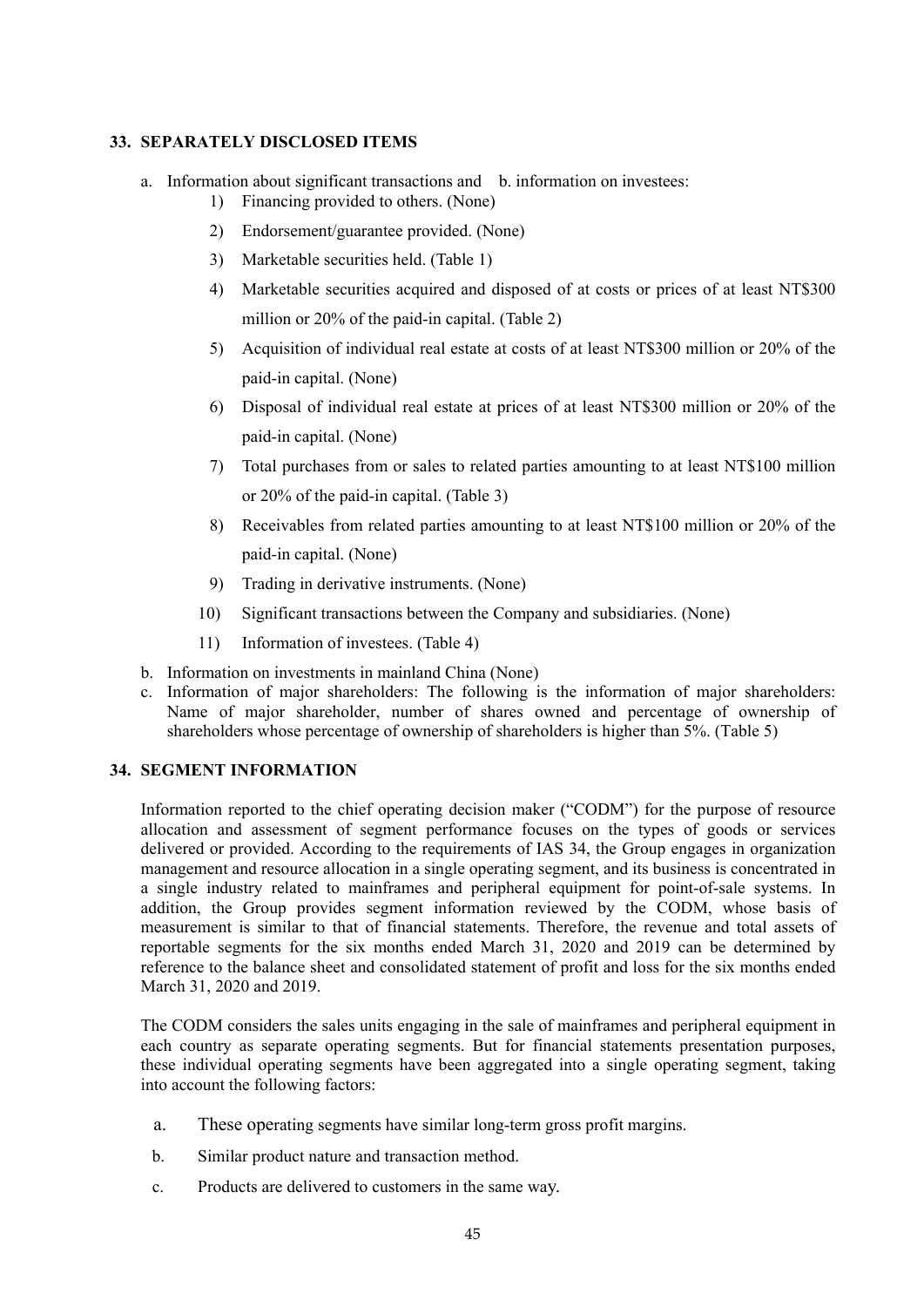## 33. SEPARATELY DISCLOSED ITEMS

a. Information about significant transactions and b. information on investees:

1) Financing provided to others. (None)
2) Endorsement/guarantee provided. (None)
3) Marketable securities held. (Table 1)
4) Marketable securities acquired and disposed of at costs or prices of at least NT$300 million or 20% of the paid-in capital. (Table 2)
5) Acquisition of individual real estate at costs of at least NT$300 million or 20% of the paid-in capital. (None)
6) Disposal of individual real estate at prices of at least NT$300 million or 20% of the paid-in capital. (None)
7) Total purchases from or sales to related parties amounting to at least NT$100 million or 20% of the paid-in capital. (Table 3)
8) Receivables from related parties amounting to at least NT$100 million or 20% of the paid-in capital. (None)
9) Trading in derivative instruments. (None)
10) Significant transactions between the Company and subsidiaries. (None)
11) Information of investees. (Table 4)

b. Information on investments in mainland China (None)

c. Information of major shareholders: The following is the information of major shareholders: Name of major shareholder, number of shares owned and percentage of ownership of shareholders whose percentage of ownership of shareholders is higher than 5%. (Table 5)

## 34. SEGMENT INFORMATION

Information reported to the chief operating decision maker ("CODM") for the purpose of resource allocation and assessment of segment performance focuses on the types of goods or services delivered or provided. According to the requirements of IAS 34, the Group engages in organization management and resource allocation in a single operating segment, and its business is concentrated in a single industry related to mainframes and peripheral equipment for point-of-sale systems. In addition, the Group provides segment information reviewed by the CODM, whose basis of measurement is similar to that of financial statements. Therefore, the revenue and total assets of reportable segments for the six months ended March 31, 2020 and 2019 can be determined by reference to the balance sheet and consolidated statement of profit and loss for the six months ended March 31, 2020 and 2019.

The CODM considers the sales units engaging in the sale of mainframes and peripheral equipment in each country as separate operating segments. But for financial statements presentation purposes, these individual operating segments have been aggregated into a single operating segment, taking into account the following factors:

a. These operating segments have similar long-term gross profit margins.

b. Similar product nature and transaction method.

c. Products are delivered to customers in the same way.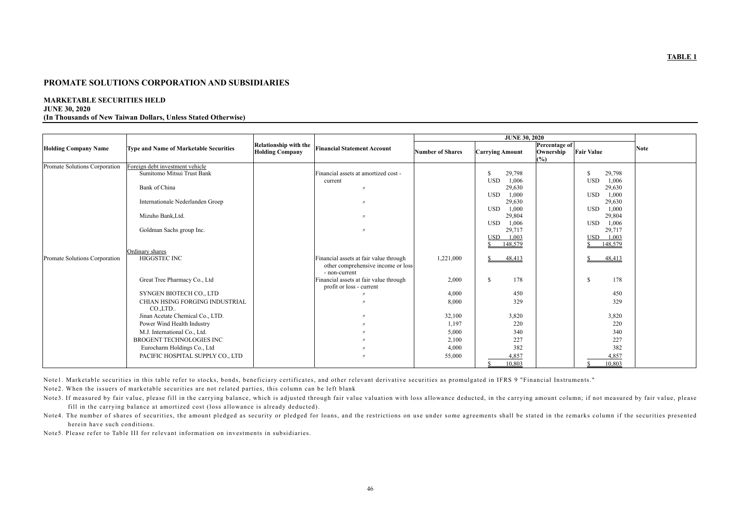**TABLE 1**

# PROMATE SOLUTIONS CORPORATION AND SUBSIDIARIES

**MARKETABLE SECURITIES HELD**
**JUNE 30, 2020**
**(In Thousands of New Taiwan Dollars, Unless Stated Otherwise)**

| Holding Company Name | Type and Name of Marketable Securities | Relationship with the Holding Company | Financial Statement Account | JUNE 30, 2020 | | | | Note |
|---|---|---|---|---|---|---|---|---|
| | | | | Number of Shares | Carrying Amount | Percentage of Ownership (%) | Fair Value | |
| Promate Solutions Corporation | Foreign debt investment vehicle | | | | | | | |
| | Sumitomo Mitsui Trust Bank | | Financial assets at amortized cost - current | | $ 29,798 USD 1,006 | | $ 29,798 USD 1,006 | |
| | Bank of China | | 〃 | | 29,630 USD 1,000 | | 29,630 USD 1,000 | |
| | Internationale Nederlanden Groep | | 〃 | | 29,630 USD 1,000 | | 29,630 USD 1,000 | |
| | Mizuho Bank,Ltd. | | 〃 | | 29,804 USD 1,006 | | 29,804 USD 1,006 | |
| | Goldman Sachs group Inc. | | 〃 | | 29,717 USD 1,003 | | 29,717 USD 1,003 | |
| | | | | | $ 148,579 | | $ 148,579 | |
| | Ordinary shares | | | | | | | |
| Promate Solutions Corporation | HIGGSTEC INC | | Financial assets at fair value through other comprehensive income or loss - non-current | 1,221,000 | $ 48,413 | | $ 48,413 | |
| | Great Tree Pharmacy Co., Ltd | | Financial assets at fair value through profit or loss - current | 2,000 | $ 178 | | $ 178 | |
| | SYNGEN BIOTECH CO., LTD | | 〃 | 4,000 | 450 | | 450 | |
| | CHIAN HSING FORGING INDUSTRIAL CO.,LTD.. | | 〃 | 8,000 | 329 | | 329 | |
| | Jinan Acetate Chemical Co., LTD. | | 〃 | 32,100 | 3,820 | | 3,820 | |
| | Power Wind Health Industry | | 〃 | 1,197 | 220 | | 220 | |
| | M.J. International Co., Ltd. | | 〃 | 5,000 | 340 | | 340 | |
| | BROGENT TECHNOLOGIES INC | | 〃 | 2,100 | 227 | | 227 | |
| | Eurocharm Holdings Co., Ltd | | 〃 | 4,000 | 382 | | 382 | |
| | PACIFIC HOSPITAL SUPPLY CO., LTD | | 〃 | 55,000 | 4,857 | | 4,857 | |
| | | | | | $ 10,803 | | $ 10,803 | |

Note1. Marketable securities in this table refer to stocks, bonds, beneficiary certificates, and other relevant derivative securities as promulgated in IFRS 9 "Financial Instruments."

Note2. When the issuers of marketable securities are not related parties, this column can be left blank

Note3. If measured by fair value, please fill in the carrying balance, which is adjusted through fair value valuation with loss allowance deducted, in the carrying amount column; if not measured by fair value, please fill in the carrying balance at amortized cost (loss allowance is already deducted).

Note4. The number of shares of securities, the amount pledged as security or pledged for loans, and the restrictions on use under some agreements shall be stated in the remarks column if the securities presented herein have such conditions.

Note5. Please refer to Table III for relevant information on investments in subsidiaries.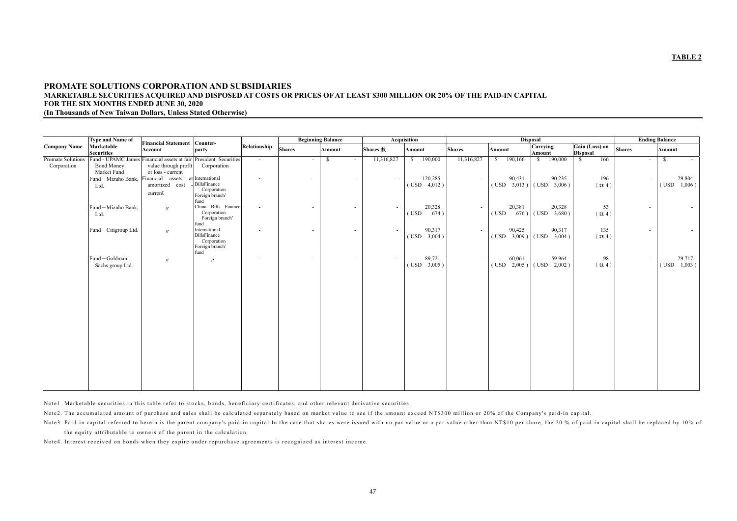**TABLE 2**

# PROMATE SOLUTIONS CORPORATION AND SUBSIDIARIES

**MARKETABLE SECURITIES ACQUIRED AND DISPOSED AT COSTS OR PRICES OF AT LEAST $300 MILLION OR 20% OF THE PAID-IN CAPITAL**

**FOR THE SIX MONTHS ENDED JUNE 30, 2020**

**(In Thousands of New Taiwan Dollars, Unless Stated Otherwise)**

| Company Name | Type and Name of Marketable Securities | Financial Statement Account | Counter-party | Relationship | Beginning Balance | | Acquisition | | Disposal | | | | Ending Balance | |
|---|---|---|---|---|---|---|---|---|---|---|---|---|---|---|
| | | | | | Shares | Amount | Shares 數 | Amount | Shares | Amount | Carrying Amount | Gain (Loss) on Disposal | Shares | Amount |
| Promate Solutions Corporation | Fund - UPAMC James Bond Money Market Fund | Financial assets at fair value through profit or loss - current | President Securities Corporation | - | - | $ - | 11,316,827 | $ 190,000 | 11,316,827 | $ 190,166 | $ 190,000 | $ 166 | - | $ - |
| | Fund－Mizuho Bank, Ltd. | Financial assets at amortized cost - current | International BillsFinance Corporation Foreign branch' fund | - | - | - | - | 120,285 (USD 4,012 ) | - | 90,431 (USD 3,013 ) | 90,235 (USD 3,006 ) | 196 (註 4 ) | - | 29,804 (USD 1,006 ) |
| | Fund－Mizuho Bank, Ltd. | 〃 | China Bills Finance Corporation Foreign branch' fund | - | - | - | - | 20,328 (USD 674 ) | - | 20,381 (USD 676 ) | 20,328 (USD 3,680 ) | 53 (註 4 ) | - | - |
| | Fund－Citigroup Ltd. | 〃 | International BillsFinance Corporation Foreign branch' fund | - | - | - | - | 90,317 (USD 3,004 ) | - | 90,425 (USD 3,009 ) | 90,317 (USD 3,004 ) | 135 (註 4 ) | - | - |
| | Fund－Goldman Sachs group Ltd. | 〃 | 〃 | - | - | - | - | 89,721 (USD 3,005 ) | - | 60,061 (USD 2,005 ) | 59,964 (USD 2,002 ) | 98 (註 4 ) | - | 29,717 (USD 1,003 ) |

Note1. Marketable securities in this table refer to stocks, bonds, beneficiary certificates, and other relevant derivative securities.

Note2. The accumulated amount of purchase and sales shall be calculated separately based on market value to see if the amount exceed NT$300 million or 20% of the Company's paid-in capital.

Note3. Paid-in capital referred to herein is the parent company's paid-in capital.In the case that shares were issued with no par value or a par value other than NT$10 per share, the 20 % of paid-in capital shall be replaced by 10% of the equity attributable to owners of the parent in the calculation.

Note4. Interest received on bonds when they expire under repurchase agreements is recognized as interest income.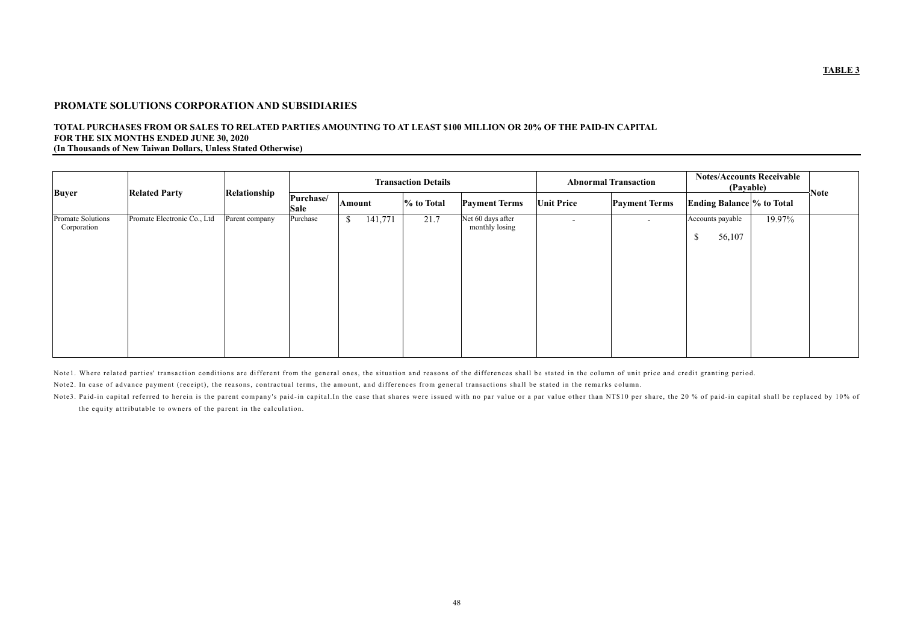**TABLE 3**

**PROMATE SOLUTIONS CORPORATION AND SUBSIDIARIES**

**TOTAL PURCHASES FROM OR SALES TO RELATED PARTIES AMOUNTING TO AT LEAST $100 MILLION OR 20% OF THE PAID-IN CAPITAL**
**FOR THE SIX MONTHS ENDED JUNE 30, 2020**
**(In Thousands of New Taiwan Dollars, Unless Stated Otherwise)**

| Buyer | Related Party | Relationship | Transaction Details | | | | Abnormal Transaction | | Notes/Accounts Receivable (Payable) | | Note |
|---|---|---|---|---|---|---|---|---|---|---|---|
| | | | Purchase/ Sale | Amount | % to Total | Payment Terms | Unit Price | Payment Terms | Ending Balance | % to Total | |
| Promate Solutions Corporation | Promate Electronic Co., Ltd | Parent company | Purchase | $ 141,771 | 21.7 | Net 60 days after monthly losing | - | - | Accounts payable $ 56,107 | 19.97% | |

Note1. Where related parties' transaction conditions are different from the general ones, the situation and reasons of the differences shall be stated in the column of unit price and credit granting period.

Note2. In case of advance payment (receipt), the reasons, contractual terms, the amount, and differences from general transactions shall be stated in the remarks column.

Note3. Paid-in capital referred to herein is the parent company's paid-in capital.In the case that shares were issued with no par value or a par value other than NT$10 per share, the 20 % of paid-in capital shall be replaced by 10% of the equity attributable to owners of the parent in the calculation.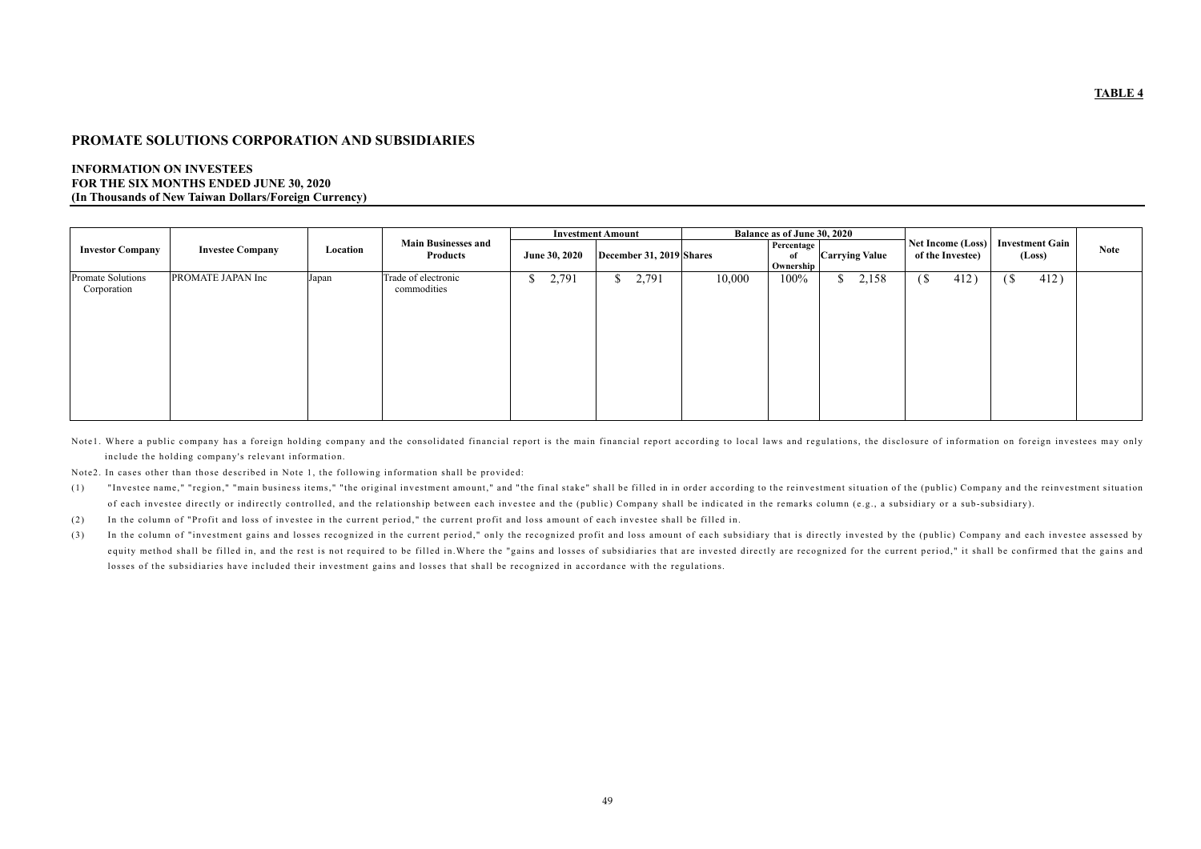**TABLE 4**

# PROMATE SOLUTIONS CORPORATION AND SUBSIDIARIES

**INFORMATION ON INVESTEES**
**FOR THE SIX MONTHS ENDED JUNE 30, 2020**
**(In Thousands of New Taiwan Dollars/Foreign Currency)**

| Investor Company | Investee Company | Location | Main Businesses and Products | Investment Amount | | Balance as of June 30, 2020 | | | Net Income (Loss) of the Investee) | Investment Gain (Loss) | Note |
|---|---|---|---|---|---|---|---|---|---|---|---|
| | | | | June 30, 2020 | December 31, 2019 | Shares | Percentage of Ownership | Carrying Value | | | |
| Promate Solutions Corporation | PROMATE JAPAN Inc | Japan | Trade of electronic commodities | $ 2,791 | $ 2,791 | 10,000 | 100% | $ 2,158 | ($ 412) | ($ 412) | |

Note1. Where a public company has a foreign holding company and the consolidated financial report is the main financial report according to local laws and regulations, the disclosure of information on foreign investees may only include the holding company's relevant information.

Note2. In cases other than those described in Note 1, the following information shall be provided:

(1) "Investee name," "region," "main business items," "the original investment amount," and "the final stake" shall be filled in in order according to the reinvestment situation of the (public) Company and the reinvestment situation of each investee directly or indirectly controlled, and the relationship between each investee and the (public) Company shall be indicated in the remarks column (e.g., a subsidiary or a sub-subsidiary).

(2) In the column of "Profit and loss of investee in the current period," the current profit and loss amount of each investee shall be filled in.

(3) In the column of "investment gains and losses recognized in the current period," only the recognized profit and loss amount of each subsidiary that is directly invested by the (public) Company and each investee assessed by equity method shall be filled in, and the rest is not required to be filled in.Where the "gains and losses of subsidiaries that are invested directly are recognized for the current period," it shall be confirmed that the gains and losses of the subsidiaries have included their investment gains and losses that shall be recognized in accordance with the regulations.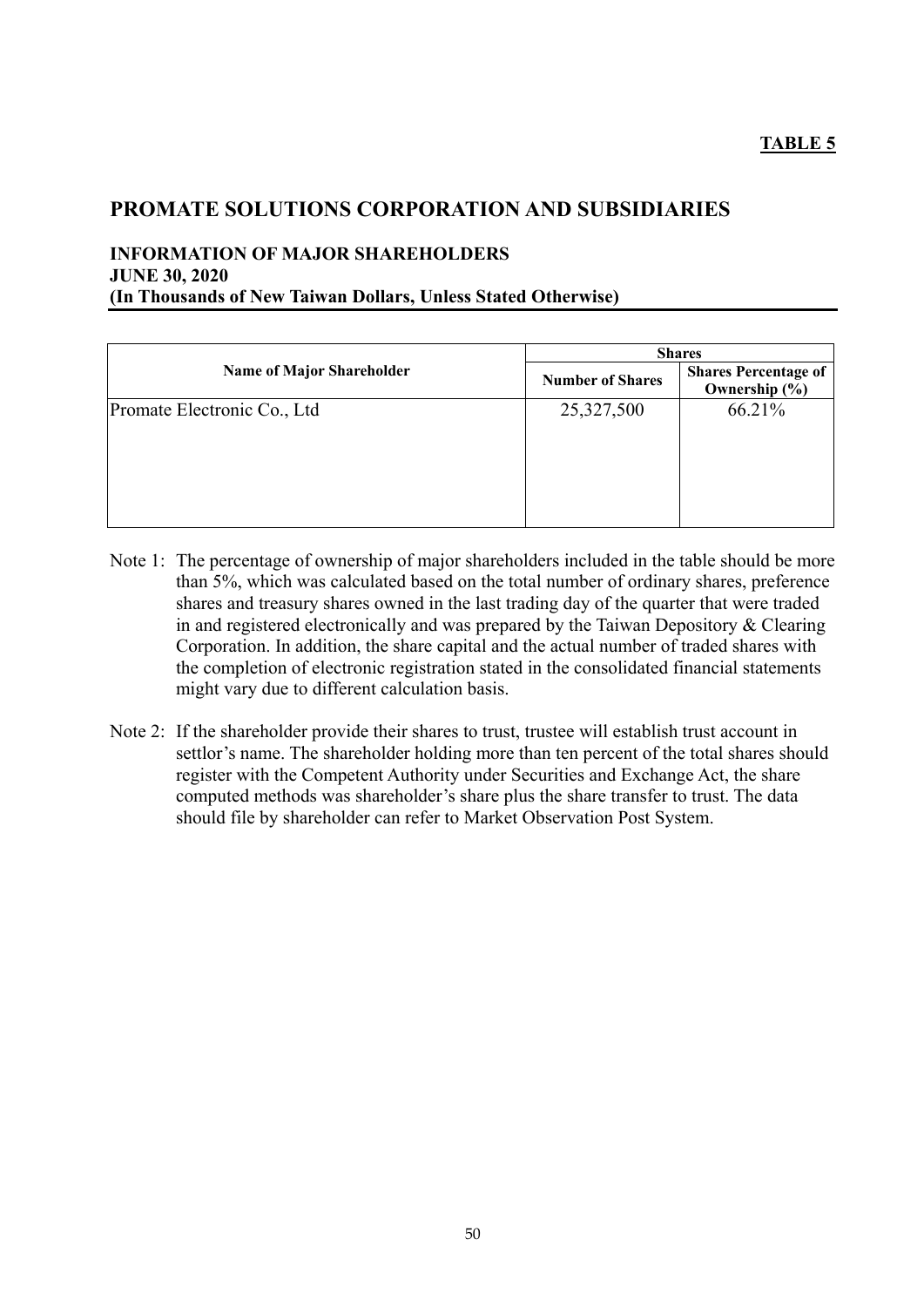**TABLE 5**

# PROMATE SOLUTIONS CORPORATION AND SUBSIDIARIES

**INFORMATION OF MAJOR SHAREHOLDERS**
**JUNE 30, 2020**
**(In Thousands of New Taiwan Dollars, Unless Stated Otherwise)**

| Name of Major Shareholder | Shares | |
|---|---|---|
| | Number of Shares | Shares Percentage of Ownership (%) |
| Promate Electronic Co., Ltd | 25,327,500 | 66.21% |

Note 1: The percentage of ownership of major shareholders included in the table should be more than 5%, which was calculated based on the total number of ordinary shares, preference shares and treasury shares owned in the last trading day of the quarter that were traded in and registered electronically and was prepared by the Taiwan Depository & Clearing Corporation. In addition, the share capital and the actual number of traded shares with the completion of electronic registration stated in the consolidated financial statements might vary due to different calculation basis.

Note 2: If the shareholder provide their shares to trust, trustee will establish trust account in settlor's name. The shareholder holding more than ten percent of the total shares should register with the Competent Authority under Securities and Exchange Act, the share computed methods was shareholder's share plus the share transfer to trust. The data should file by shareholder can refer to Market Observation Post System.